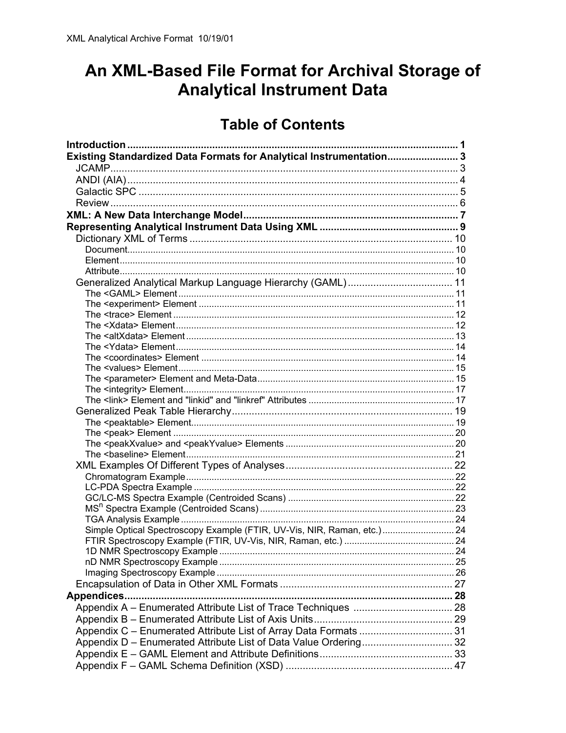# An XML-Based File Format for Archival Storage of Analytical Instrument Data

## Table of Contents

**Introduction** ..... 1
**Existing Standardized Data Formats for Analytical Instrumentation** ..... 3
- JCAMP ..... 3
- ANDI (AIA) ..... 4
- Galactic SPC ..... 5
- Review ..... 6

**XML: A New Data Interchange Model** ..... 7
**Representing Analytical Instrument Data Using XML** ..... 9
- Dictionary XML of Terms ..... 10
  - Document ..... 10
  - Element ..... 10
  - Attribute ..... 10
- Generalized Analytical Markup Language Hierarchy (GAML) ..... 11
  - The <GAML> Element ..... 11
  - The <experiment> Element ..... 11
  - The <trace> Element ..... 12
  - The <Xdata> Element ..... 12
  - The <altXdata> Element ..... 13
  - The <Ydata> Element ..... 14
  - The <coordinates> Element ..... 14
  - The <values> Element ..... 15
  - The <parameter> Element and Meta-Data ..... 15
  - The <integrity> Element ..... 17
  - The <link> Element and "linkid" and "linkref" Attributes ..... 17
- Generalized Peak Table Hierarchy ..... 19
  - The <peaktable> Element ..... 19
  - The <peak> Element ..... 20
  - The <peakXvalue> and <peakYvalue> Elements ..... 20
  - The <baseline> Element ..... 21
- XML Examples Of Different Types of Analyses ..... 22
  - Chromatogram Example ..... 22
  - LC-PDA Spectra Example ..... 22
  - GC/LC-MS Spectra Example (Centroided Scans) ..... 22
  - $MS^n$ Spectra Example (Centroided Scans) ..... 23
  - TGA Analysis Example ..... 24
  - Simple Optical Spectroscopy Example (FTIR, UV-Vis, NIR, Raman, etc.) ..... 24
  - FTIR Spectroscopy Example (FTIR, UV-Vis, NIR, Raman, etc.) ..... 24
  - 1D NMR Spectroscopy Example ..... 24
  - nD NMR Spectroscopy Example ..... 25
  - Imaging Spectroscopy Example ..... 26
- Encapsulation of Data in Other XML Formats ..... 27

**Appendices** ..... 28
- Appendix A – Enumerated Attribute List of Trace Techniques ..... 28
- Appendix B – Enumerated Attribute List of Axis Units ..... 29
- Appendix C – Enumerated Attribute List of Array Data Formats ..... 31
- Appendix D – Enumerated Attribute List of Data Value Ordering ..... 32
- Appendix E – GAML Element and Attribute Definitions ..... 33
- Appendix F – GAML Schema Definition (XSD) ..... 47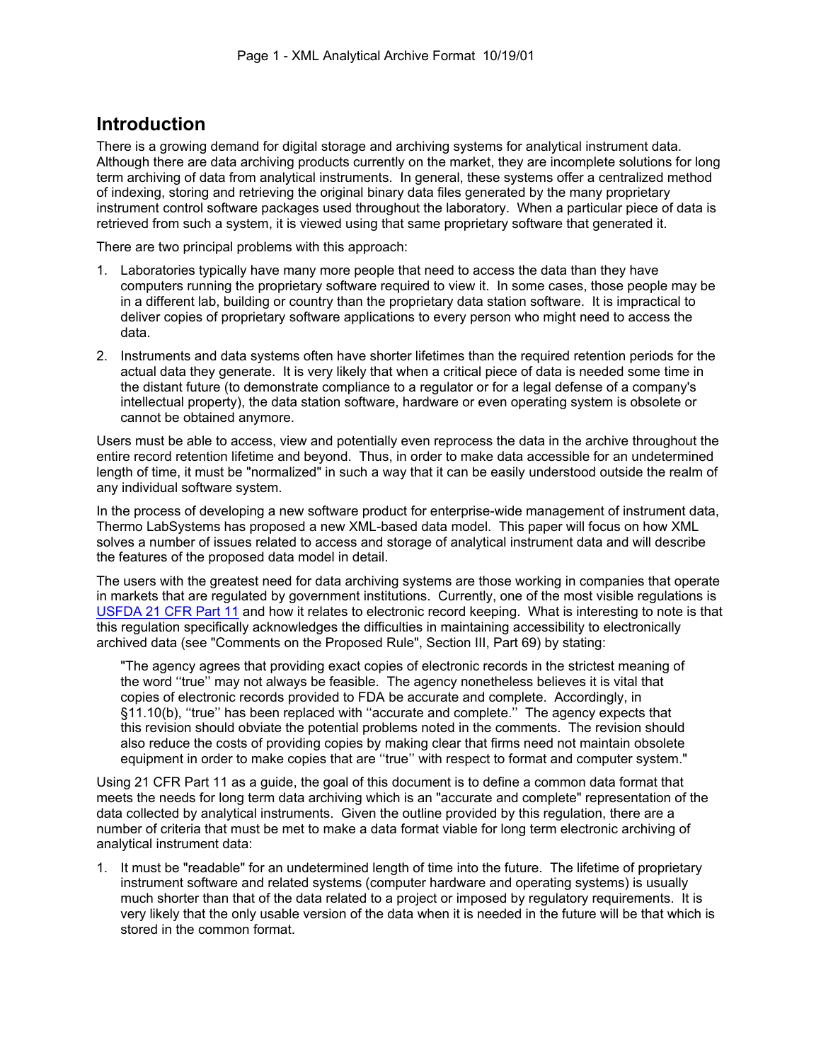## Introduction

There is a growing demand for digital storage and archiving systems for analytical instrument data. Although there are data archiving products currently on the market, they are incomplete solutions for long term archiving of data from analytical instruments. In general, these systems offer a centralized method of indexing, storing and retrieving the original binary data files generated by the many proprietary instrument control software packages used throughout the laboratory. When a particular piece of data is retrieved from such a system, it is viewed using that same proprietary software that generated it.

There are two principal problems with this approach:

1. Laboratories typically have many more people that need to access the data than they have computers running the proprietary software required to view it. In some cases, those people may be in a different lab, building or country than the proprietary data station software. It is impractical to deliver copies of proprietary software applications to every person who might need to access the data.
2. Instruments and data systems often have shorter lifetimes than the required retention periods for the actual data they generate. It is very likely that when a critical piece of data is needed some time in the distant future (to demonstrate compliance to a regulator or for a legal defense of a company's intellectual property), the data station software, hardware or even operating system is obsolete or cannot be obtained anymore.

Users must be able to access, view and potentially even reprocess the data in the archive throughout the entire record retention lifetime and beyond. Thus, in order to make data accessible for an undetermined length of time, it must be "normalized" in such a way that it can be easily understood outside the realm of any individual software system.

In the process of developing a new software product for enterprise-wide management of instrument data, Thermo LabSystems has proposed a new XML-based data model. This paper will focus on how XML solves a number of issues related to access and storage of analytical instrument data and will describe the features of the proposed data model in detail.

The users with the greatest need for data archiving systems are those working in companies that operate in markets that are regulated by government institutions. Currently, one of the most visible regulations is USFDA 21 CFR Part 11 and how it relates to electronic record keeping. What is interesting to note is that this regulation specifically acknowledges the difficulties in maintaining accessibility to electronically archived data (see "Comments on the Proposed Rule", Section III, Part 69) by stating:

> "The agency agrees that providing exact copies of electronic records in the strictest meaning of the word ''true'' may not always be feasible. The agency nonetheless believes it is vital that copies of electronic records provided to FDA be accurate and complete. Accordingly, in §11.10(b), ''true'' has been replaced with ''accurate and complete.'' The agency expects that this revision should obviate the potential problems noted in the comments. The revision should also reduce the costs of providing copies by making clear that firms need not maintain obsolete equipment in order to make copies that are ''true'' with respect to format and computer system."

Using 21 CFR Part 11 as a guide, the goal of this document is to define a common data format that meets the needs for long term data archiving which is an "accurate and complete" representation of the data collected by analytical instruments. Given the outline provided by this regulation, there are a number of criteria that must be met to make a data format viable for long term electronic archiving of analytical instrument data:

1. It must be "readable" for an undetermined length of time into the future. The lifetime of proprietary instrument software and related systems (computer hardware and operating systems) is usually much shorter than that of the data related to a project or imposed by regulatory requirements. It is very likely that the only usable version of the data when it is needed in the future will be that which is stored in the common format.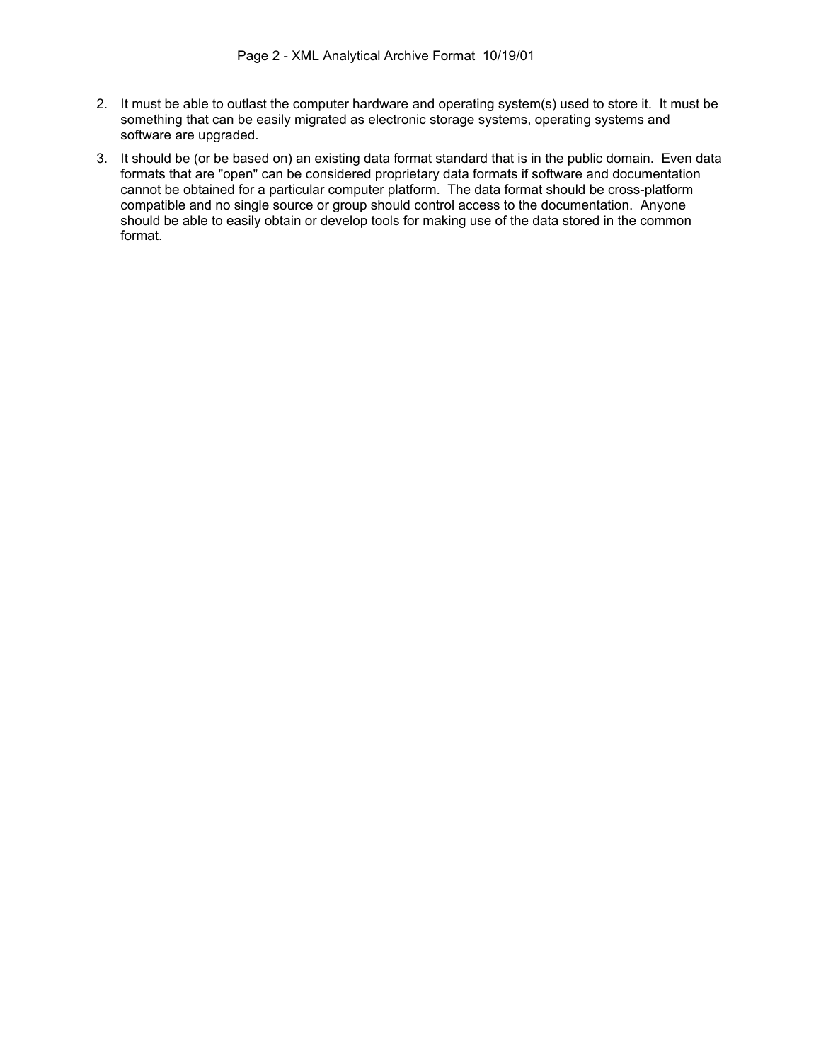2. It must be able to outlast the computer hardware and operating system(s) used to store it. It must be something that can be easily migrated as electronic storage systems, operating systems and software are upgraded.
3. It should be (or be based on) an existing data format standard that is in the public domain. Even data formats that are "open" can be considered proprietary data formats if software and documentation cannot be obtained for a particular computer platform. The data format should be cross-platform compatible and no single source or group should control access to the documentation. Anyone should be able to easily obtain or develop tools for making use of the data stored in the common format.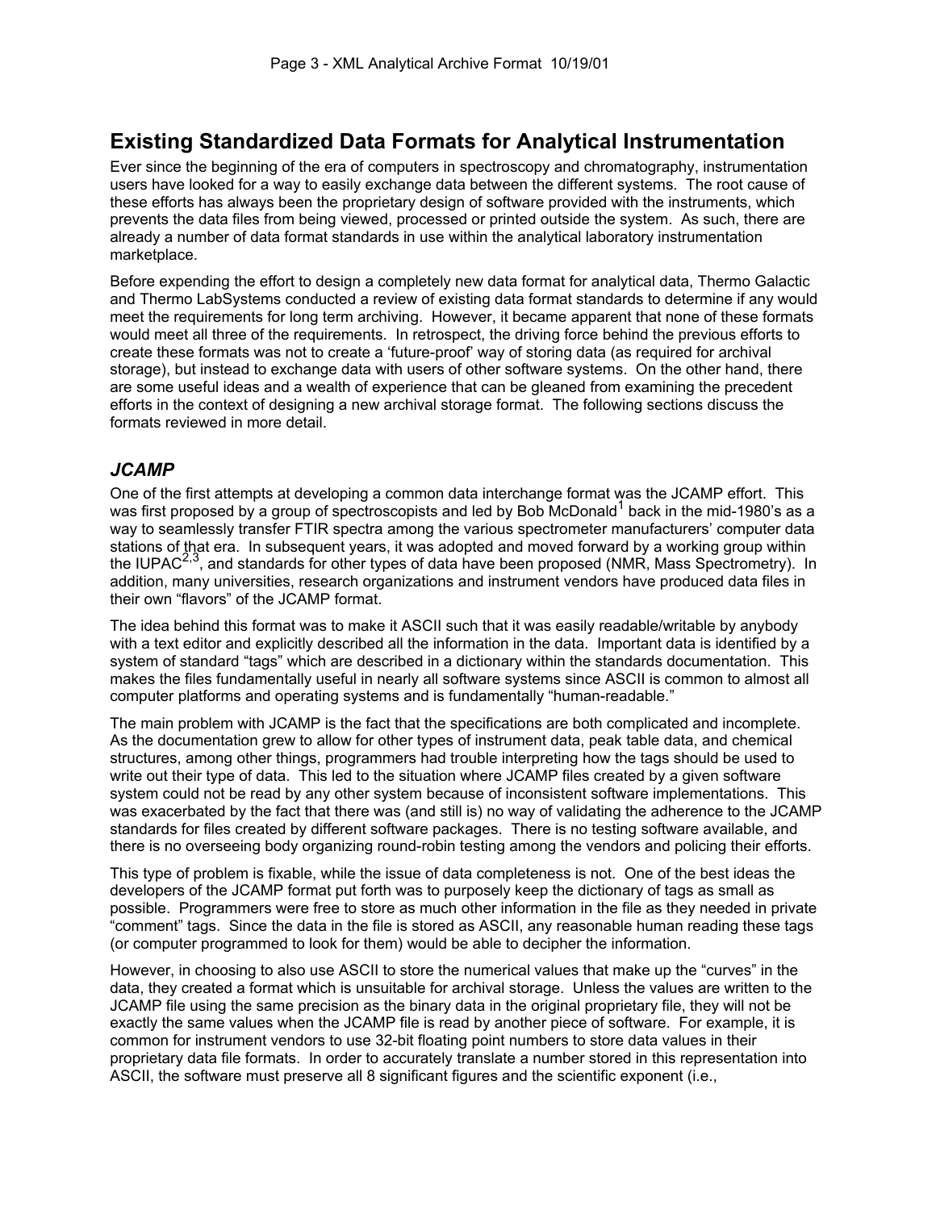## Existing Standardized Data Formats for Analytical Instrumentation

Ever since the beginning of the era of computers in spectroscopy and chromatography, instrumentation users have looked for a way to easily exchange data between the different systems. The root cause of these efforts has always been the proprietary design of software provided with the instruments, which prevents the data files from being viewed, processed or printed outside the system. As such, there are already a number of data format standards in use within the analytical laboratory instrumentation marketplace.

Before expending the effort to design a completely new data format for analytical data, Thermo Galactic and Thermo LabSystems conducted a review of existing data format standards to determine if any would meet the requirements for long term archiving. However, it became apparent that none of these formats would meet all three of the requirements. In retrospect, the driving force behind the previous efforts to create these formats was not to create a 'future-proof' way of storing data (as required for archival storage), but instead to exchange data with users of other software systems. On the other hand, there are some useful ideas and a wealth of experience that can be gleaned from examining the precedent efforts in the context of designing a new archival storage format. The following sections discuss the formats reviewed in more detail.

### *JCAMP*

One of the first attempts at developing a common data interchange format was the JCAMP effort. This was first proposed by a group of spectroscopists and led by Bob McDonald[1] back in the mid-1980's as a way to seamlessly transfer FTIR spectra among the various spectrometer manufacturers' computer data stations of that era. In subsequent years, it was adopted and moved forward by a working group within the IUPAC[2,3], and standards for other types of data have been proposed (NMR, Mass Spectrometry). In addition, many universities, research organizations and instrument vendors have produced data files in their own "flavors" of the JCAMP format.

The idea behind this format was to make it ASCII such that it was easily readable/writable by anybody with a text editor and explicitly described all the information in the data. Important data is identified by a system of standard "tags" which are described in a dictionary within the standards documentation. This makes the files fundamentally useful in nearly all software systems since ASCII is common to almost all computer platforms and operating systems and is fundamentally "human-readable."

The main problem with JCAMP is the fact that the specifications are both complicated and incomplete. As the documentation grew to allow for other types of instrument data, peak table data, and chemical structures, among other things, programmers had trouble interpreting how the tags should be used to write out their type of data. This led to the situation where JCAMP files created by a given software system could not be read by any other system because of inconsistent software implementations. This was exacerbated by the fact that there was (and still is) no way of validating the adherence to the JCAMP standards for files created by different software packages. There is no testing software available, and there is no overseeing body organizing round-robin testing among the vendors and policing their efforts.

This type of problem is fixable, while the issue of data completeness is not. One of the best ideas the developers of the JCAMP format put forth was to purposely keep the dictionary of tags as small as possible. Programmers were free to store as much other information in the file as they needed in private "comment" tags. Since the data in the file is stored as ASCII, any reasonable human reading these tags (or computer programmed to look for them) would be able to decipher the information.

However, in choosing to also use ASCII to store the numerical values that make up the "curves" in the data, they created a format which is unsuitable for archival storage. Unless the values are written to the JCAMP file using the same precision as the binary data in the original proprietary file, they will not be exactly the same values when the JCAMP file is read by another piece of software. For example, it is common for instrument vendors to use 32-bit floating point numbers to store data values in their proprietary data file formats. In order to accurately translate a number stored in this representation into ASCII, the software must preserve all 8 significant figures and the scientific exponent (i.e.,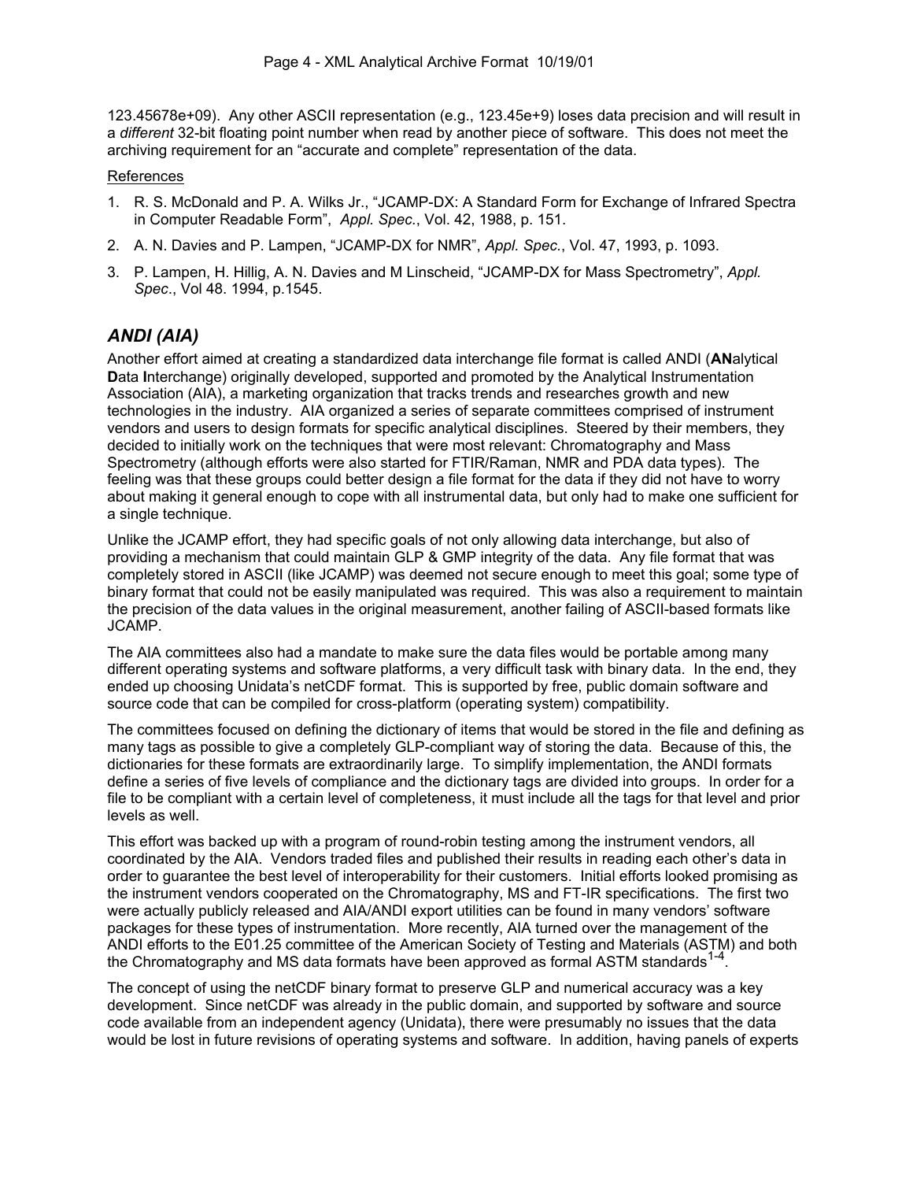123.45678e+09). Any other ASCII representation (e.g., 123.45e+9) loses data precision and will result in a *different* 32-bit floating point number when read by another piece of software. This does not meet the archiving requirement for an "accurate and complete" representation of the data.

References

1. R. S. McDonald and P. A. Wilks Jr., "JCAMP-DX: A Standard Form for Exchange of Infrared Spectra in Computer Readable Form", *Appl. Spec.*, Vol. 42, 1988, p. 151.
2. A. N. Davies and P. Lampen, "JCAMP-DX for NMR", *Appl. Spec.*, Vol. 47, 1993, p. 1093.
3. P. Lampen, H. Hillig, A. N. Davies and M Linscheid, "JCAMP-DX for Mass Spectrometry", *Appl. Spec.*, Vol 48. 1994, p.1545.

## *ANDI (AIA)*

Another effort aimed at creating a standardized data interchange file format is called ANDI (**AN**alytical **D**ata **I**nterchange) originally developed, supported and promoted by the Analytical Instrumentation Association (AIA), a marketing organization that tracks trends and researches growth and new technologies in the industry. AIA organized a series of separate committees comprised of instrument vendors and users to design formats for specific analytical disciplines. Steered by their members, they decided to initially work on the techniques that were most relevant: Chromatography and Mass Spectrometry (although efforts were also started for FTIR/Raman, NMR and PDA data types). The feeling was that these groups could better design a file format for the data if they did not have to worry about making it general enough to cope with all instrumental data, but only had to make one sufficient for a single technique.

Unlike the JCAMP effort, they had specific goals of not only allowing data interchange, but also of providing a mechanism that could maintain GLP & GMP integrity of the data. Any file format that was completely stored in ASCII (like JCAMP) was deemed not secure enough to meet this goal; some type of binary format that could not be easily manipulated was required. This was also a requirement to maintain the precision of the data values in the original measurement, another failing of ASCII-based formats like JCAMP.

The AIA committees also had a mandate to make sure the data files would be portable among many different operating systems and software platforms, a very difficult task with binary data. In the end, they ended up choosing Unidata's netCDF format. This is supported by free, public domain software and source code that can be compiled for cross-platform (operating system) compatibility.

The committees focused on defining the dictionary of items that would be stored in the file and defining as many tags as possible to give a completely GLP-compliant way of storing the data. Because of this, the dictionaries for these formats are extraordinarily large. To simplify implementation, the ANDI formats define a series of five levels of compliance and the dictionary tags are divided into groups. In order for a file to be compliant with a certain level of completeness, it must include all the tags for that level and prior levels as well.

This effort was backed up with a program of round-robin testing among the instrument vendors, all coordinated by the AIA. Vendors traded files and published their results in reading each other's data in order to guarantee the best level of interoperability for their customers. Initial efforts looked promising as the instrument vendors cooperated on the Chromatography, MS and FT-IR specifications. The first two were actually publicly released and AIA/ANDI export utilities can be found in many vendors' software packages for these types of instrumentation. More recently, AIA turned over the management of the ANDI efforts to the E01.25 committee of the American Society of Testing and Materials (ASTM) and both the Chromatography and MS data formats have been approved as formal ASTM standards[1-4].

The concept of using the netCDF binary format to preserve GLP and numerical accuracy was a key development. Since netCDF was already in the public domain, and supported by software and source code available from an independent agency (Unidata), there were presumably no issues that the data would be lost in future revisions of operating systems and software. In addition, having panels of experts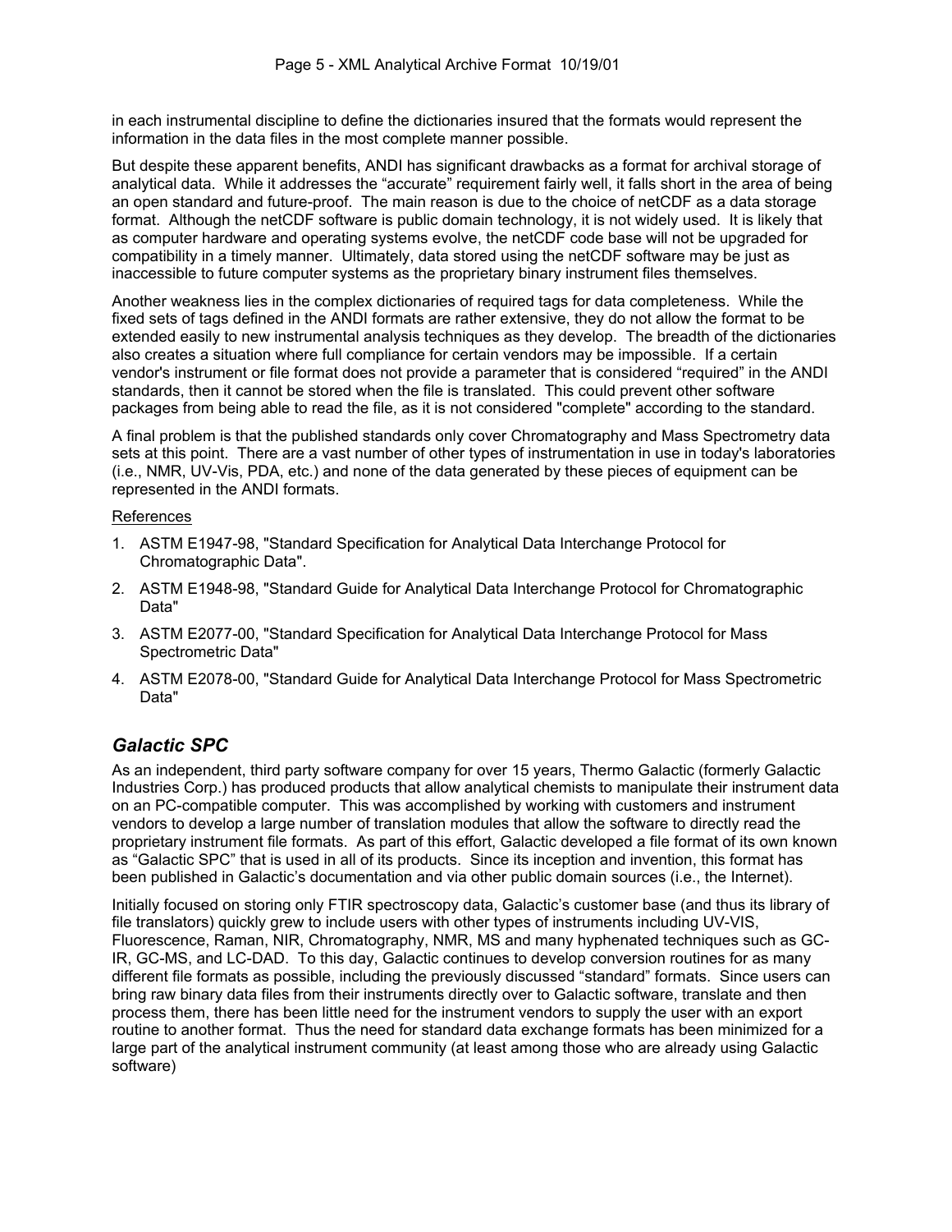in each instrumental discipline to define the dictionaries insured that the formats would represent the information in the data files in the most complete manner possible.

But despite these apparent benefits, ANDI has significant drawbacks as a format for archival storage of analytical data. While it addresses the "accurate" requirement fairly well, it falls short in the area of being an open standard and future-proof. The main reason is due to the choice of netCDF as a data storage format. Although the netCDF software is public domain technology, it is not widely used. It is likely that as computer hardware and operating systems evolve, the netCDF code base will not be upgraded for compatibility in a timely manner. Ultimately, data stored using the netCDF software may be just as inaccessible to future computer systems as the proprietary binary instrument files themselves.

Another weakness lies in the complex dictionaries of required tags for data completeness. While the fixed sets of tags defined in the ANDI formats are rather extensive, they do not allow the format to be extended easily to new instrumental analysis techniques as they develop. The breadth of the dictionaries also creates a situation where full compliance for certain vendors may be impossible. If a certain vendor's instrument or file format does not provide a parameter that is considered "required" in the ANDI standards, then it cannot be stored when the file is translated. This could prevent other software packages from being able to read the file, as it is not considered "complete" according to the standard.

A final problem is that the published standards only cover Chromatography and Mass Spectrometry data sets at this point. There are a vast number of other types of instrumentation in use in today's laboratories (i.e., NMR, UV-Vis, PDA, etc.) and none of the data generated by these pieces of equipment can be represented in the ANDI formats.

References

1. ASTM E1947-98, "Standard Specification for Analytical Data Interchange Protocol for Chromatographic Data".
2. ASTM E1948-98, "Standard Guide for Analytical Data Interchange Protocol for Chromatographic Data"
3. ASTM E2077-00, "Standard Specification for Analytical Data Interchange Protocol for Mass Spectrometric Data"
4. ASTM E2078-00, "Standard Guide for Analytical Data Interchange Protocol for Mass Spectrometric Data"

## *Galactic SPC*

As an independent, third party software company for over 15 years, Thermo Galactic (formerly Galactic Industries Corp.) has produced products that allow analytical chemists to manipulate their instrument data on an PC-compatible computer. This was accomplished by working with customers and instrument vendors to develop a large number of translation modules that allow the software to directly read the proprietary instrument file formats. As part of this effort, Galactic developed a file format of its own known as "Galactic SPC" that is used in all of its products. Since its inception and invention, this format has been published in Galactic's documentation and via other public domain sources (i.e., the Internet).

Initially focused on storing only FTIR spectroscopy data, Galactic's customer base (and thus its library of file translators) quickly grew to include users with other types of instruments including UV-VIS, Fluorescence, Raman, NIR, Chromatography, NMR, MS and many hyphenated techniques such as GC-IR, GC-MS, and LC-DAD. To this day, Galactic continues to develop conversion routines for as many different file formats as possible, including the previously discussed "standard" formats. Since users can bring raw binary data files from their instruments directly over to Galactic software, translate and then process them, there has been little need for the instrument vendors to supply the user with an export routine to another format. Thus the need for standard data exchange formats has been minimized for a large part of the analytical instrument community (at least among those who are already using Galactic software)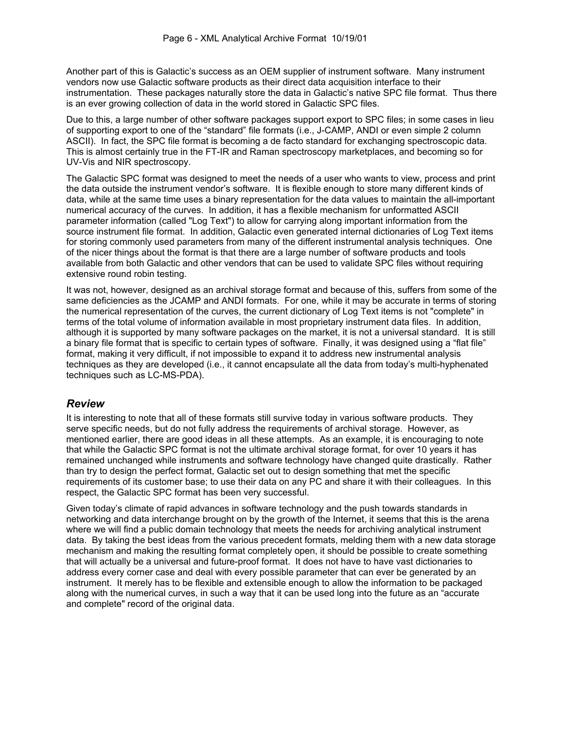Another part of this is Galactic's success as an OEM supplier of instrument software. Many instrument vendors now use Galactic software products as their direct data acquisition interface to their instrumentation. These packages naturally store the data in Galactic's native SPC file format. Thus there is an ever growing collection of data in the world stored in Galactic SPC files.

Due to this, a large number of other software packages support export to SPC files; in some cases in lieu of supporting export to one of the "standard" file formats (i.e., J-CAMP, ANDI or even simple 2 column ASCII). In fact, the SPC file format is becoming a de facto standard for exchanging spectroscopic data. This is almost certainly true in the FT-IR and Raman spectroscopy marketplaces, and becoming so for UV-Vis and NIR spectroscopy.

The Galactic SPC format was designed to meet the needs of a user who wants to view, process and print the data outside the instrument vendor's software. It is flexible enough to store many different kinds of data, while at the same time uses a binary representation for the data values to maintain the all-important numerical accuracy of the curves. In addition, it has a flexible mechanism for unformatted ASCII parameter information (called "Log Text") to allow for carrying along important information from the source instrument file format. In addition, Galactic even generated internal dictionaries of Log Text items for storing commonly used parameters from many of the different instrumental analysis techniques. One of the nicer things about the format is that there are a large number of software products and tools available from both Galactic and other vendors that can be used to validate SPC files without requiring extensive round robin testing.

It was not, however, designed as an archival storage format and because of this, suffers from some of the same deficiencies as the JCAMP and ANDI formats. For one, while it may be accurate in terms of storing the numerical representation of the curves, the current dictionary of Log Text items is not "complete" in terms of the total volume of information available in most proprietary instrument data files. In addition, although it is supported by many software packages on the market, it is not a universal standard. It is still a binary file format that is specific to certain types of software. Finally, it was designed using a "flat file" format, making it very difficult, if not impossible to expand it to address new instrumental analysis techniques as they are developed (i.e., it cannot encapsulate all the data from today's multi-hyphenated techniques such as LC-MS-PDA).

## *Review*

It is interesting to note that all of these formats still survive today in various software products. They serve specific needs, but do not fully address the requirements of archival storage. However, as mentioned earlier, there are good ideas in all these attempts. As an example, it is encouraging to note that while the Galactic SPC format is not the ultimate archival storage format, for over 10 years it has remained unchanged while instruments and software technology have changed quite drastically. Rather than try to design the perfect format, Galactic set out to design something that met the specific requirements of its customer base; to use their data on any PC and share it with their colleagues. In this respect, the Galactic SPC format has been very successful.

Given today's climate of rapid advances in software technology and the push towards standards in networking and data interchange brought on by the growth of the Internet, it seems that this is the arena where we will find a public domain technology that meets the needs for archiving analytical instrument data. By taking the best ideas from the various precedent formats, melding them with a new data storage mechanism and making the resulting format completely open, it should be possible to create something that will actually be a universal and future-proof format. It does not have to have vast dictionaries to address every corner case and deal with every possible parameter that can ever be generated by an instrument. It merely has to be flexible and extensible enough to allow the information to be packaged along with the numerical curves, in such a way that it can be used long into the future as an "accurate and complete" record of the original data.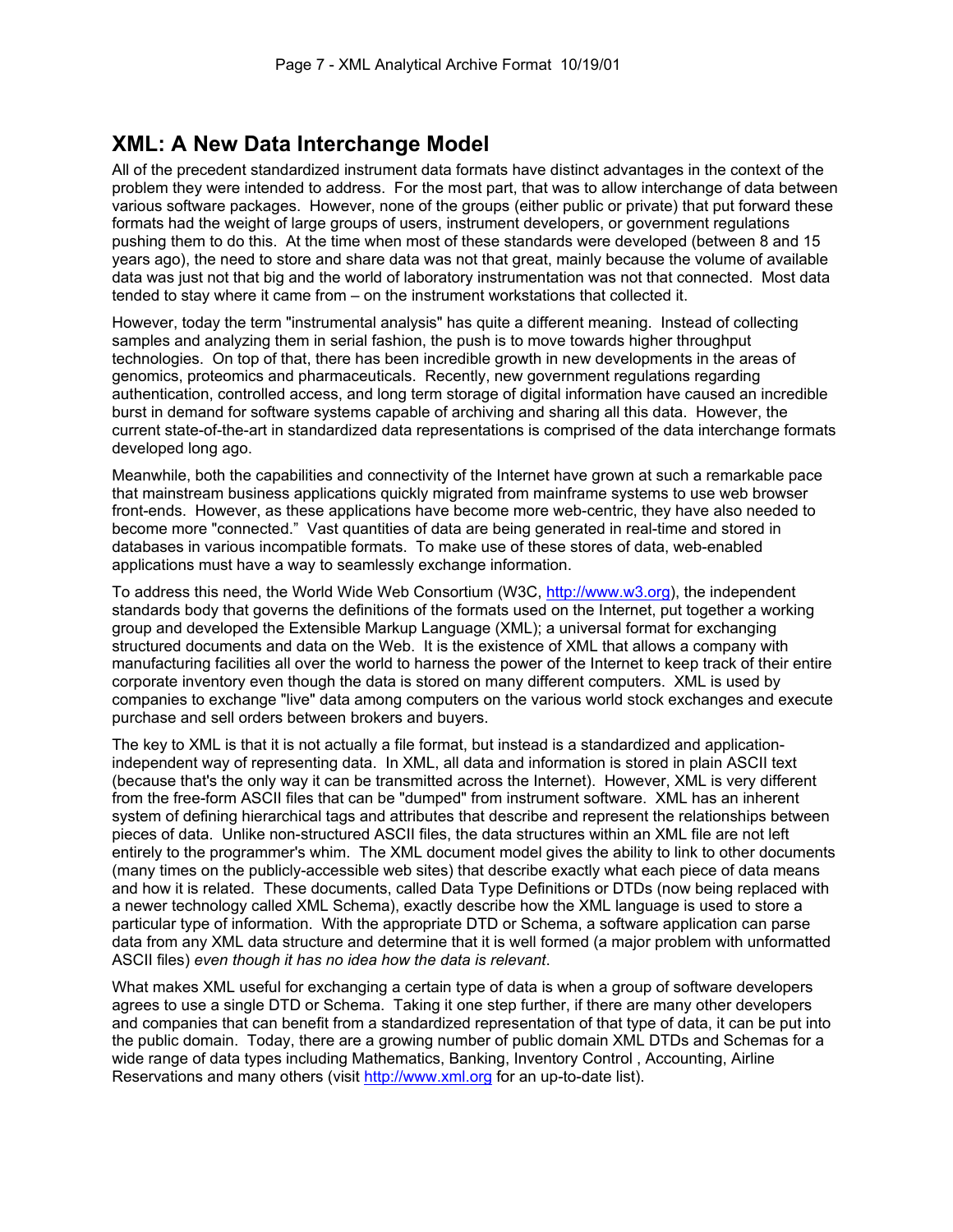## XML: A New Data Interchange Model

All of the precedent standardized instrument data formats have distinct advantages in the context of the problem they were intended to address. For the most part, that was to allow interchange of data between various software packages. However, none of the groups (either public or private) that put forward these formats had the weight of large groups of users, instrument developers, or government regulations pushing them to do this. At the time when most of these standards were developed (between 8 and 15 years ago), the need to store and share data was not that great, mainly because the volume of available data was just not that big and the world of laboratory instrumentation was not that connected. Most data tended to stay where it came from – on the instrument workstations that collected it.

However, today the term "instrumental analysis" has quite a different meaning. Instead of collecting samples and analyzing them in serial fashion, the push is to move towards higher throughput technologies. On top of that, there has been incredible growth in new developments in the areas of genomics, proteomics and pharmaceuticals. Recently, new government regulations regarding authentication, controlled access, and long term storage of digital information have caused an incredible burst in demand for software systems capable of archiving and sharing all this data. However, the current state-of-the-art in standardized data representations is comprised of the data interchange formats developed long ago.

Meanwhile, both the capabilities and connectivity of the Internet have grown at such a remarkable pace that mainstream business applications quickly migrated from mainframe systems to use web browser front-ends. However, as these applications have become more web-centric, they have also needed to become more "connected." Vast quantities of data are being generated in real-time and stored in databases in various incompatible formats. To make use of these stores of data, web-enabled applications must have a way to seamlessly exchange information.

To address this need, the World Wide Web Consortium (W3C, http://www.w3.org), the independent standards body that governs the definitions of the formats used on the Internet, put together a working group and developed the Extensible Markup Language (XML); a universal format for exchanging structured documents and data on the Web. It is the existence of XML that allows a company with manufacturing facilities all over the world to harness the power of the Internet to keep track of their entire corporate inventory even though the data is stored on many different computers. XML is used by companies to exchange "live" data among computers on the various world stock exchanges and execute purchase and sell orders between brokers and buyers.

The key to XML is that it is not actually a file format, but instead is a standardized and application-independent way of representing data. In XML, all data and information is stored in plain ASCII text (because that's the only way it can be transmitted across the Internet). However, XML is very different from the free-form ASCII files that can be "dumped" from instrument software. XML has an inherent system of defining hierarchical tags and attributes that describe and represent the relationships between pieces of data. Unlike non-structured ASCII files, the data structures within an XML file are not left entirely to the programmer's whim. The XML document model gives the ability to link to other documents (many times on the publicly-accessible web sites) that describe exactly what each piece of data means and how it is related. These documents, called Data Type Definitions or DTDs (now being replaced with a newer technology called XML Schema), exactly describe how the XML language is used to store a particular type of information. With the appropriate DTD or Schema, a software application can parse data from any XML data structure and determine that it is well formed (a major problem with unformatted ASCII files) *even though it has no idea how the data is relevant*.

What makes XML useful for exchanging a certain type of data is when a group of software developers agrees to use a single DTD or Schema. Taking it one step further, if there are many other developers and companies that can benefit from a standardized representation of that type of data, it can be put into the public domain. Today, there are a growing number of public domain XML DTDs and Schemas for a wide range of data types including Mathematics, Banking, Inventory Control , Accounting, Airline Reservations and many others (visit http://www.xml.org for an up-to-date list).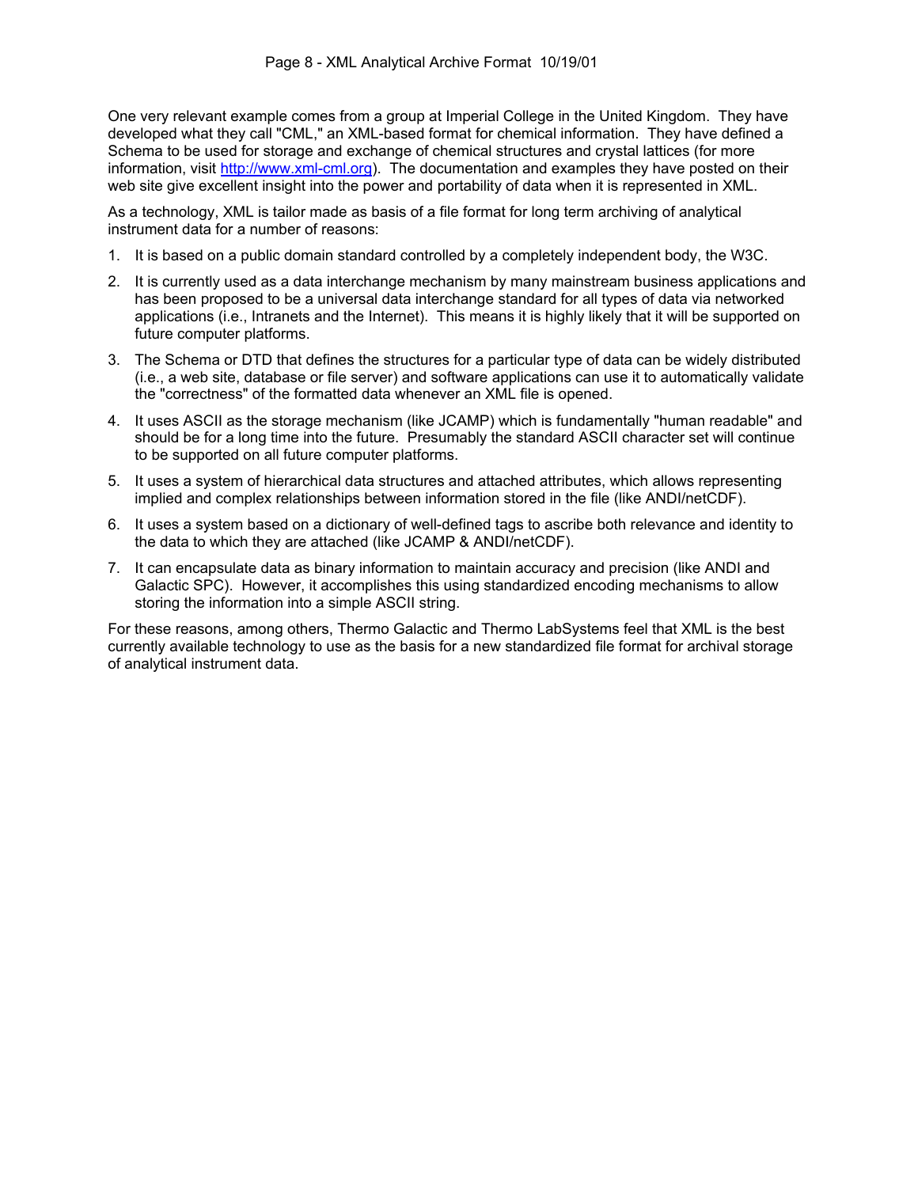One very relevant example comes from a group at Imperial College in the United Kingdom. They have developed what they call "CML," an XML-based format for chemical information. They have defined a Schema to be used for storage and exchange of chemical structures and crystal lattices (for more information, visit [http://www.xml-cml.org](http://www.xml-cml.org)). The documentation and examples they have posted on their web site give excellent insight into the power and portability of data when it is represented in XML.

As a technology, XML is tailor made as basis of a file format for long term archiving of analytical instrument data for a number of reasons:

1. It is based on a public domain standard controlled by a completely independent body, the W3C.

2. It is currently used as a data interchange mechanism by many mainstream business applications and has been proposed to be a universal data interchange standard for all types of data via networked applications (i.e., Intranets and the Internet). This means it is highly likely that it will be supported on future computer platforms.

3. The Schema or DTD that defines the structures for a particular type of data can be widely distributed (i.e., a web site, database or file server) and software applications can use it to automatically validate the "correctness" of the formatted data whenever an XML file is opened.

4. It uses ASCII as the storage mechanism (like JCAMP) which is fundamentally "human readable" and should be for a long time into the future. Presumably the standard ASCII character set will continue to be supported on all future computer platforms.

5. It uses a system of hierarchical data structures and attached attributes, which allows representing implied and complex relationships between information stored in the file (like ANDI/netCDF).

6. It uses a system based on a dictionary of well-defined tags to ascribe both relevance and identity to the data to which they are attached (like JCAMP & ANDI/netCDF).

7. It can encapsulate data as binary information to maintain accuracy and precision (like ANDI and Galactic SPC). However, it accomplishes this using standardized encoding mechanisms to allow storing the information into a simple ASCII string.

For these reasons, among others, Thermo Galactic and Thermo LabSystems feel that XML is the best currently available technology to use as the basis for a new standardized file format for archival storage of analytical instrument data.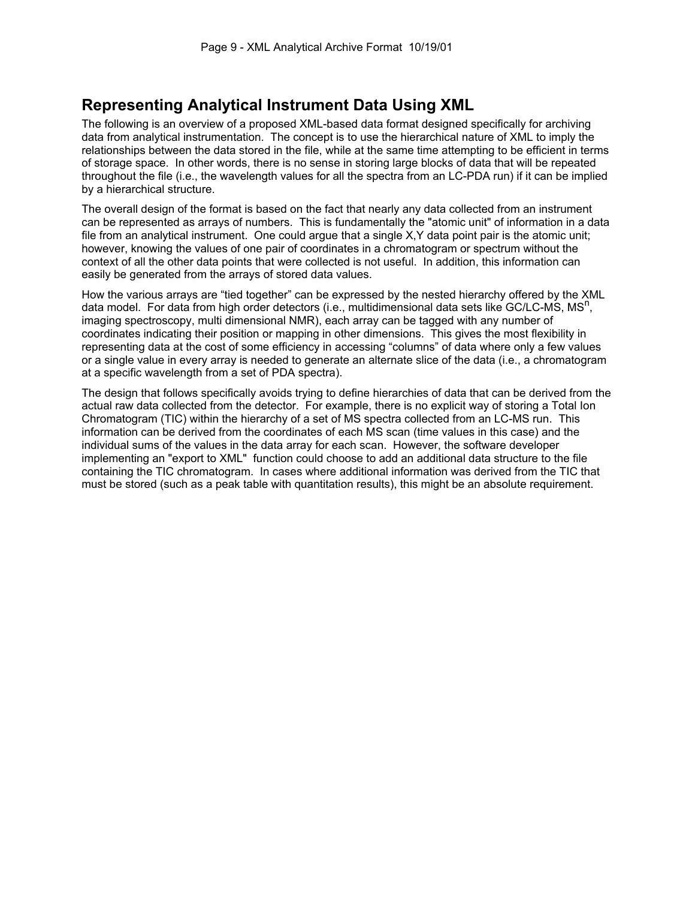## Representing Analytical Instrument Data Using XML

The following is an overview of a proposed XML-based data format designed specifically for archiving data from analytical instrumentation. The concept is to use the hierarchical nature of XML to imply the relationships between the data stored in the file, while at the same time attempting to be efficient in terms of storage space. In other words, there is no sense in storing large blocks of data that will be repeated throughout the file (i.e., the wavelength values for all the spectra from an LC-PDA run) if it can be implied by a hierarchical structure.

The overall design of the format is based on the fact that nearly any data collected from an instrument can be represented as arrays of numbers. This is fundamentally the "atomic unit" of information in a data file from an analytical instrument. One could argue that a single X,Y data point pair is the atomic unit; however, knowing the values of one pair of coordinates in a chromatogram or spectrum without the context of all the other data points that were collected is not useful. In addition, this information can easily be generated from the arrays of stored data values.

How the various arrays are “tied together” can be expressed by the nested hierarchy offered by the XML data model. For data from high order detectors (i.e., multidimensional data sets like GC/LC-MS, $MS^n$, imaging spectroscopy, multi dimensional NMR), each array can be tagged with any number of coordinates indicating their position or mapping in other dimensions. This gives the most flexibility in representing data at the cost of some efficiency in accessing “columns” of data where only a few values or a single value in every array is needed to generate an alternate slice of the data (i.e., a chromatogram at a specific wavelength from a set of PDA spectra).

The design that follows specifically avoids trying to define hierarchies of data that can be derived from the actual raw data collected from the detector. For example, there is no explicit way of storing a Total Ion Chromatogram (TIC) within the hierarchy of a set of MS spectra collected from an LC-MS run. This information can be derived from the coordinates of each MS scan (time values in this case) and the individual sums of the values in the data array for each scan. However, the software developer implementing an "export to XML" function could choose to add an additional data structure to the file containing the TIC chromatogram. In cases where additional information was derived from the TIC that must be stored (such as a peak table with quantitation results), this might be an absolute requirement.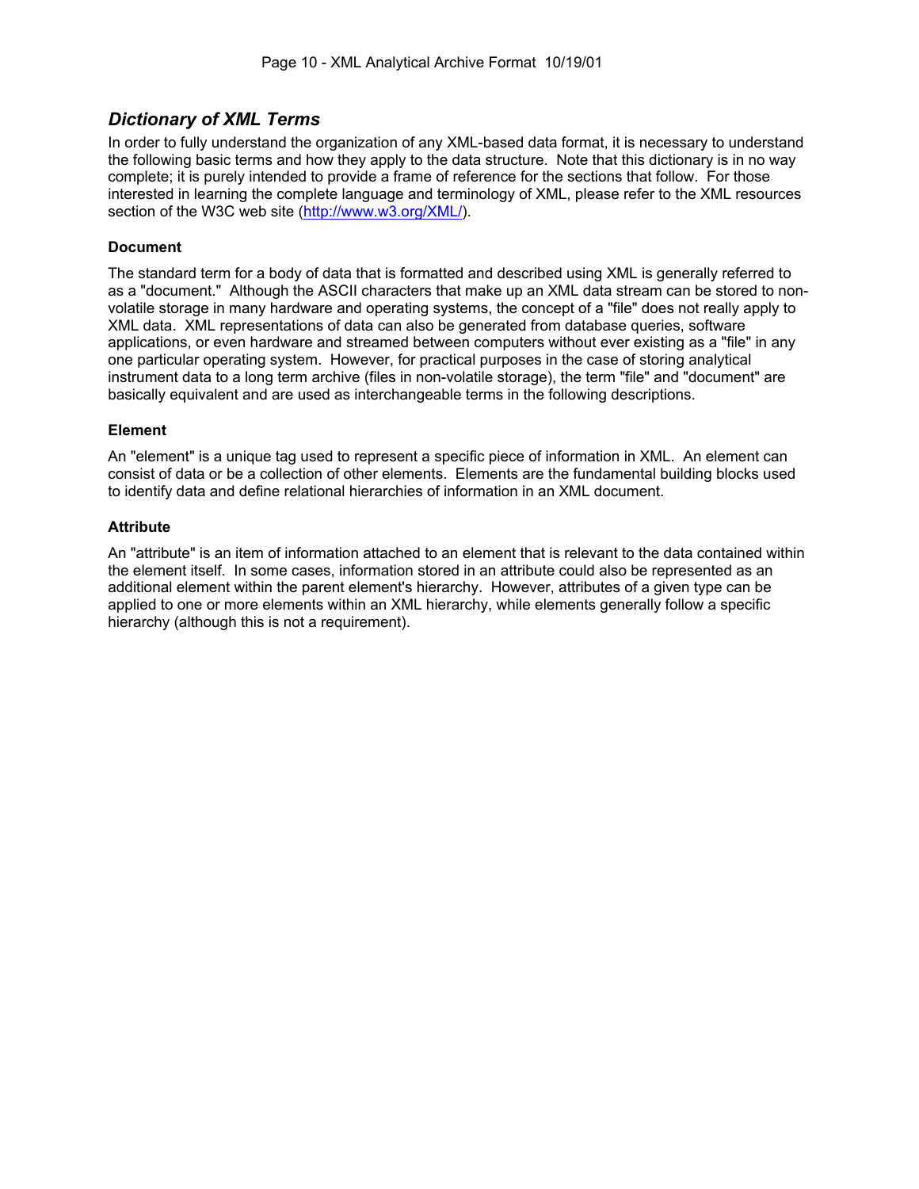## *Dictionary of XML Terms*

In order to fully understand the organization of any XML-based data format, it is necessary to understand the following basic terms and how they apply to the data structure. Note that this dictionary is in no way complete; it is purely intended to provide a frame of reference for the sections that follow. For those interested in learning the complete language and terminology of XML, please refer to the XML resources section of the W3C web site (http://www.w3.org/XML/).

### Document

The standard term for a body of data that is formatted and described using XML is generally referred to as a "document." Although the ASCII characters that make up an XML data stream can be stored to non-volatile storage in many hardware and operating systems, the concept of a "file" does not really apply to XML data. XML representations of data can also be generated from database queries, software applications, or even hardware and streamed between computers without ever existing as a "file" in any one particular operating system. However, for practical purposes in the case of storing analytical instrument data to a long term archive (files in non-volatile storage), the term "file" and "document" are basically equivalent and are used as interchangeable terms in the following descriptions.

### Element

An "element" is a unique tag used to represent a specific piece of information in XML. An element can consist of data or be a collection of other elements. Elements are the fundamental building blocks used to identify data and define relational hierarchies of information in an XML document.

### Attribute

An "attribute" is an item of information attached to an element that is relevant to the data contained within the element itself. In some cases, information stored in an attribute could also be represented as an additional element within the parent element's hierarchy. However, attributes of a given type can be applied to one or more elements within an XML hierarchy, while elements generally follow a specific hierarchy (although this is not a requirement).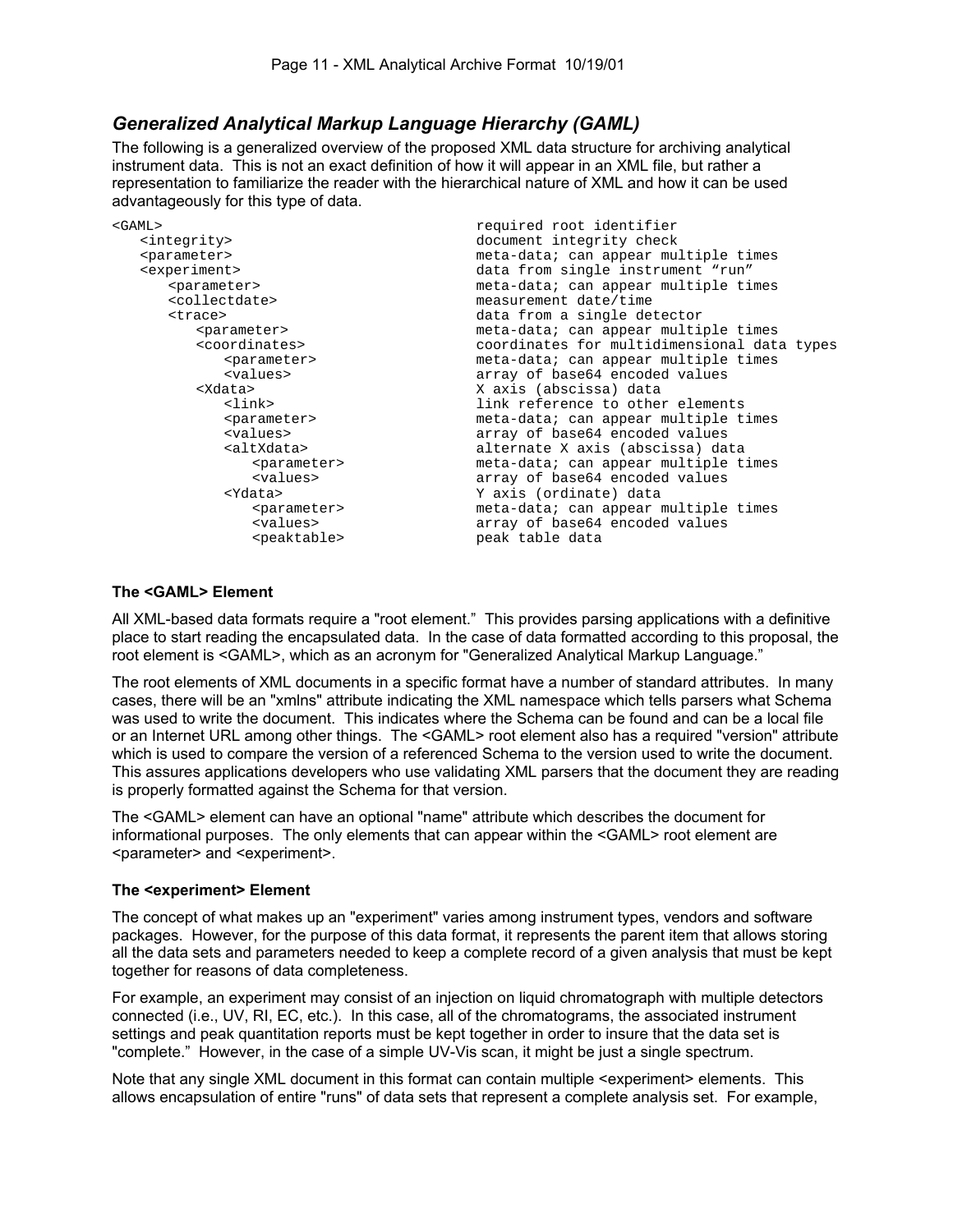### *Generalized Analytical Markup Language Hierarchy (GAML)*

The following is a generalized overview of the proposed XML data structure for archiving analytical instrument data. This is not an exact definition of how it will appear in an XML file, but rather a representation to familiarize the reader with the hierarchical nature of XML and how it can be used advantageously for this type of data.

```
<GAML>                                    required root identifier
   <integrity>                            document integrity check
   <parameter>                            meta-data; can appear multiple times
   <experiment>                           data from single instrument "run"
      <parameter>                         meta-data; can appear multiple times
      <collectdate>                       measurement date/time
      <trace>                             data from a single detector
         <parameter>                      meta-data; can appear multiple times
         <coordinates>                    coordinates for multidimensional data types
            <parameter>                   meta-data; can appear multiple times
            <values>                      array of base64 encoded values
         <Xdata>                          X axis (abscissa) data
            <link>                        link reference to other elements
            <parameter>                   meta-data; can appear multiple times
            <values>                      array of base64 encoded values
            <altXdata>                    alternate X axis (abscissa) data
               <parameter>                meta-data; can appear multiple times
               <values>                   array of base64 encoded values
            <Ydata>                       Y axis (ordinate) data
               <parameter>                meta-data; can appear multiple times
               <values>                   array of base64 encoded values
               <peaktable>                peak table data
```

**The <GAML> Element**

All XML-based data formats require a "root element." This provides parsing applications with a definitive place to start reading the encapsulated data. In the case of data formatted according to this proposal, the root element is <GAML>, which as an acronym for "Generalized Analytical Markup Language."

The root elements of XML documents in a specific format have a number of standard attributes. In many cases, there will be an "xmlns" attribute indicating the XML namespace which tells parsers what Schema was used to write the document. This indicates where the Schema can be found and can be a local file or an Internet URL among other things. The <GAML> root element also has a required "version" attribute which is used to compare the version of a referenced Schema to the version used to write the document. This assures applications developers who use validating XML parsers that the document they are reading is properly formatted against the Schema for that version.

The <GAML> element can have an optional "name" attribute which describes the document for informational purposes. The only elements that can appear within the <GAML> root element are <parameter> and <experiment>.

**The <experiment> Element**

The concept of what makes up an "experiment" varies among instrument types, vendors and software packages. However, for the purpose of this data format, it represents the parent item that allows storing all the data sets and parameters needed to keep a complete record of a given analysis that must be kept together for reasons of data completeness.

For example, an experiment may consist of an injection on liquid chromatograph with multiple detectors connected (i.e., UV, RI, EC, etc.). In this case, all of the chromatograms, the associated instrument settings and peak quantitation reports must be kept together in order to insure that the data set is "complete." However, in the case of a simple UV-Vis scan, it might be just a single spectrum.

Note that any single XML document in this format can contain multiple <experiment> elements. This allows encapsulation of entire "runs" of data sets that represent a complete analysis set. For example,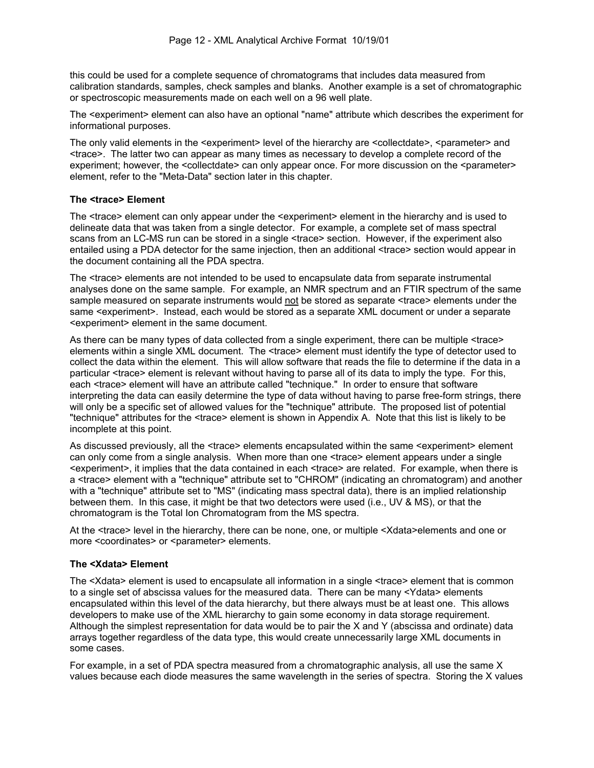this could be used for a complete sequence of chromatograms that includes data measured from calibration standards, samples, check samples and blanks. Another example is a set of chromatographic or spectroscopic measurements made on each well on a 96 well plate.

The <experiment> element can also have an optional "name" attribute which describes the experiment for informational purposes.

The only valid elements in the <experiment> level of the hierarchy are <collectdate>, <parameter> and <trace>. The latter two can appear as many times as necessary to develop a complete record of the experiment; however, the <collectdate> can only appear once. For more discussion on the <parameter> element, refer to the "Meta-Data" section later in this chapter.

**The <trace> Element**

The <trace> element can only appear under the <experiment> element in the hierarchy and is used to delineate data that was taken from a single detector. For example, a complete set of mass spectral scans from an LC-MS run can be stored in a single <trace> section. However, if the experiment also entailed using a PDA detector for the same injection, then an additional <trace> section would appear in the document containing all the PDA spectra.

The <trace> elements are not intended to be used to encapsulate data from separate instrumental analyses done on the same sample. For example, an NMR spectrum and an FTIR spectrum of the same sample measured on separate instruments would <u>not</u> be stored as separate <trace> elements under the same <experiment>. Instead, each would be stored as a separate XML document or under a separate <experiment> element in the same document.

As there can be many types of data collected from a single experiment, there can be multiple <trace> elements within a single XML document. The <trace> element must identify the type of detector used to collect the data within the element. This will allow software that reads the file to determine if the data in a particular <trace> element is relevant without having to parse all of its data to imply the type. For this, each <trace> element will have an attribute called "technique." In order to ensure that software interpreting the data can easily determine the type of data without having to parse free-form strings, there will only be a specific set of allowed values for the "technique" attribute. The proposed list of potential "technique" attributes for the <trace> element is shown in Appendix A. Note that this list is likely to be incomplete at this point.

As discussed previously, all the <trace> elements encapsulated within the same <experiment> element can only come from a single analysis. When more than one <trace> element appears under a single <experiment>, it implies that the data contained in each <trace> are related. For example, when there is a <trace> element with a "technique" attribute set to "CHROM" (indicating an chromatogram) and another with a "technique" attribute set to "MS" (indicating mass spectral data), there is an implied relationship between them. In this case, it might be that two detectors were used (i.e., UV & MS), or that the chromatogram is the Total Ion Chromatogram from the MS spectra.

At the <trace> level in the hierarchy, there can be none, one, or multiple <Xdata>elements and one or more <coordinates> or <parameter> elements.

**The <Xdata> Element**

The <Xdata> element is used to encapsulate all information in a single <trace> element that is common to a single set of abscissa values for the measured data. There can be many <Ydata> elements encapsulated within this level of the data hierarchy, but there always must be at least one. This allows developers to make use of the XML hierarchy to gain some economy in data storage requirement. Although the simplest representation for data would be to pair the X and Y (abscissa and ordinate) data arrays together regardless of the data type, this would create unnecessarily large XML documents in some cases.

For example, in a set of PDA spectra measured from a chromatographic analysis, all use the same X values because each diode measures the same wavelength in the series of spectra. Storing the X values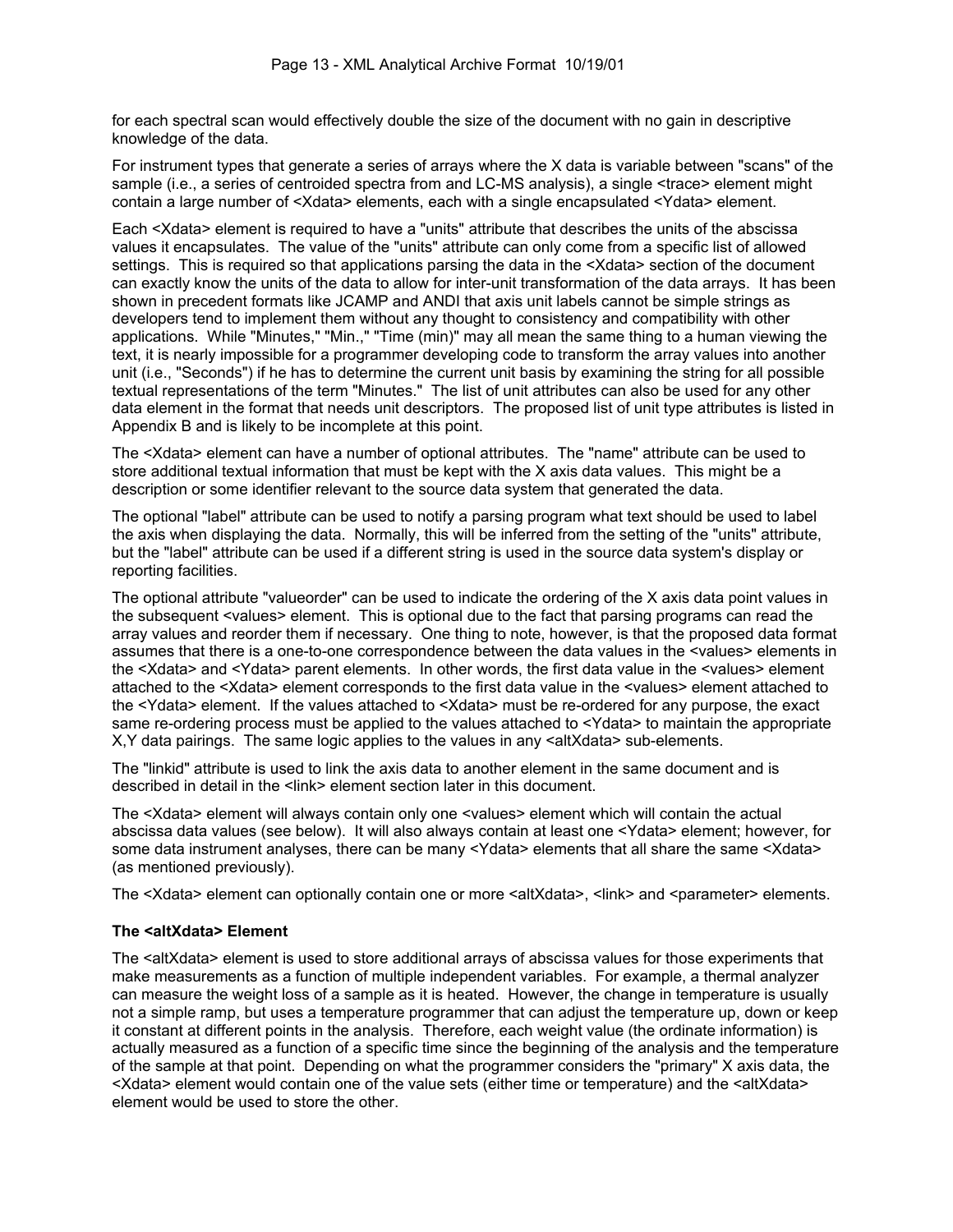for each spectral scan would effectively double the size of the document with no gain in descriptive knowledge of the data.

For instrument types that generate a series of arrays where the X data is variable between "scans" of the sample (i.e., a series of centroided spectra from and LC-MS analysis), a single <trace> element might contain a large number of <Xdata> elements, each with a single encapsulated <Ydata> element.

Each <Xdata> element is required to have a "units" attribute that describes the units of the abscissa values it encapsulates. The value of the "units" attribute can only come from a specific list of allowed settings. This is required so that applications parsing the data in the <Xdata> section of the document can exactly know the units of the data to allow for inter-unit transformation of the data arrays. It has been shown in precedent formats like JCAMP and ANDI that axis unit labels cannot be simple strings as developers tend to implement them without any thought to consistency and compatibility with other applications. While "Minutes," "Min.," "Time (min)" may all mean the same thing to a human viewing the text, it is nearly impossible for a programmer developing code to transform the array values into another unit (i.e., "Seconds") if he has to determine the current unit basis by examining the string for all possible textual representations of the term "Minutes." The list of unit attributes can also be used for any other data element in the format that needs unit descriptors. The proposed list of unit type attributes is listed in Appendix B and is likely to be incomplete at this point.

The <Xdata> element can have a number of optional attributes. The "name" attribute can be used to store additional textual information that must be kept with the X axis data values. This might be a description or some identifier relevant to the source data system that generated the data.

The optional "label" attribute can be used to notify a parsing program what text should be used to label the axis when displaying the data. Normally, this will be inferred from the setting of the "units" attribute, but the "label" attribute can be used if a different string is used in the source data system's display or reporting facilities.

The optional attribute "valueorder" can be used to indicate the ordering of the X axis data point values in the subsequent <values> element. This is optional due to the fact that parsing programs can read the array values and reorder them if necessary. One thing to note, however, is that the proposed data format assumes that there is a one-to-one correspondence between the data values in the <values> elements in the <Xdata> and <Ydata> parent elements. In other words, the first data value in the <values> element attached to the <Xdata> element corresponds to the first data value in the <values> element attached to the <Ydata> element. If the values attached to <Xdata> must be re-ordered for any purpose, the exact same re-ordering process must be applied to the values attached to <Ydata> to maintain the appropriate X,Y data pairings. The same logic applies to the values in any <altXdata> sub-elements.

The "linkid" attribute is used to link the axis data to another element in the same document and is described in detail in the <link> element section later in this document.

The <Xdata> element will always contain only one <values> element which will contain the actual abscissa data values (see below). It will also always contain at least one <Ydata> element; however, for some data instrument analyses, there can be many <Ydata> elements that all share the same <Xdata> (as mentioned previously).

The <Xdata> element can optionally contain one or more <altXdata>, <link> and <parameter> elements.

**The <altXdata> Element**

The <altXdata> element is used to store additional arrays of abscissa values for those experiments that make measurements as a function of multiple independent variables. For example, a thermal analyzer can measure the weight loss of a sample as it is heated. However, the change in temperature is usually not a simple ramp, but uses a temperature programmer that can adjust the temperature up, down or keep it constant at different points in the analysis. Therefore, each weight value (the ordinate information) is actually measured as a function of a specific time since the beginning of the analysis and the temperature of the sample at that point. Depending on what the programmer considers the "primary" X axis data, the <Xdata> element would contain one of the value sets (either time or temperature) and the <altXdata> element would be used to store the other.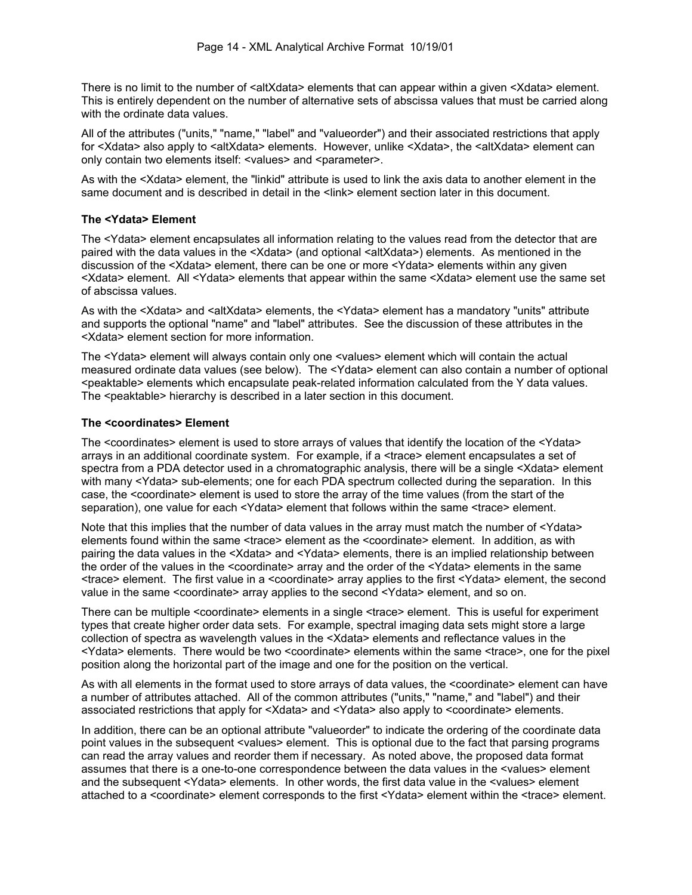There is no limit to the number of <altXdata> elements that can appear within a given <Xdata> element. This is entirely dependent on the number of alternative sets of abscissa values that must be carried along with the ordinate data values.

All of the attributes ("units," "name," "label" and "valueorder") and their associated restrictions that apply for <Xdata> also apply to <altXdata> elements. However, unlike <Xdata>, the <altXdata> element can only contain two elements itself: <values> and <parameter>.

As with the <Xdata> element, the "linkid" attribute is used to link the axis data to another element in the same document and is described in detail in the <link> element section later in this document.

### The <Ydata> Element

The <Ydata> element encapsulates all information relating to the values read from the detector that are paired with the data values in the <Xdata> (and optional <altXdata>) elements. As mentioned in the discussion of the <Xdata> element, there can be one or more <Ydata> elements within any given <Xdata> element. All <Ydata> elements that appear within the same <Xdata> element use the same set of abscissa values.

As with the <Xdata> and <altXdata> elements, the <Ydata> element has a mandatory "units" attribute and supports the optional "name" and "label" attributes. See the discussion of these attributes in the <Xdata> element section for more information.

The <Ydata> element will always contain only one <values> element which will contain the actual measured ordinate data values (see below). The <Ydata> element can also contain a number of optional <peaktable> elements which encapsulate peak-related information calculated from the Y data values. The <peaktable> hierarchy is described in a later section in this document.

### The <coordinates> Element

The <coordinates> element is used to store arrays of values that identify the location of the <Ydata> arrays in an additional coordinate system. For example, if a <trace> element encapsulates a set of spectra from a PDA detector used in a chromatographic analysis, there will be a single <Xdata> element with many <Ydata> sub-elements; one for each PDA spectrum collected during the separation. In this case, the <coordinate> element is used to store the array of the time values (from the start of the separation), one value for each <Ydata> element that follows within the same <trace> element.

Note that this implies that the number of data values in the array must match the number of <Ydata> elements found within the same <trace> element as the <coordinate> element. In addition, as with pairing the data values in the <Xdata> and <Ydata> elements, there is an implied relationship between the order of the values in the <coordinate> array and the order of the <Ydata> elements in the same <trace> element. The first value in a <coordinate> array applies to the first <Ydata> element, the second value in the same <coordinate> array applies to the second <Ydata> element, and so on.

There can be multiple <coordinate> elements in a single <trace> element. This is useful for experiment types that create higher order data sets. For example, spectral imaging data sets might store a large collection of spectra as wavelength values in the <Xdata> elements and reflectance values in the <Ydata> elements. There would be two <coordinate> elements within the same <trace>, one for the pixel position along the horizontal part of the image and one for the position on the vertical.

As with all elements in the format used to store arrays of data values, the <coordinate> element can have a number of attributes attached. All of the common attributes ("units," "name," and "label") and their associated restrictions that apply for <Xdata> and <Ydata> also apply to <coordinate> elements.

In addition, there can be an optional attribute "valueorder" to indicate the ordering of the coordinate data point values in the subsequent <values> element. This is optional due to the fact that parsing programs can read the array values and reorder them if necessary. As noted above, the proposed data format assumes that there is a one-to-one correspondence between the data values in the <values> element and the subsequent <Ydata> elements. In other words, the first data value in the <values> element attached to a <coordinate> element corresponds to the first <Ydata> element within the <trace> element.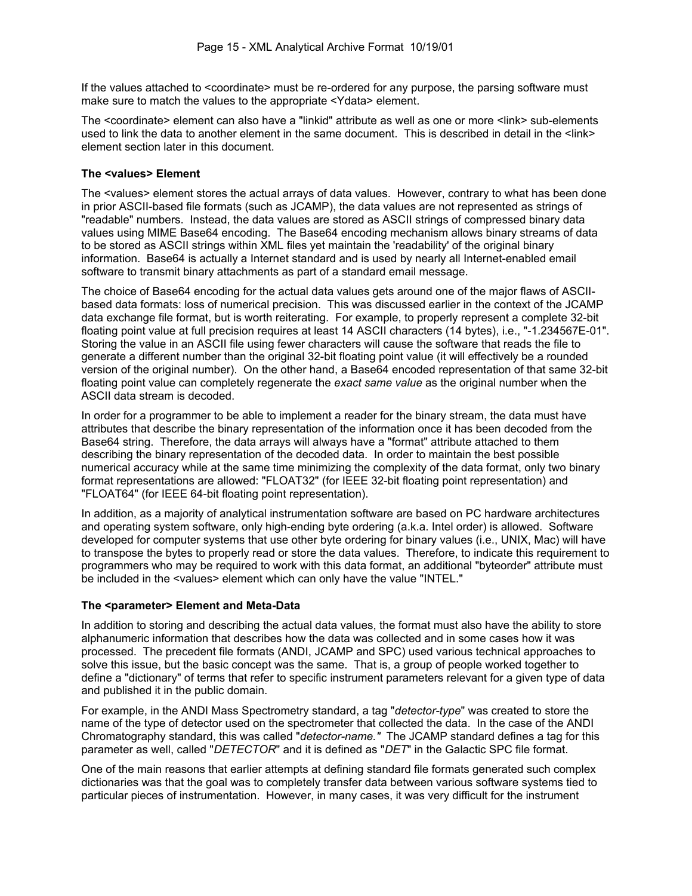If the values attached to <coordinate> must be re-ordered for any purpose, the parsing software must make sure to match the values to the appropriate <Ydata> element.

The <coordinate> element can also have a "linkid" attribute as well as one or more <link> sub-elements used to link the data to another element in the same document. This is described in detail in the <link> element section later in this document.

### The <values> Element

The <values> element stores the actual arrays of data values. However, contrary to what has been done in prior ASCII-based file formats (such as JCAMP), the data values are not represented as strings of "readable" numbers. Instead, the data values are stored as ASCII strings of compressed binary data values using MIME Base64 encoding. The Base64 encoding mechanism allows binary streams of data to be stored as ASCII strings within XML files yet maintain the 'readability' of the original binary information. Base64 is actually a Internet standard and is used by nearly all Internet-enabled email software to transmit binary attachments as part of a standard email message.

The choice of Base64 encoding for the actual data values gets around one of the major flaws of ASCII-based data formats: loss of numerical precision. This was discussed earlier in the context of the JCAMP data exchange file format, but is worth reiterating. For example, to properly represent a complete 32-bit floating point value at full precision requires at least 14 ASCII characters (14 bytes), i.e., "-1.234567E-01". Storing the value in an ASCII file using fewer characters will cause the software that reads the file to generate a different number than the original 32-bit floating point value (it will effectively be a rounded version of the original number). On the other hand, a Base64 encoded representation of that same 32-bit floating point value can completely regenerate the *exact same value* as the original number when the ASCII data stream is decoded.

In order for a programmer to be able to implement a reader for the binary stream, the data must have attributes that describe the binary representation of the information once it has been decoded from the Base64 string. Therefore, the data arrays will always have a "format" attribute attached to them describing the binary representation of the decoded data. In order to maintain the best possible numerical accuracy while at the same time minimizing the complexity of the data format, only two binary format representations are allowed: "FLOAT32" (for IEEE 32-bit floating point representation) and "FLOAT64" (for IEEE 64-bit floating point representation).

In addition, as a majority of analytical instrumentation software are based on PC hardware architectures and operating system software, only high-ending byte ordering (a.k.a. Intel order) is allowed. Software developed for computer systems that use other byte ordering for binary values (i.e., UNIX, Mac) will have to transpose the bytes to properly read or store the data values. Therefore, to indicate this requirement to programmers who may be required to work with this data format, an additional "byteorder" attribute must be included in the <values> element which can only have the value "INTEL."

### The <parameter> Element and Meta-Data

In addition to storing and describing the actual data values, the format must also have the ability to store alphanumeric information that describes how the data was collected and in some cases how it was processed. The precedent file formats (ANDI, JCAMP and SPC) used various technical approaches to solve this issue, but the basic concept was the same. That is, a group of people worked together to define a "dictionary" of terms that refer to specific instrument parameters relevant for a given type of data and published it in the public domain.

For example, in the ANDI Mass Spectrometry standard, a tag "*detector-type*" was created to store the name of the type of detector used on the spectrometer that collected the data. In the case of the ANDI Chromatography standard, this was called "*detector-name."* The JCAMP standard defines a tag for this parameter as well, called "*DETECTOR*" and it is defined as "*DET*" in the Galactic SPC file format.

One of the main reasons that earlier attempts at defining standard file formats generated such complex dictionaries was that the goal was to completely transfer data between various software systems tied to particular pieces of instrumentation. However, in many cases, it was very difficult for the instrument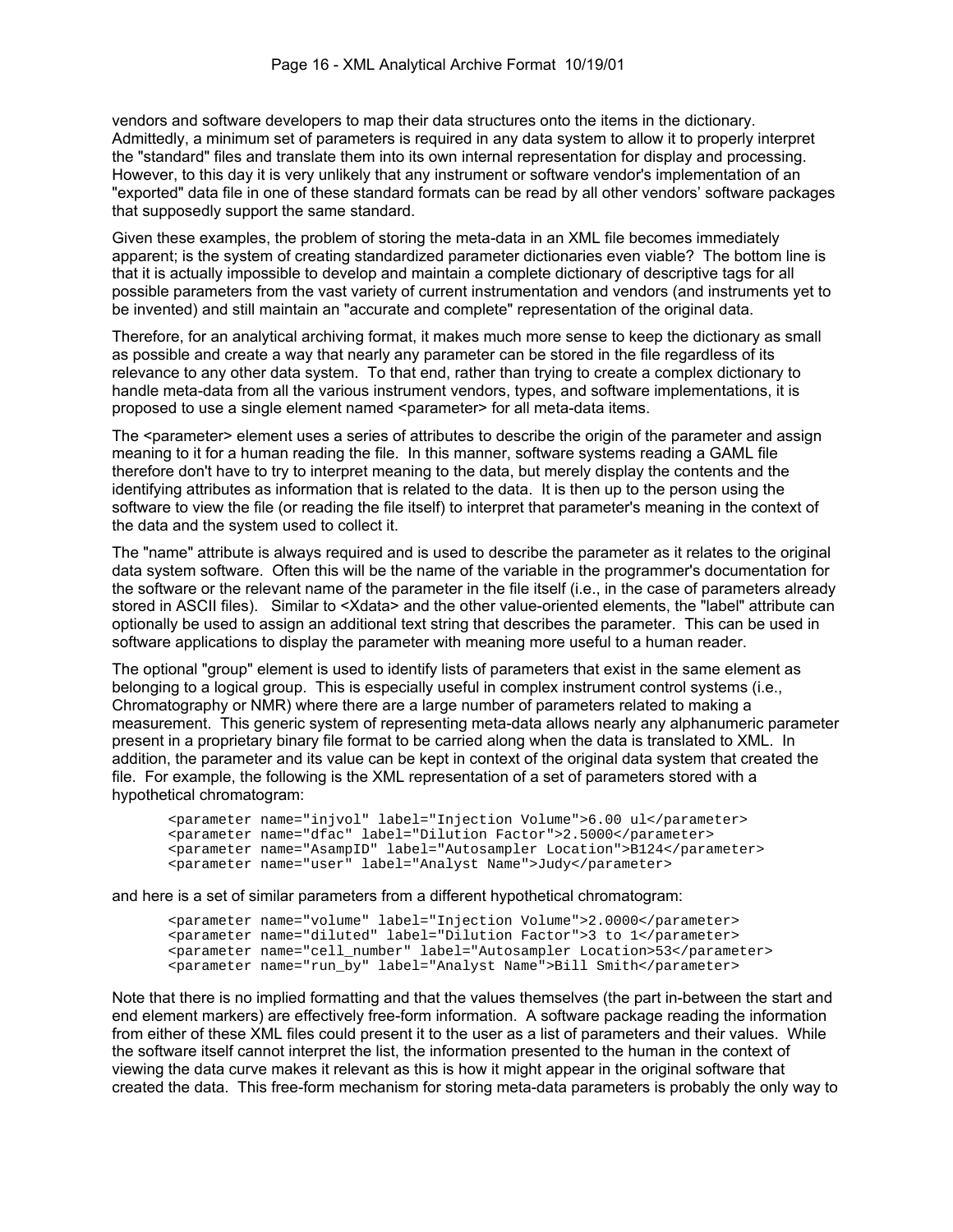vendors and software developers to map their data structures onto the items in the dictionary. Admittedly, a minimum set of parameters is required in any data system to allow it to properly interpret the "standard" files and translate them into its own internal representation for display and processing. However, to this day it is very unlikely that any instrument or software vendor's implementation of an "exported" data file in one of these standard formats can be read by all other vendors' software packages that supposedly support the same standard.

Given these examples, the problem of storing the meta-data in an XML file becomes immediately apparent; is the system of creating standardized parameter dictionaries even viable? The bottom line is that it is actually impossible to develop and maintain a complete dictionary of descriptive tags for all possible parameters from the vast variety of current instrumentation and vendors (and instruments yet to be invented) and still maintain an "accurate and complete" representation of the original data.

Therefore, for an analytical archiving format, it makes much more sense to keep the dictionary as small as possible and create a way that nearly any parameter can be stored in the file regardless of its relevance to any other data system. To that end, rather than trying to create a complex dictionary to handle meta-data from all the various instrument vendors, types, and software implementations, it is proposed to use a single element named <parameter> for all meta-data items.

The <parameter> element uses a series of attributes to describe the origin of the parameter and assign meaning to it for a human reading the file. In this manner, software systems reading a GAML file therefore don't have to try to interpret meaning to the data, but merely display the contents and the identifying attributes as information that is related to the data. It is then up to the person using the software to view the file (or reading the file itself) to interpret that parameter's meaning in the context of the data and the system used to collect it.

The "name" attribute is always required and is used to describe the parameter as it relates to the original data system software. Often this will be the name of the variable in the programmer's documentation for the software or the relevant name of the parameter in the file itself (i.e., in the case of parameters already stored in ASCII files). Similar to <Xdata> and the other value-oriented elements, the "label" attribute can optionally be used to assign an additional text string that describes the parameter. This can be used in software applications to display the parameter with meaning more useful to a human reader.

The optional "group" element is used to identify lists of parameters that exist in the same element as belonging to a logical group. This is especially useful in complex instrument control systems (i.e., Chromatography or NMR) where there are a large number of parameters related to making a measurement. This generic system of representing meta-data allows nearly any alphanumeric parameter present in a proprietary binary file format to be carried along when the data is translated to XML. In addition, the parameter and its value can be kept in context of the original data system that created the file. For example, the following is the XML representation of a set of parameters stored with a hypothetical chromatogram:

```
<parameter name="injvol" label="Injection Volume">6.00 ul</parameter>
<parameter name="dfac" label="Dilution Factor">2.5000</parameter>
<parameter name="AsampID" label="Autosampler Location">B124</parameter>
<parameter name="user" label="Analyst Name">Judy</parameter>
```

and here is a set of similar parameters from a different hypothetical chromatogram:

```
<parameter name="volume" label="Injection Volume">2.0000</parameter>
<parameter name="diluted" label="Dilution Factor">3 to 1</parameter>
<parameter name="cell_number" label="Autosampler Location>53</parameter>
<parameter name="run_by" label="Analyst Name">Bill Smith</parameter>
```

Note that there is no implied formatting and that the values themselves (the part in-between the start and end element markers) are effectively free-form information. A software package reading the information from either of these XML files could present it to the user as a list of parameters and their values. While the software itself cannot interpret the list, the information presented to the human in the context of viewing the data curve makes it relevant as this is how it might appear in the original software that created the data. This free-form mechanism for storing meta-data parameters is probably the only way to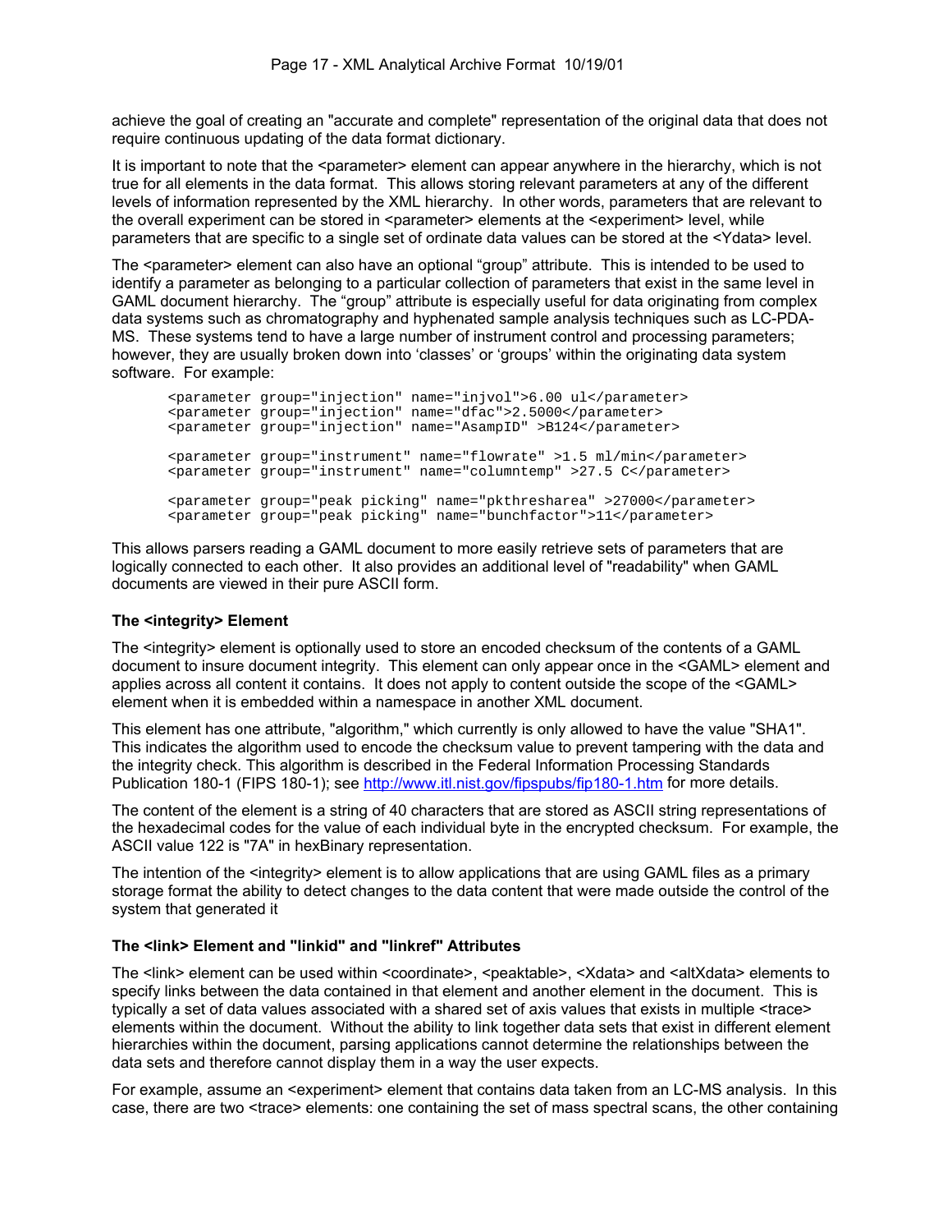achieve the goal of creating an "accurate and complete" representation of the original data that does not require continuous updating of the data format dictionary.

It is important to note that the <parameter> element can appear anywhere in the hierarchy, which is not true for all elements in the data format. This allows storing relevant parameters at any of the different levels of information represented by the XML hierarchy. In other words, parameters that are relevant to the overall experiment can be stored in <parameter> elements at the <experiment> level, while parameters that are specific to a single set of ordinate data values can be stored at the <Ydata> level.

The <parameter> element can also have an optional "group" attribute. This is intended to be used to identify a parameter as belonging to a particular collection of parameters that exist in the same level in GAML document hierarchy. The "group" attribute is especially useful for data originating from complex data systems such as chromatography and hyphenated sample analysis techniques such as LC-PDA-MS. These systems tend to have a large number of instrument control and processing parameters; however, they are usually broken down into 'classes' or 'groups' within the originating data system software. For example:

```
<parameter group="injection" name="injvol">6.00 ul</parameter>
<parameter group="injection" name="dfac">2.5000</parameter>
<parameter group="injection" name="AsampID" >B124</parameter>

<parameter group="instrument" name="flowrate" >1.5 ml/min</parameter>
<parameter group="instrument" name="columntemp" >27.5 C</parameter>

<parameter group="peak picking" name="pkthresharea" >27000</parameter>
<parameter group="peak picking" name="bunchfactor">11</parameter>
```

This allows parsers reading a GAML document to more easily retrieve sets of parameters that are logically connected to each other. It also provides an additional level of "readability" when GAML documents are viewed in their pure ASCII form.

### The <integrity> Element

The <integrity> element is optionally used to store an encoded checksum of the contents of a GAML document to insure document integrity. This element can only appear once in the <GAML> element and applies across all content it contains. It does not apply to content outside the scope of the <GAML> element when it is embedded within a namespace in another XML document.

This element has one attribute, "algorithm," which currently is only allowed to have the value "SHA1". This indicates the algorithm used to encode the checksum value to prevent tampering with the data and the integrity check. This algorithm is described in the Federal Information Processing Standards Publication 180-1 (FIPS 180-1); see http://www.itl.nist.gov/fipspubs/fip180-1.htm for more details.

The content of the element is a string of 40 characters that are stored as ASCII string representations of the hexadecimal codes for the value of each individual byte in the encrypted checksum. For example, the ASCII value 122 is "7A" in hexBinary representation.

The intention of the <integrity> element is to allow applications that are using GAML files as a primary storage format the ability to detect changes to the data content that were made outside the control of the system that generated it

### The <link> Element and "linkid" and "linkref" Attributes

The <link> element can be used within <coordinate>, <peaktable>, <Xdata> and <altXdata> elements to specify links between the data contained in that element and another element in the document. This is typically a set of data values associated with a shared set of axis values that exists in multiple <trace> elements within the document. Without the ability to link together data sets that exist in different element hierarchies within the document, parsing applications cannot determine the relationships between the data sets and therefore cannot display them in a way the user expects.

For example, assume an <experiment> element that contains data taken from an LC-MS analysis. In this case, there are two <trace> elements: one containing the set of mass spectral scans, the other containing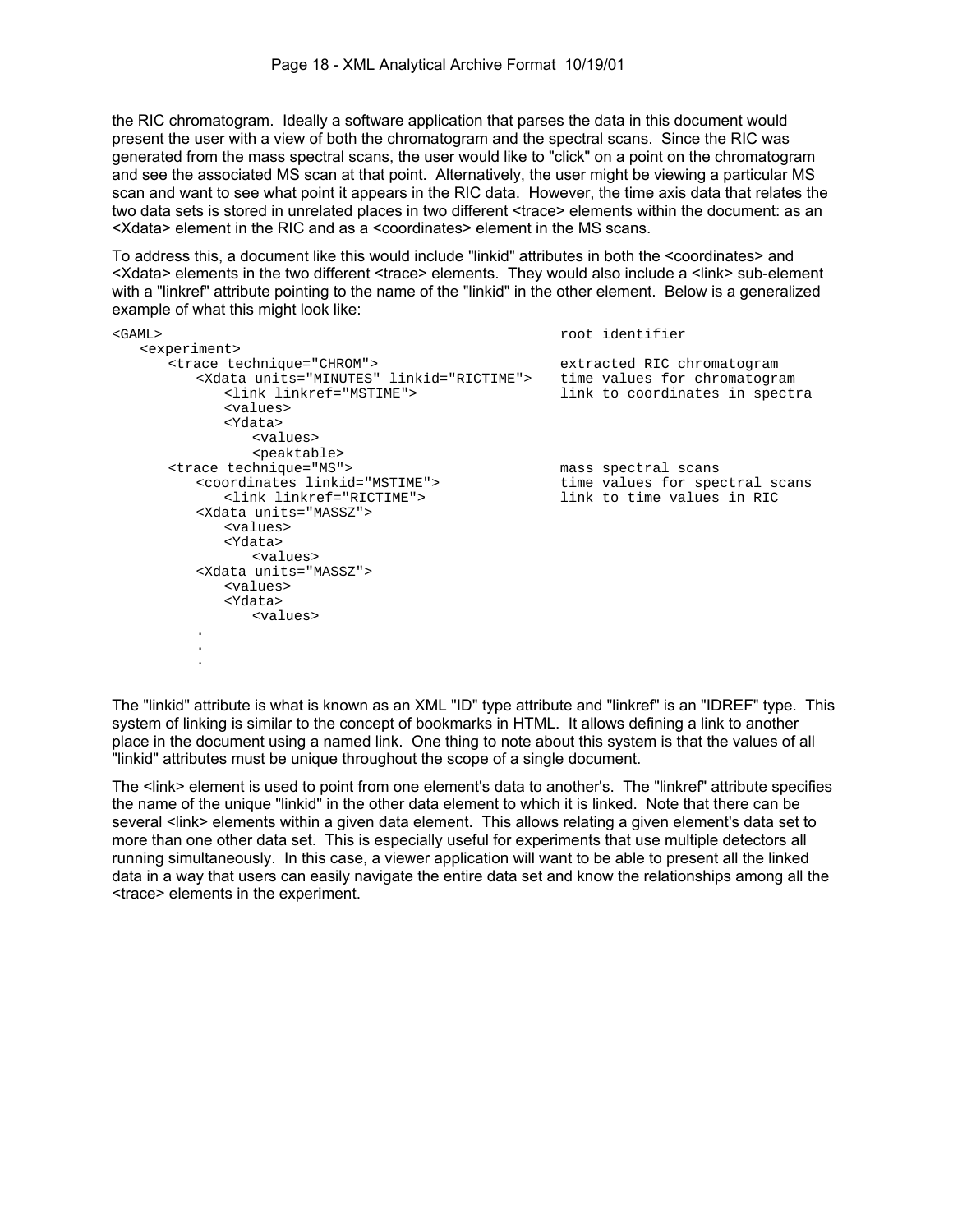the RIC chromatogram. Ideally a software application that parses the data in this document would present the user with a view of both the chromatogram and the spectral scans. Since the RIC was generated from the mass spectral scans, the user would like to "click" on a point on the chromatogram and see the associated MS scan at that point. Alternatively, the user might be viewing a particular MS scan and want to see what point it appears in the RIC data. However, the time axis data that relates the two data sets is stored in unrelated places in two different <trace> elements within the document: as an <Xdata> element in the RIC and as a <coordinates> element in the MS scans.

To address this, a document like this would include "linkid" attributes in both the <coordinates> and <Xdata> elements in the two different <trace> elements. They would also include a <link> sub-element with a "linkref" attribute pointing to the name of the "linkid" in the other element. Below is a generalized example of what this might look like:

```
<GAML>                                                root identifier
   <experiment>
      <trace technique="CHROM">                       extracted RIC chromatogram
         <Xdata units="MINUTES" linkid="RICTIME">     time values for chromatogram
            <link linkref="MSTIME">                   link to coordinates in spectra
            <values>
            <Ydata>
               <values>
               <peaktable>
      <trace technique="MS">                          mass spectral scans
         <coordinates linkid="MSTIME">                time values for spectral scans
            <link linkref="RICTIME">                  link to time values in RIC
         <Xdata units="MASSZ">
            <values>
            <Ydata>
               <values>
         <Xdata units="MASSZ">
            <values>
            <Ydata>
               <values>
         .
         .
         .
```

The "linkid" attribute is what is known as an XML "ID" type attribute and "linkref" is an "IDREF" type. This system of linking is similar to the concept of bookmarks in HTML. It allows defining a link to another place in the document using a named link. One thing to note about this system is that the values of all "linkid" attributes must be unique throughout the scope of a single document.

The <link> element is used to point from one element's data to another's. The "linkref" attribute specifies the name of the unique "linkid" in the other data element to which it is linked. Note that there can be several <link> elements within a given data element. This allows relating a given element's data set to more than one other data set. This is especially useful for experiments that use multiple detectors all running simultaneously. In this case, a viewer application will want to be able to present all the linked data in a way that users can easily navigate the entire data set and know the relationships among all the <trace> elements in the experiment.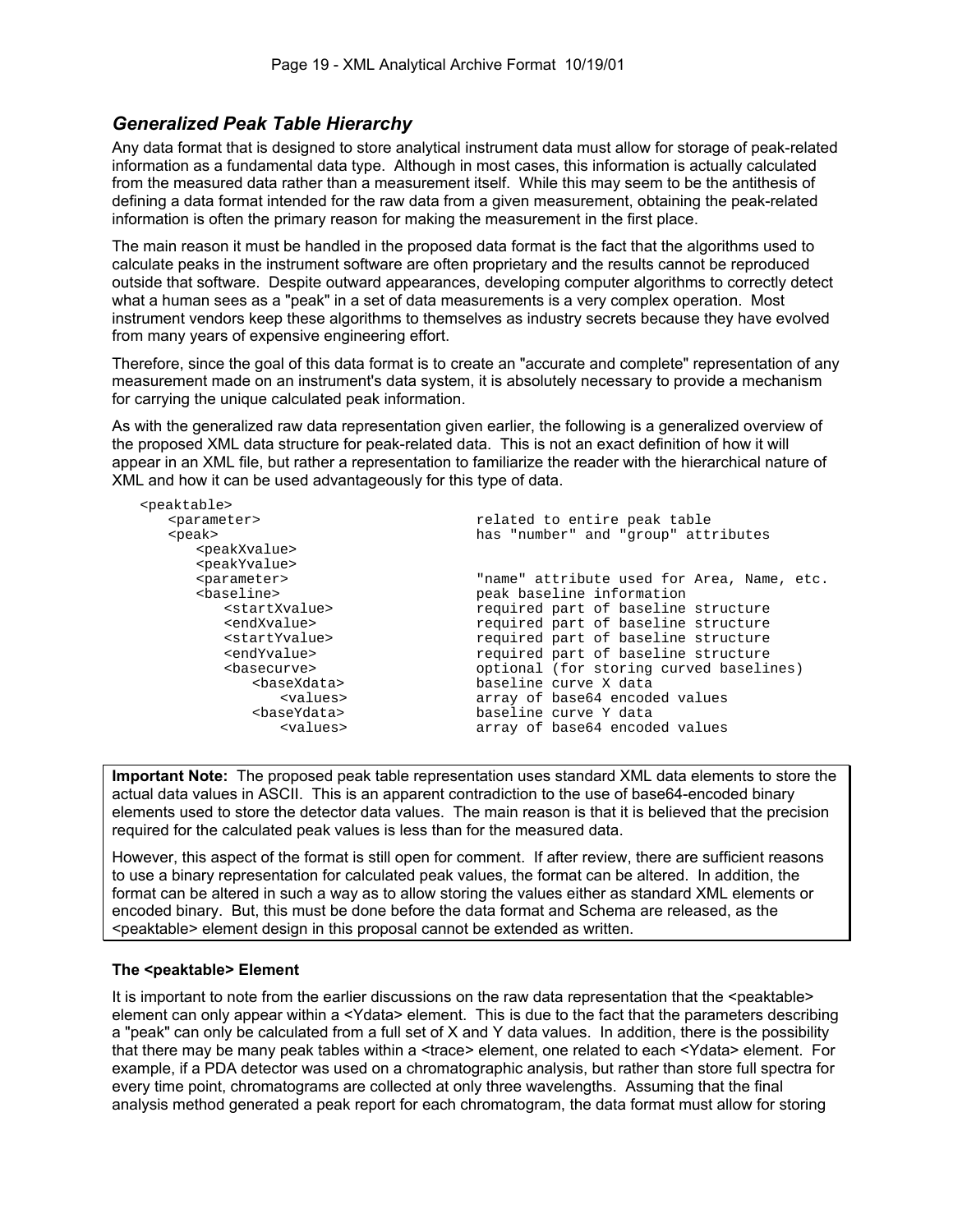### *Generalized Peak Table Hierarchy*

Any data format that is designed to store analytical instrument data must allow for storage of peak-related information as a fundamental data type. Although in most cases, this information is actually calculated from the measured data rather than a measurement itself. While this may seem to be the antithesis of defining a data format intended for the raw data from a given measurement, obtaining the peak-related information is often the primary reason for making the measurement in the first place.

The main reason it must be handled in the proposed data format is the fact that the algorithms used to calculate peaks in the instrument software are often proprietary and the results cannot be reproduced outside that software. Despite outward appearances, developing computer algorithms to correctly detect what a human sees as a "peak" in a set of data measurements is a very complex operation. Most instrument vendors keep these algorithms to themselves as industry secrets because they have evolved from many years of expensive engineering effort.

Therefore, since the goal of this data format is to create an "accurate and complete" representation of any measurement made on an instrument's data system, it is absolutely necessary to provide a mechanism for carrying the unique calculated peak information.

As with the generalized raw data representation given earlier, the following is a generalized overview of the proposed XML data structure for peak-related data. This is not an exact definition of how it will appear in an XML file, but rather a representation to familiarize the reader with the hierarchical nature of XML and how it can be used advantageously for this type of data.

```
<peaktable>
   <parameter>                      related to entire peak table
   <peak>                           has "number" and "group" attributes
      <peakXvalue>
      <peakYvalue>
      <parameter>                   "name" attribute used for Area, Name, etc.
      <baseline>                    peak baseline information
         <startXvalue>              required part of baseline structure
         <endXvalue>                required part of baseline structure
         <startYvalue>              required part of baseline structure
         <endYvalue>                required part of baseline structure
         <basecurve>                optional (for storing curved baselines)
            <baseXdata>             baseline curve X data
               <values>             array of base64 encoded values
            <baseYdata>             baseline curve Y data
               <values>             array of base64 encoded values
```

> **Important Note:** The proposed peak table representation uses standard XML data elements to store the actual data values in ASCII. This is an apparent contradiction to the use of base64-encoded binary elements used to store the detector data values. The main reason is that it is believed that the precision required for the calculated peak values is less than for the measured data.
>
> However, this aspect of the format is still open for comment. If after review, there are sufficient reasons to use a binary representation for calculated peak values, the format can be altered. In addition, the format can be altered in such a way as to allow storing the values either as standard XML elements or encoded binary. But, this must be done before the data format and Schema are released, as the <peaktable> element design in this proposal cannot be extended as written.

#### The <peaktable> Element

It is important to note from the earlier discussions on the raw data representation that the <peaktable> element can only appear within a <Ydata> element. This is due to the fact that the parameters describing a "peak" can only be calculated from a full set of X and Y data values. In addition, there is the possibility that there may be many peak tables within a <trace> element, one related to each <Ydata> element. For example, if a PDA detector was used on a chromatographic analysis, but rather than store full spectra for every time point, chromatograms are collected at only three wavelengths. Assuming that the final analysis method generated a peak report for each chromatogram, the data format must allow for storing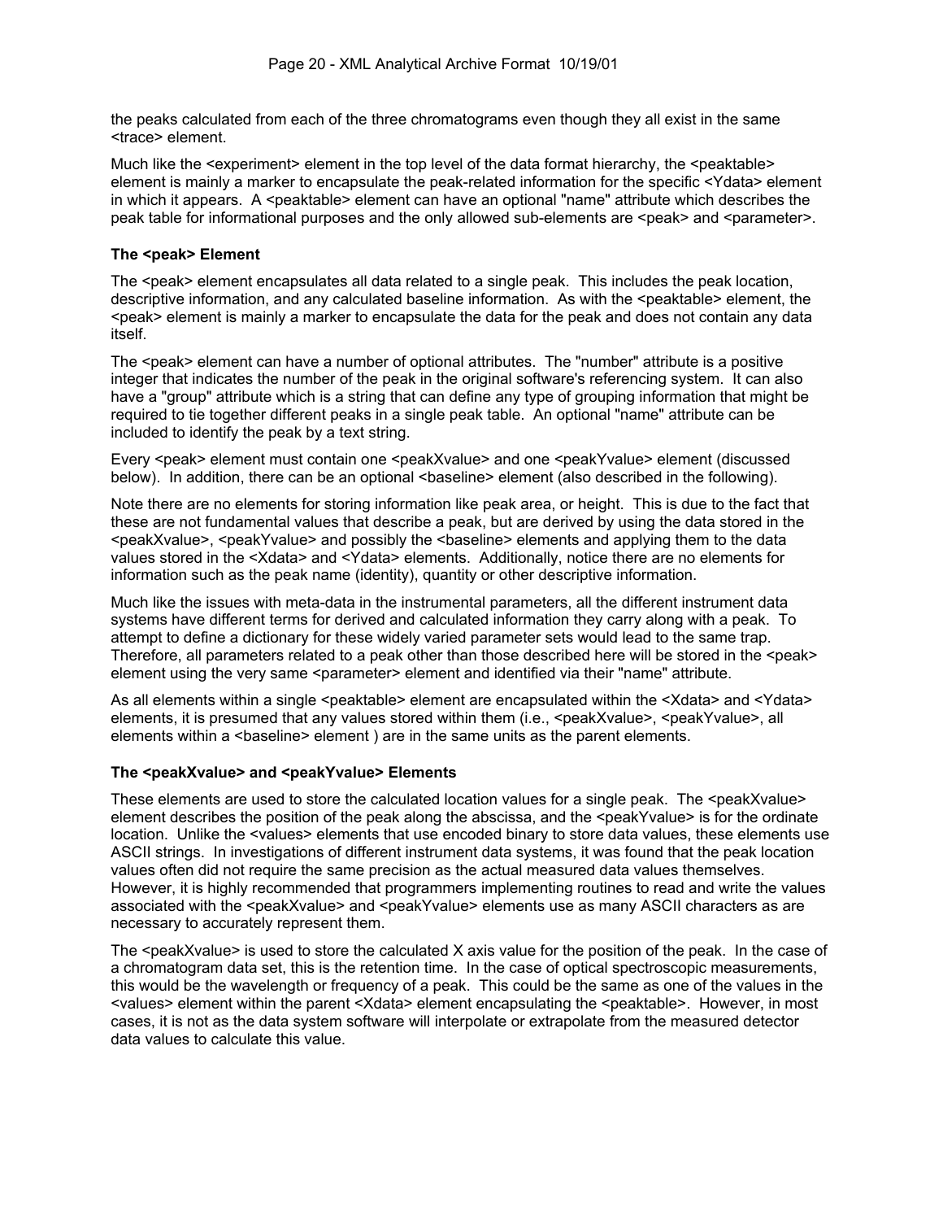the peaks calculated from each of the three chromatograms even though they all exist in the same <trace> element.

Much like the <experiment> element in the top level of the data format hierarchy, the <peaktable> element is mainly a marker to encapsulate the peak-related information for the specific <Ydata> element in which it appears. A <peaktable> element can have an optional "name" attribute which describes the peak table for informational purposes and the only allowed sub-elements are <peak> and <parameter>.

### The <peak> Element

The <peak> element encapsulates all data related to a single peak. This includes the peak location, descriptive information, and any calculated baseline information. As with the <peaktable> element, the <peak> element is mainly a marker to encapsulate the data for the peak and does not contain any data itself.

The <peak> element can have a number of optional attributes. The "number" attribute is a positive integer that indicates the number of the peak in the original software's referencing system. It can also have a "group" attribute which is a string that can define any type of grouping information that might be required to tie together different peaks in a single peak table. An optional "name" attribute can be included to identify the peak by a text string.

Every <peak> element must contain one <peakXvalue> and one <peakYvalue> element (discussed below). In addition, there can be an optional <baseline> element (also described in the following).

Note there are no elements for storing information like peak area, or height. This is due to the fact that these are not fundamental values that describe a peak, but are derived by using the data stored in the <peakXvalue>, <peakYvalue> and possibly the <baseline> elements and applying them to the data values stored in the <Xdata> and <Ydata> elements. Additionally, notice there are no elements for information such as the peak name (identity), quantity or other descriptive information.

Much like the issues with meta-data in the instrumental parameters, all the different instrument data systems have different terms for derived and calculated information they carry along with a peak. To attempt to define a dictionary for these widely varied parameter sets would lead to the same trap. Therefore, all parameters related to a peak other than those described here will be stored in the <peak> element using the very same <parameter> element and identified via their "name" attribute.

As all elements within a single <peaktable> element are encapsulated within the <Xdata> and <Ydata> elements, it is presumed that any values stored within them (i.e., <peakXvalue>, <peakYvalue>, all elements within a <baseline> element ) are in the same units as the parent elements.

### The <peakXvalue> and <peakYvalue> Elements

These elements are used to store the calculated location values for a single peak. The <peakXvalue> element describes the position of the peak along the abscissa, and the <peakYvalue> is for the ordinate location. Unlike the <values> elements that use encoded binary to store data values, these elements use ASCII strings. In investigations of different instrument data systems, it was found that the peak location values often did not require the same precision as the actual measured data values themselves. However, it is highly recommended that programmers implementing routines to read and write the values associated with the <peakXvalue> and <peakYvalue> elements use as many ASCII characters as are necessary to accurately represent them.

The <peakXvalue> is used to store the calculated X axis value for the position of the peak. In the case of a chromatogram data set, this is the retention time. In the case of optical spectroscopic measurements, this would be the wavelength or frequency of a peak. This could be the same as one of the values in the <values> element within the parent <Xdata> element encapsulating the <peaktable>. However, in most cases, it is not as the data system software will interpolate or extrapolate from the measured detector data values to calculate this value.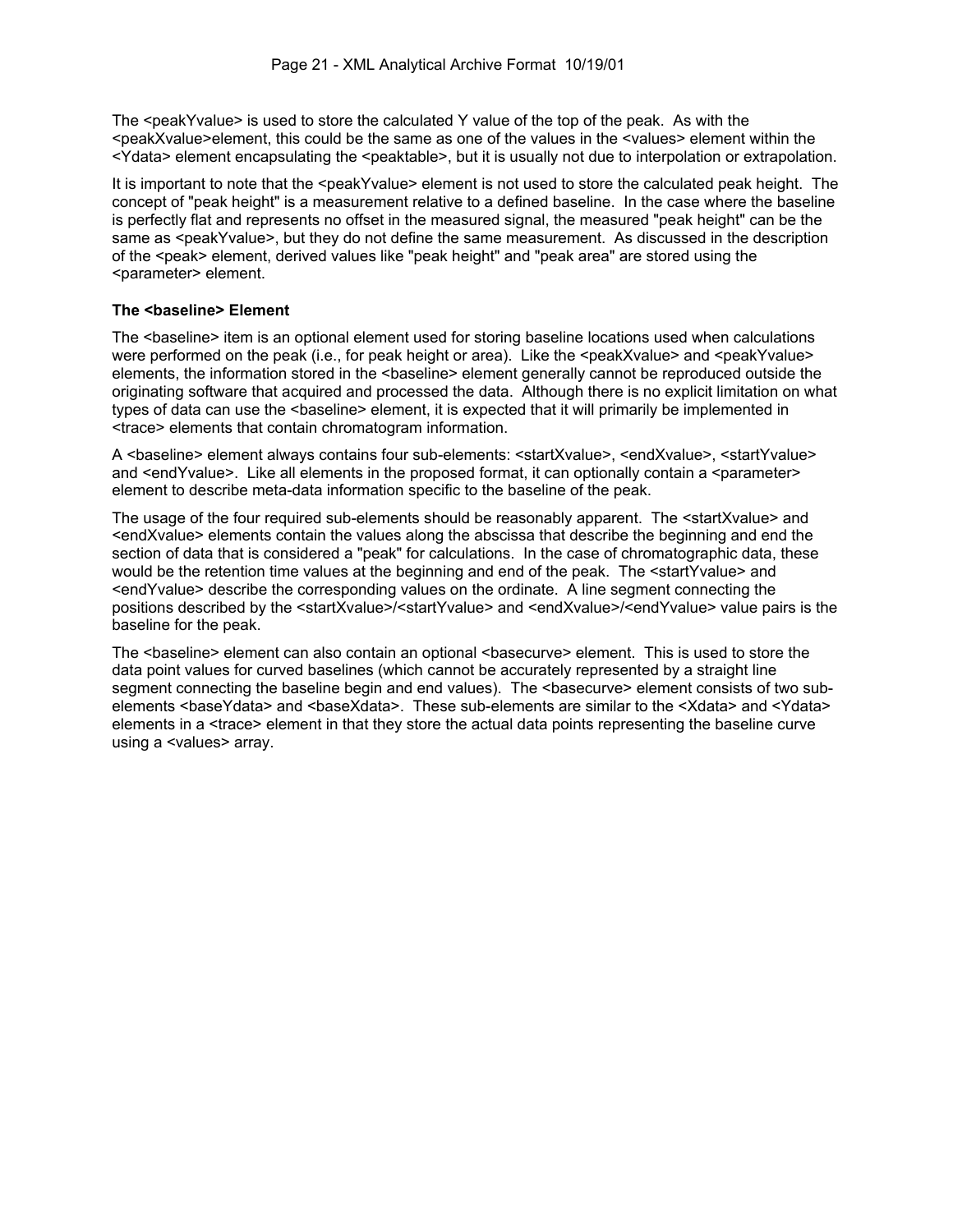The <peakYvalue> is used to store the calculated Y value of the top of the peak. As with the <peakXvalue>element, this could be the same as one of the values in the <values> element within the <Ydata> element encapsulating the <peaktable>, but it is usually not due to interpolation or extrapolation.

It is important to note that the <peakYvalue> element is not used to store the calculated peak height. The concept of "peak height" is a measurement relative to a defined baseline. In the case where the baseline is perfectly flat and represents no offset in the measured signal, the measured "peak height" can be the same as <peakYvalue>, but they do not define the same measurement. As discussed in the description of the <peak> element, derived values like "peak height" and "peak area" are stored using the <parameter> element.

**The <baseline> Element**

The <baseline> item is an optional element used for storing baseline locations used when calculations were performed on the peak (i.e., for peak height or area). Like the <peakXvalue> and <peakYvalue> elements, the information stored in the <baseline> element generally cannot be reproduced outside the originating software that acquired and processed the data. Although there is no explicit limitation on what types of data can use the <baseline> element, it is expected that it will primarily be implemented in <trace> elements that contain chromatogram information.

A <baseline> element always contains four sub-elements: <startXvalue>, <endXvalue>, <startYvalue> and <endYvalue>. Like all elements in the proposed format, it can optionally contain a <parameter> element to describe meta-data information specific to the baseline of the peak.

The usage of the four required sub-elements should be reasonably apparent. The <startXvalue> and <endXvalue> elements contain the values along the abscissa that describe the beginning and end the section of data that is considered a "peak" for calculations. In the case of chromatographic data, these would be the retention time values at the beginning and end of the peak. The <startYvalue> and <endYvalue> describe the corresponding values on the ordinate. A line segment connecting the positions described by the <startXvalue>/<startYvalue> and <endXvalue>/<endYvalue> value pairs is the baseline for the peak.

The <baseline> element can also contain an optional <basecurve> element. This is used to store the data point values for curved baselines (which cannot be accurately represented by a straight line segment connecting the baseline begin and end values). The <basecurve> element consists of two sub-elements <baseYdata> and <baseXdata>. These sub-elements are similar to the <Xdata> and <Ydata> elements in a <trace> element in that they store the actual data points representing the baseline curve using a <values> array.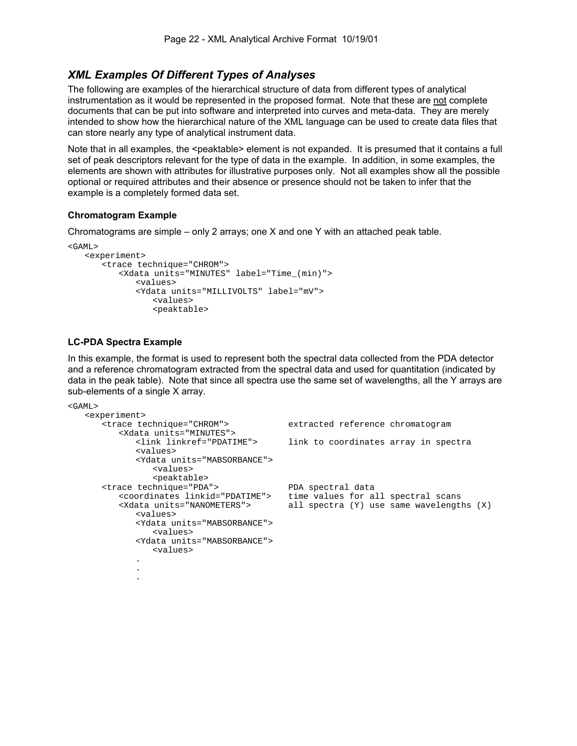## *XML Examples Of Different Types of Analyses*

The following are examples of the hierarchical structure of data from different types of analytical instrumentation as it would be represented in the proposed format. Note that these are not complete documents that can be put into software and interpreted into curves and meta-data. They are merely intended to show how the hierarchical nature of the XML language can be used to create data files that can store nearly any type of analytical instrument data.

Note that in all examples, the <peaktable> element is not expanded. It is presumed that it contains a full set of peak descriptors relevant for the type of data in the example. In addition, in some examples, the elements are shown with attributes for illustrative purposes only. Not all examples show all the possible optional or required attributes and their absence or presence should not be taken to infer that the example is a completely formed data set.

### Chromatogram Example

Chromatograms are simple – only 2 arrays; one X and one Y with an attached peak table.

```
<GAML>
   <experiment>
      <trace technique="CHROM">
         <Xdata units="MINUTES" label="Time_(min)">
            <values>
            <Ydata units="MILLIVOLTS" label="mV">
               <values>
               <peaktable>
```

### LC-PDA Spectra Example

In this example, the format is used to represent both the spectral data collected from the PDA detector and a reference chromatogram extracted from the spectral data and used for quantitation (indicated by data in the peak table). Note that since all spectra use the same set of wavelengths, all the Y arrays are sub-elements of a single X array.

```
<GAML>
   <experiment>
      <trace technique="CHROM">           extracted reference chromatogram
         <Xdata units="MINUTES">
            <link linkref="PDATIME">      link to coordinates array in spectra
            <values>
            <Ydata units="MABSORBANCE">
               <values>
               <peaktable>
      <trace technique="PDA">             PDA spectral data
         <coordinates linkid="PDATIME">   time values for all spectral scans
         <Xdata units="NANOMETERS">       all spectra (Y) use same wavelengths (X)
            <values>
            <Ydata units="MABSORBANCE">
               <values>
            <Ydata units="MABSORBANCE">
               <values>
            .
            .
            .
```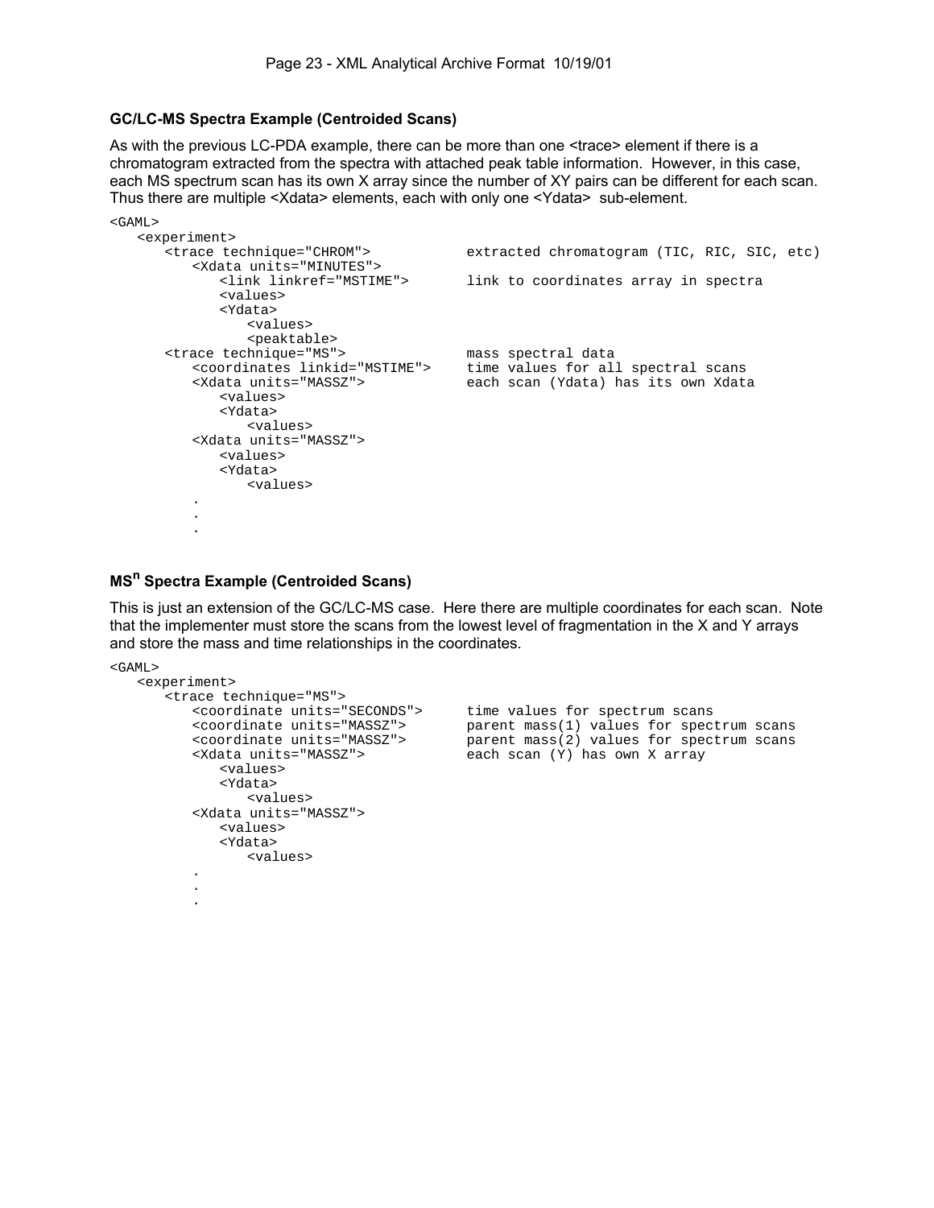### GC/LC-MS Spectra Example (Centroided Scans)

As with the previous LC-PDA example, there can be more than one <trace> element if there is a chromatogram extracted from the spectra with attached peak table information. However, in this case, each MS spectrum scan has its own X array since the number of XY pairs can be different for each scan. Thus there are multiple <Xdata> elements, each with only one <Ydata> sub-element.

```
<GAML>
   <experiment>
      <trace technique="CHROM">            extracted chromatogram (TIC, RIC, SIC, etc)
         <Xdata units="MINUTES">
            <link linkref="MSTIME">       link to coordinates array in spectra
            <values>
            <Ydata>
               <values>
               <peaktable>
      <trace technique="MS">               mass spectral data
         <coordinates linkid="MSTIME">     time values for all spectral scans
         <Xdata units="MASSZ">             each scan (Ydata) has its own Xdata
            <values>
            <Ydata>
               <values>
         <Xdata units="MASSZ">
            <values>
            <Ydata>
               <values>
         .
         .
         .
```

### MS$^n$ Spectra Example (Centroided Scans)

This is just an extension of the GC/LC-MS case. Here there are multiple coordinates for each scan. Note that the implementer must store the scans from the lowest level of fragmentation in the X and Y arrays and store the mass and time relationships in the coordinates.

```
<GAML>
   <experiment>
      <trace technique="MS">
         <coordinate units="SECONDS">      time values for spectrum scans
         <coordinate units="MASSZ">        parent mass(1) values for spectrum scans
         <coordinate units="MASSZ">        parent mass(2) values for spectrum scans
         <Xdata units="MASSZ">             each scan (Y) has own X array
            <values>
            <Ydata>
               <values>
         <Xdata units="MASSZ">
            <values>
            <Ydata>
               <values>
         .
         .
         .
```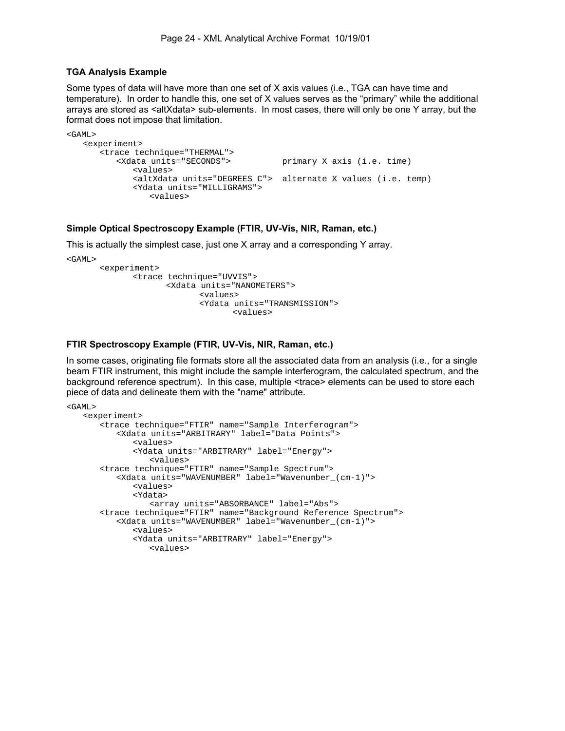### TGA Analysis Example

Some types of data will have more than one set of X axis values (i.e., TGA can have time and temperature). In order to handle this, one set of X values serves as the "primary" while the additional arrays are stored as <altXdata> sub-elements. In most cases, there will only be one Y array, but the format does not impose that limitation.

```
<GAML>
   <experiment>
      <trace technique="THERMAL">
         <Xdata units="SECONDS">           primary X axis (i.e. time)
            <values>
            <altXdata units="DEGREES_C">  alternate X values (i.e. temp)
            <Ydata units="MILLIGRAMS">
               <values>
```

### Simple Optical Spectroscopy Example (FTIR, UV-Vis, NIR, Raman, etc.)

This is actually the simplest case, just one X array and a corresponding Y array.

```
<GAML>
      <experiment>
            <trace technique="UVVIS">
                  <Xdata units="NANOMETERS">
                        <values>
                        <Ydata units="TRANSMISSION">
                              <values>
```

### FTIR Spectroscopy Example (FTIR, UV-Vis, NIR, Raman, etc.)

In some cases, originating file formats store all the associated data from an analysis (i.e., for a single beam FTIR instrument, this might include the sample interferogram, the calculated spectrum, and the background reference spectrum). In this case, multiple <trace> elements can be used to store each piece of data and delineate them with the "name" attribute.

```
<GAML>
   <experiment>
      <trace technique="FTIR" name="Sample Interferogram">
         <Xdata units="ARBITRARY" label="Data Points">
            <values>
            <Ydata units="ARBITRARY" label="Energy">
               <values>
      <trace technique="FTIR" name="Sample Spectrum">
         <Xdata units="WAVENUMBER" label="Wavenumber_(cm-1)">
            <values>
            <Ydata>
               <array units="ABSORBANCE" label="Abs">
      <trace technique="FTIR" name="Background Reference Spectrum">
         <Xdata units="WAVENUMBER" label="Wavenumber_(cm-1)">
            <values>
            <Ydata units="ARBITRARY" label="Energy">
               <values>
```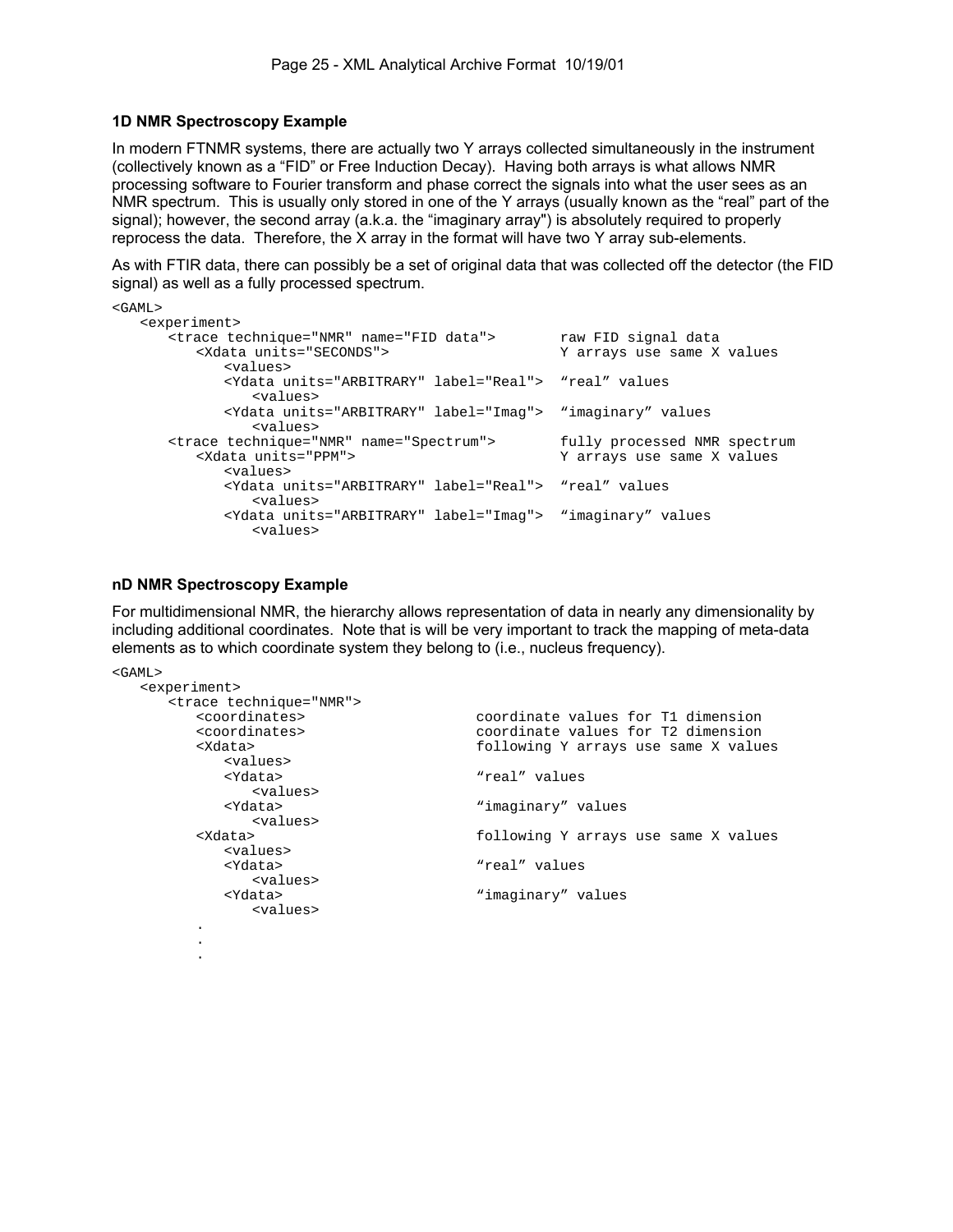### 1D NMR Spectroscopy Example

In modern FTNMR systems, there are actually two Y arrays collected simultaneously in the instrument (collectively known as a "FID" or Free Induction Decay). Having both arrays is what allows NMR processing software to Fourier transform and phase correct the signals into what the user sees as an NMR spectrum. This is usually only stored in one of the Y arrays (usually known as the "real" part of the signal); however, the second array (a.k.a. the "imaginary array") is absolutely required to properly reprocess the data. Therefore, the X array in the format will have two Y array sub-elements.

As with FTIR data, there can possibly be a set of original data that was collected off the detector (the FID signal) as well as a fully processed spectrum.

```
<GAML>
   <experiment>
      <trace technique="NMR" name="FID data">        raw FID signal data
         <Xdata units="SECONDS">                     Y arrays use same X values
            <values>
            <Ydata units="ARBITRARY" label="Real">  "real" values
               <values>
            <Ydata units="ARBITRARY" label="Imag">  "imaginary" values
               <values>
      <trace technique="NMR" name="Spectrum">        fully processed NMR spectrum
         <Xdata units="PPM">                         Y arrays use same X values
            <values>
            <Ydata units="ARBITRARY" label="Real">  "real" values
               <values>
            <Ydata units="ARBITRARY" label="Imag">  "imaginary" values
               <values>
```

### nD NMR Spectroscopy Example

For multidimensional NMR, the hierarchy allows representation of data in nearly any dimensionality by including additional coordinates. Note that is will be very important to track the mapping of meta-data elements as to which coordinate system they belong to (i.e., nucleus frequency).

```
<GAML>
   <experiment>
      <trace technique="NMR">
         <coordinates>                coordinate values for T1 dimension
         <coordinates>                coordinate values for T2 dimension
         <Xdata>                      following Y arrays use same X values
            <values>
            <Ydata>                   "real" values
               <values>
            <Ydata>                   "imaginary" values
               <values>
         <Xdata>                      following Y arrays use same X values
            <values>
            <Ydata>                   "real" values
               <values>
            <Ydata>                   "imaginary" values
               <values>
         .
         .
         .
```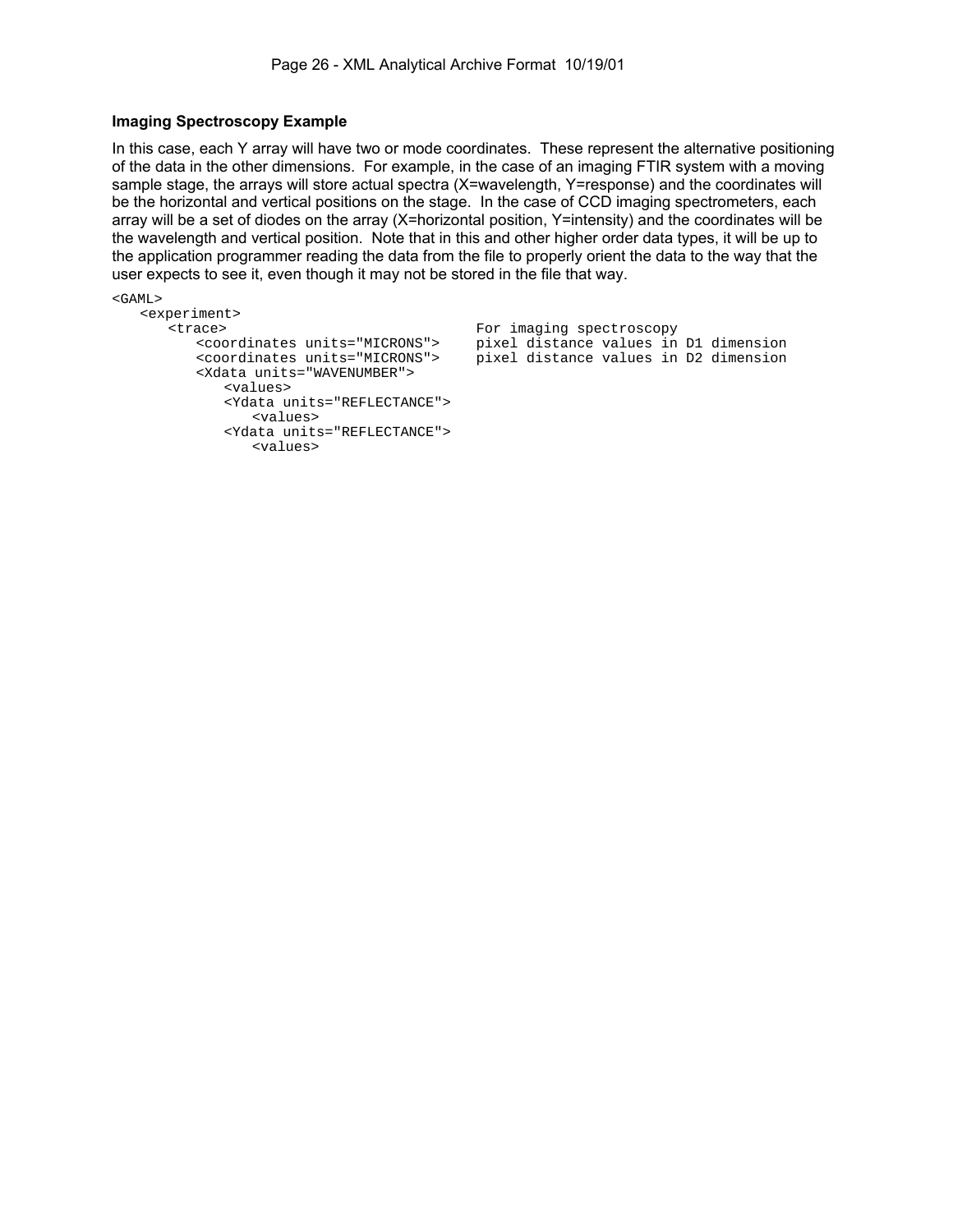**Imaging Spectroscopy Example**

In this case, each Y array will have two or mode coordinates. These represent the alternative positioning of the data in the other dimensions. For example, in the case of an imaging FTIR system with a moving sample stage, the arrays will store actual spectra (X=wavelength, Y=response) and the coordinates will be the horizontal and vertical positions on the stage. In the case of CCD imaging spectrometers, each array will be a set of diodes on the array (X=horizontal position, Y=intensity) and the coordinates will be the wavelength and vertical position. Note that in this and other higher order data types, it will be up to the application programmer reading the data from the file to properly orient the data to the way that the user expects to see it, even though it may not be stored in the file that way.

```
<GAML>
   <experiment>
      <trace>                             For imaging spectroscopy
         <coordinates units="MICRONS">    pixel distance values in D1 dimension
         <coordinates units="MICRONS">    pixel distance values in D2 dimension
         <Xdata units="WAVENUMBER">
            <values>
            <Ydata units="REFLECTANCE">
               <values>
            <Ydata units="REFLECTANCE">
               <values>
```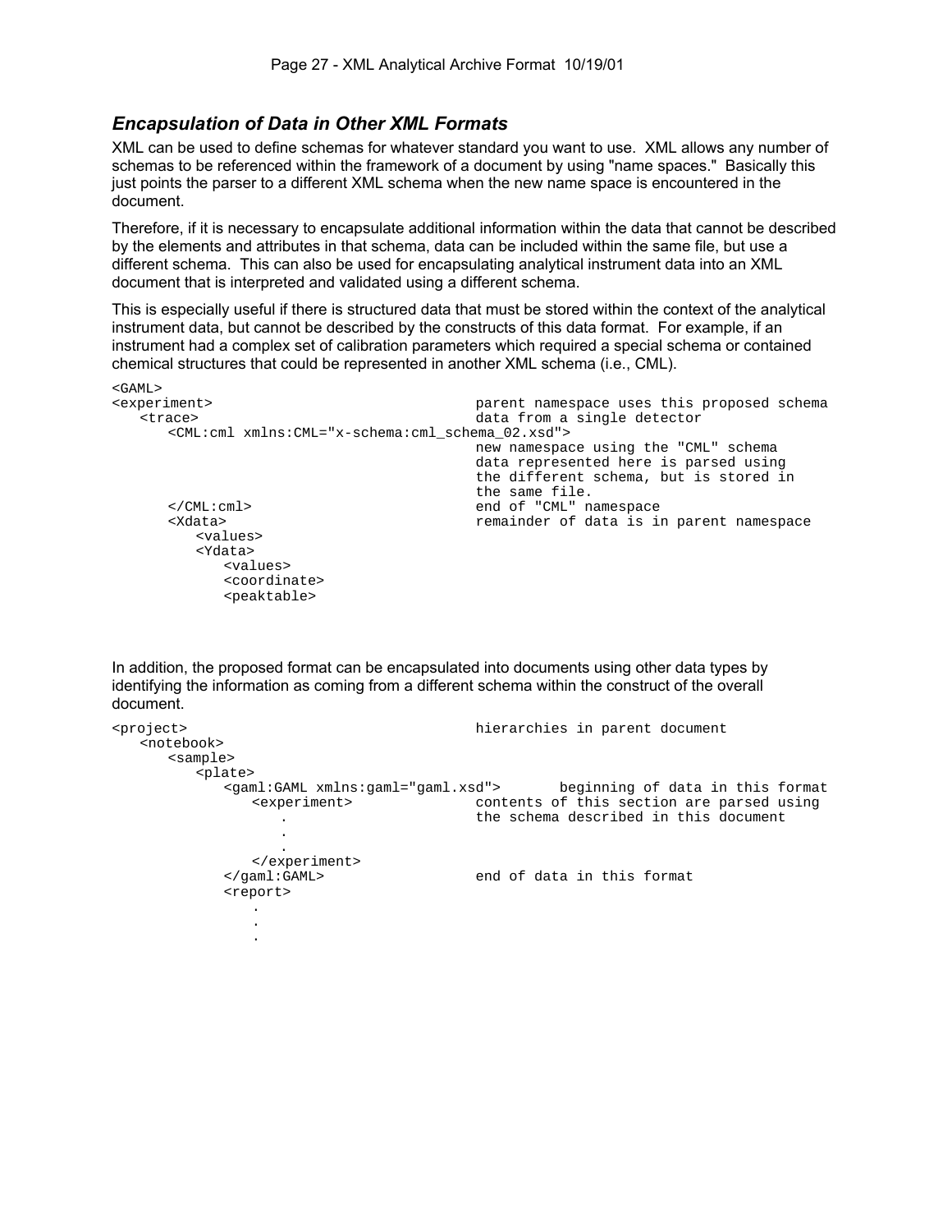### *Encapsulation of Data in Other XML Formats*

XML can be used to define schemas for whatever standard you want to use. XML allows any number of schemas to be referenced within the framework of a document by using "name spaces." Basically this just points the parser to a different XML schema when the new name space is encountered in the document.

Therefore, if it is necessary to encapsulate additional information within the data that cannot be described by the elements and attributes in that schema, data can be included within the same file, but use a different schema. This can also be used for encapsulating analytical instrument data into an XML document that is interpreted and validated using a different schema.

This is especially useful if there is structured data that must be stored within the context of the analytical instrument data, but cannot be described by the constructs of this data format. For example, if an instrument had a complex set of calibration parameters which required a special schema or contained chemical structures that could be represented in another XML schema (i.e., CML).

```
<GAML>
<experiment>                                parent namespace uses this proposed schema
   <trace>                                  data from a single detector
      <CML:cml xmlns:CML="x-schema:cml_schema_02.xsd">
                                            new namespace using the "CML" schema
                                            data represented here is parsed using
                                            the different schema, but is stored in
                                            the same file.
      </CML:cml>                            end of "CML" namespace
      <Xdata>                               remainder of data is in parent namespace
         <values>
         <Ydata>
            <values>
            <coordinate>
            <peaktable>
```

In addition, the proposed format can be encapsulated into documents using other data types by identifying the information as coming from a different schema within the construct of the overall document.

```
<project>                                   hierarchies in parent document
   <notebook>
      <sample>
         <plate>
            <gaml:GAML xmlns:gaml="gaml.xsd">       beginning of data in this format
               <experiment>                 contents of this section are parsed using
                  .                         the schema described in this document
                  .
                  .
               </experiment>
            </gaml:GAML>                    end of data in this format
            <report>
               .
               .
               .
```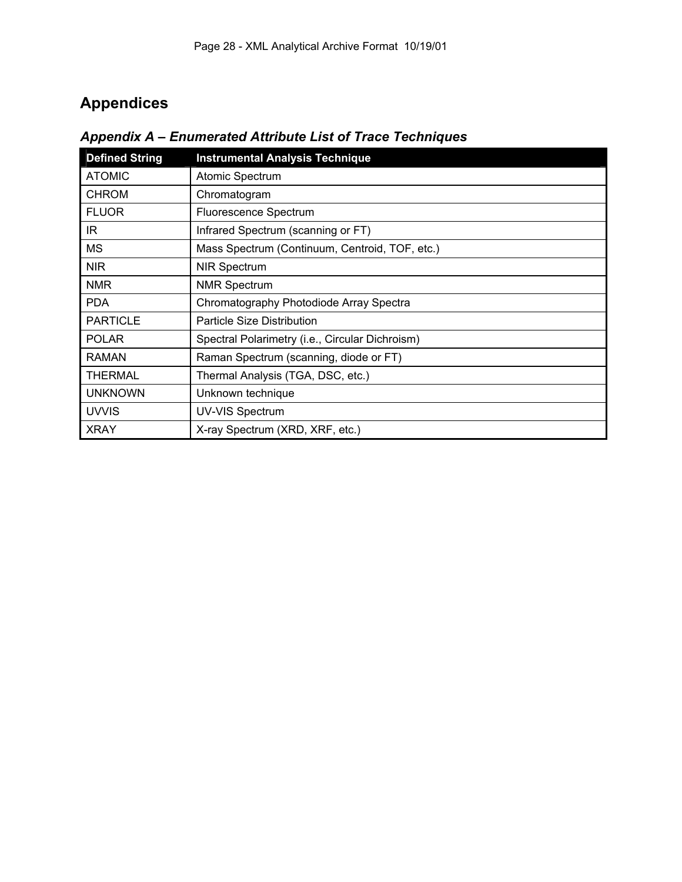# Appendices

## *Appendix A – Enumerated Attribute List of Trace Techniques*

| Defined String | Instrumental Analysis Technique |
|---|---|
| ATOMIC | Atomic Spectrum |
| CHROM | Chromatogram |
| FLUOR | Fluorescence Spectrum |
| IR | Infrared Spectrum (scanning or FT) |
| MS | Mass Spectrum (Continuum, Centroid, TOF, etc.) |
| NIR | NIR Spectrum |
| NMR | NMR Spectrum |
| PDA | Chromatography Photodiode Array Spectra |
| PARTICLE | Particle Size Distribution |
| POLAR | Spectral Polarimetry (i.e., Circular Dichroism) |
| RAMAN | Raman Spectrum (scanning, diode or FT) |
| THERMAL | Thermal Analysis (TGA, DSC, etc.) |
| UNKNOWN | Unknown technique |
| UVVIS | UV-VIS Spectrum |
| XRAY | X-ray Spectrum (XRD, XRF, etc.) |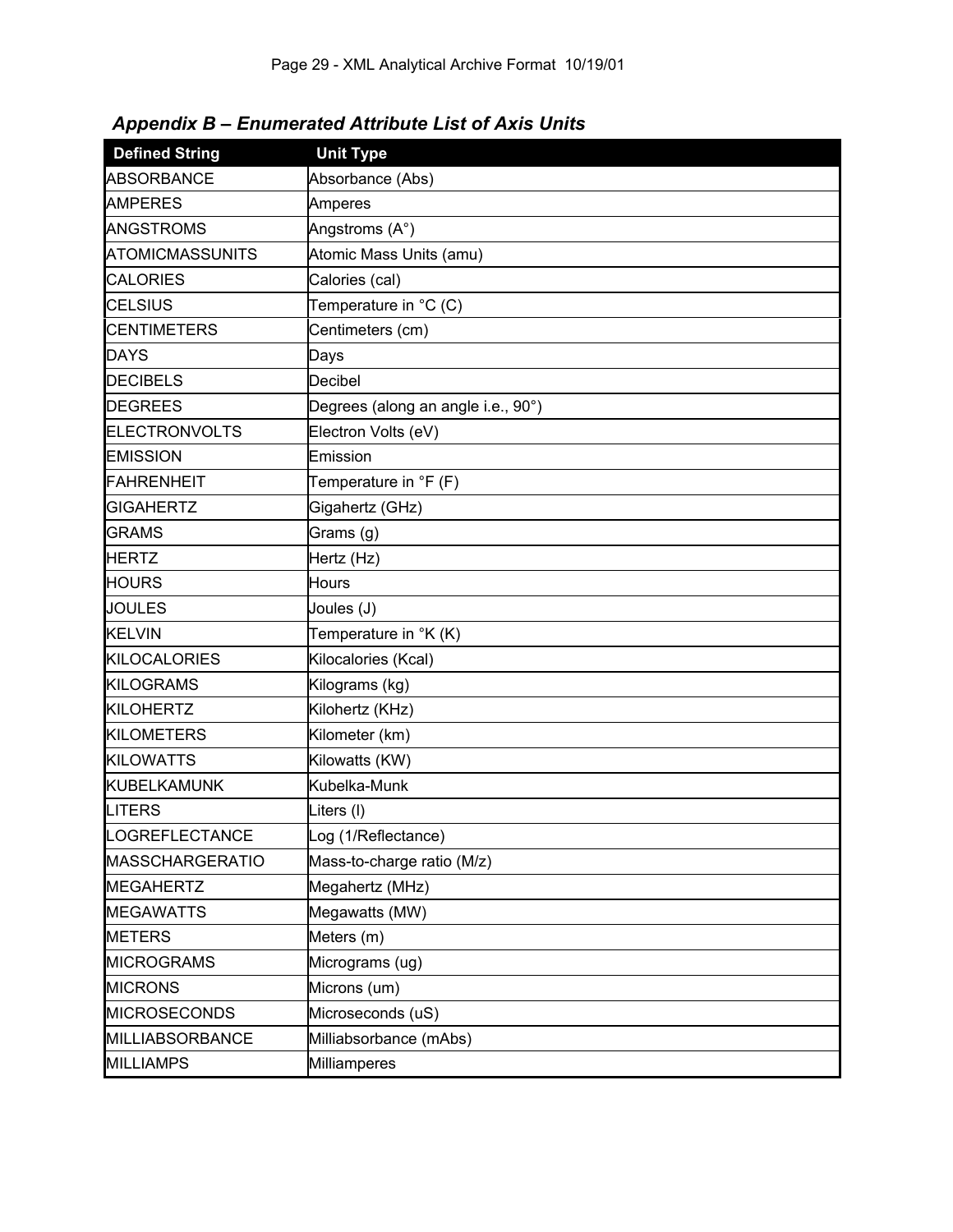### *Appendix B – Enumerated Attribute List of Axis Units*

| Defined String | Unit Type |
|---|---|
| ABSORBANCE | Absorbance (Abs) |
| AMPERES | Amperes |
| ANGSTROMS | Angstroms (A°) |
| ATOMICMASSUNITS | Atomic Mass Units (amu) |
| CALORIES | Calories (cal) |
| CELSIUS | Temperature in °C (C) |
| CENTIMETERS | Centimeters (cm) |
| DAYS | Days |
| DECIBELS | Decibel |
| DEGREES | Degrees (along an angle i.e., 90°) |
| ELECTRONVOLTS | Electron Volts (eV) |
| EMISSION | Emission |
| FAHRENHEIT | Temperature in °F (F) |
| GIGAHERTZ | Gigahertz (GHz) |
| GRAMS | Grams (g) |
| HERTZ | Hertz (Hz) |
| HOURS | Hours |
| JOULES | Joules (J) |
| KELVIN | Temperature in °K (K) |
| KILOCALORIES | Kilocalories (Kcal) |
| KILOGRAMS | Kilograms (kg) |
| KILOHERTZ | Kilohertz (KHz) |
| KILOMETERS | Kilometer (km) |
| KILOWATTS | Kilowatts (KW) |
| KUBELKAMUNK | Kubelka-Munk |
| LITERS | Liters (l) |
| LOGREFLECTANCE | Log (1/Reflectance) |
| MASSCHARGERATIO | Mass-to-charge ratio (M/z) |
| MEGAHERTZ | Megahertz (MHz) |
| MEGAWATTS | Megawatts (MW) |
| METERS | Meters (m) |
| MICROGRAMS | Micrograms (ug) |
| MICRONS | Microns (um) |
| MICROSECONDS | Microseconds (uS) |
| MILLIABSORBANCE | Milliabsorbance (mAbs) |
| MILLIAMPS | Milliamperes |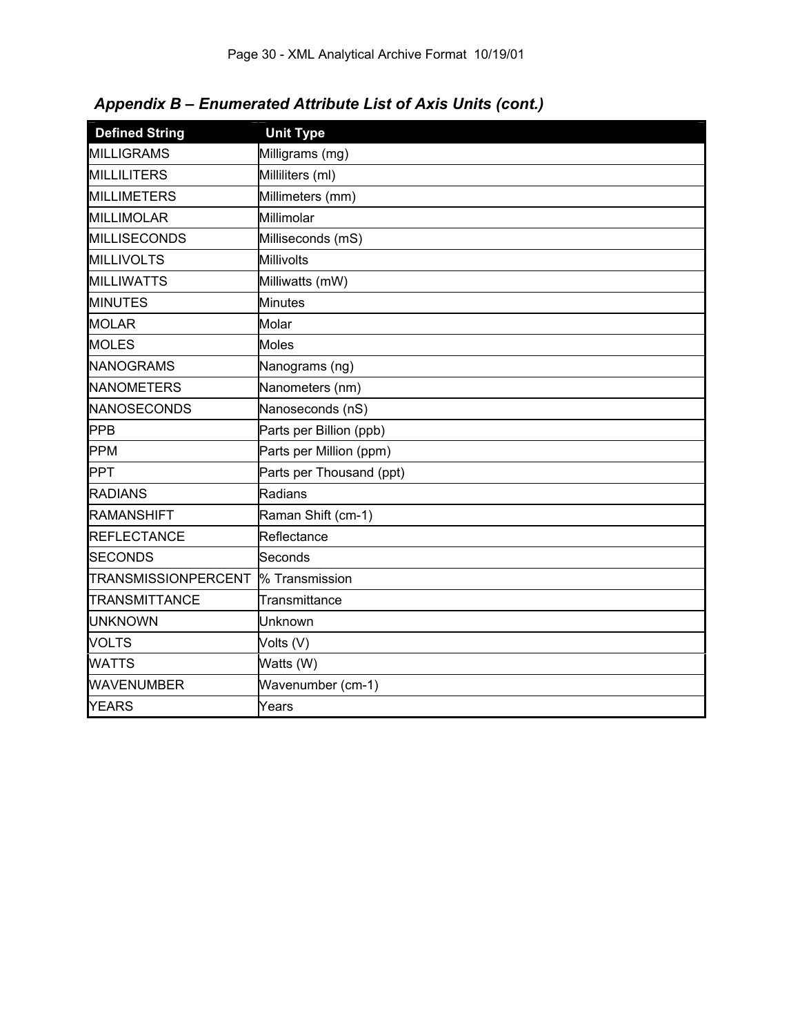## *Appendix B – Enumerated Attribute List of Axis Units (cont.)*

| Defined String | Unit Type |
|---|---|
| MILLIGRAMS | Milligrams (mg) |
| MILLILITERS | Milliliters (ml) |
| MILLIMETERS | Millimeters (mm) |
| MILLIMOLAR | Millimolar |
| MILLISECONDS | Milliseconds (mS) |
| MILLIVOLTS | Millivolts |
| MILLIWATTS | Milliwatts (mW) |
| MINUTES | Minutes |
| MOLAR | Molar |
| MOLES | Moles |
| NANOGRAMS | Nanograms (ng) |
| NANOMETERS | Nanometers (nm) |
| NANOSECONDS | Nanoseconds (nS) |
| PPB | Parts per Billion (ppb) |
| PPM | Parts per Million (ppm) |
| PPT | Parts per Thousand (ppt) |
| RADIANS | Radians |
| RAMANSHIFT | Raman Shift (cm-1) |
| REFLECTANCE | Reflectance |
| SECONDS | Seconds |
| TRANSMISSIONPERCENT | % Transmission |
| TRANSMITTANCE | Transmittance |
| UNKNOWN | Unknown |
| VOLTS | Volts (V) |
| WATTS | Watts (W) |
| WAVENUMBER | Wavenumber (cm-1) |
| YEARS | Years |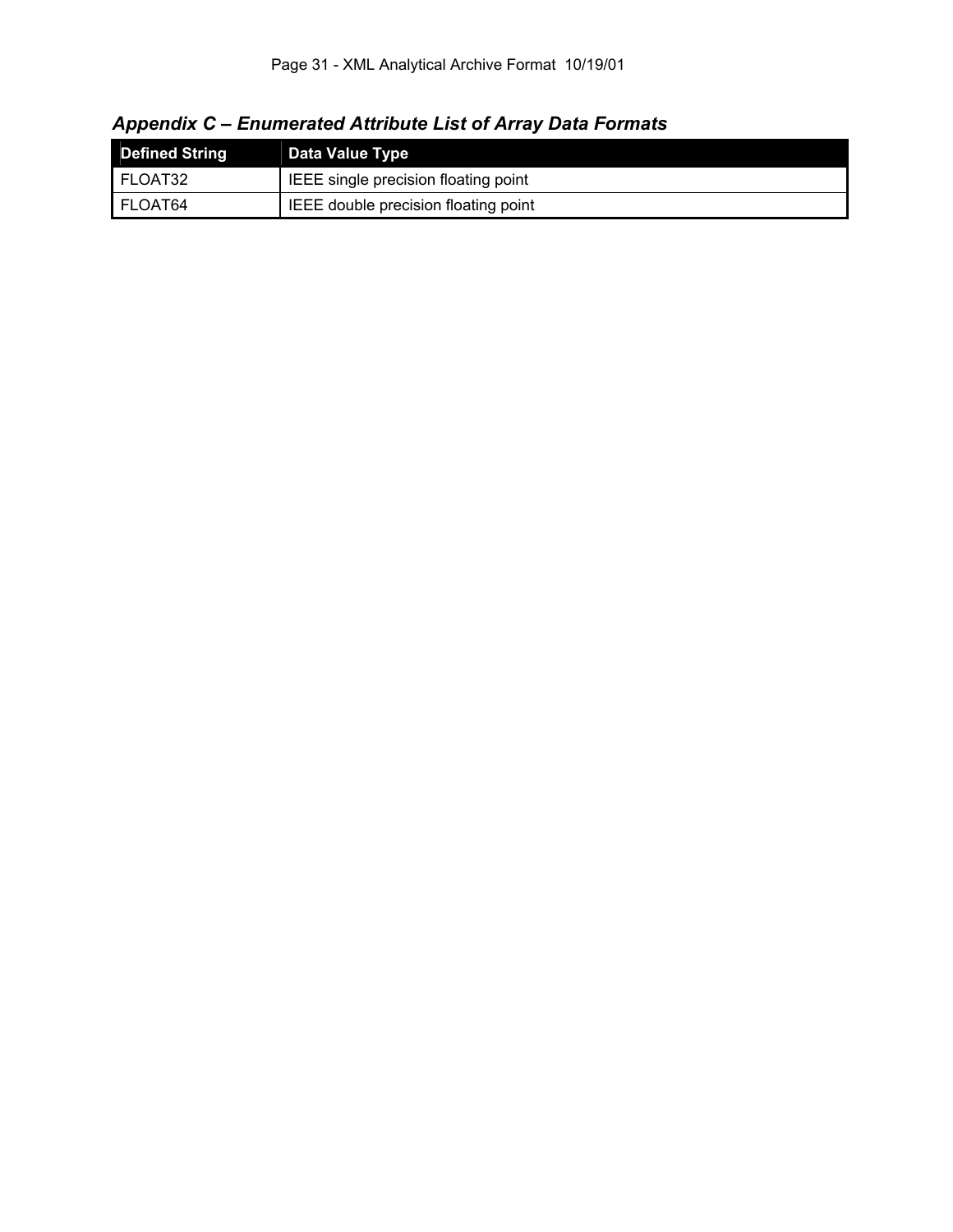## *Appendix C – Enumerated Attribute List of Array Data Formats*

| Defined String | Data Value Type |
|---|---|
| FLOAT32 | IEEE single precision floating point |
| FLOAT64 | IEEE double precision floating point |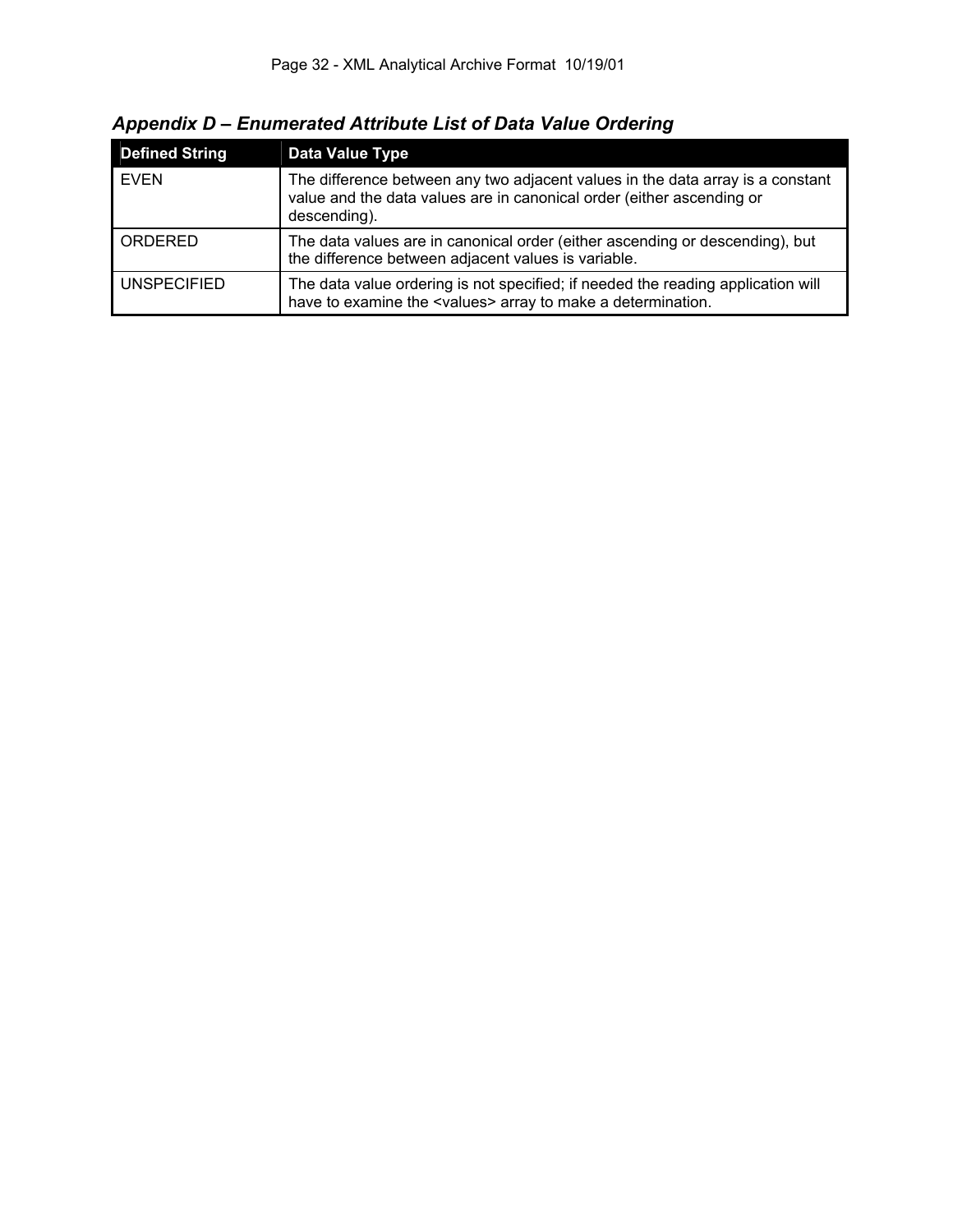## *Appendix D – Enumerated Attribute List of Data Value Ordering*

| Defined String | Data Value Type |
|---|---|
| EVEN | The difference between any two adjacent values in the data array is a constant value and the data values are in canonical order (either ascending or descending). |
| ORDERED | The data values are in canonical order (either ascending or descending), but the difference between adjacent values is variable. |
| UNSPECIFIED | The data value ordering is not specified; if needed the reading application will have to examine the <values> array to make a determination. |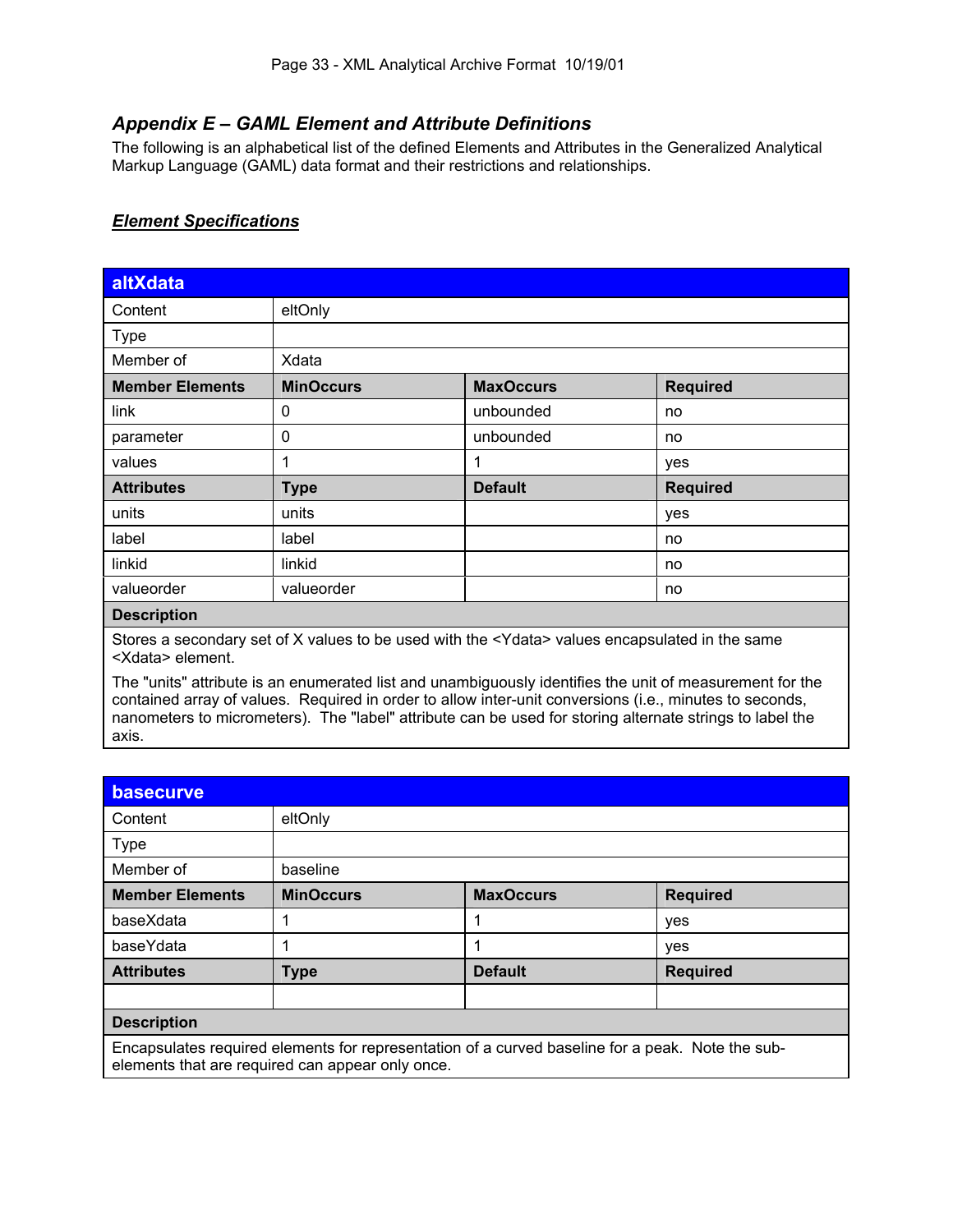### *Appendix E – GAML Element and Attribute Definitions*

The following is an alphabetical list of the defined Elements and Attributes in the Generalized Analytical Markup Language (GAML) data format and their restrictions and relationships.

#### ***Element Specifications***

| **altXdata** | | | |
|---|---|---|---|
| Content | eltOnly | | |
| Type | | | |
| Member of | Xdata | | |
| **Member Elements** | **MinOccurs** | **MaxOccurs** | **Required** |
| link | 0 | unbounded | no |
| parameter | 0 | unbounded | no |
| values | 1 | 1 | yes |
| **Attributes** | **Type** | **Default** | **Required** |
| units | units | | yes |
| label | label | | no |
| linkid | linkid | | no |
| valueorder | valueorder | | no |
| **Description** | | | |
| Stores a secondary set of X values to be used with the <Ydata> values encapsulated in the same <Xdata> element. The "units" attribute is an enumerated list and unambiguously identifies the unit of measurement for the contained array of values. Required in order to allow inter-unit conversions (i.e., minutes to seconds, nanometers to micrometers). The "label" attribute can be used for storing alternate strings to label the axis. | | | |

| **basecurve** | | | |
|---|---|---|---|
| Content | eltOnly | | |
| Type | | | |
| Member of | baseline | | |
| **Member Elements** | **MinOccurs** | **MaxOccurs** | **Required** |
| baseXdata | 1 | 1 | yes |
| baseYdata | 1 | 1 | yes |
| **Attributes** | **Type** | **Default** | **Required** |
| | | | |
| **Description** | | | |
| Encapsulates required elements for representation of a curved baseline for a peak. Note the sub-elements that are required can appear only once. | | | |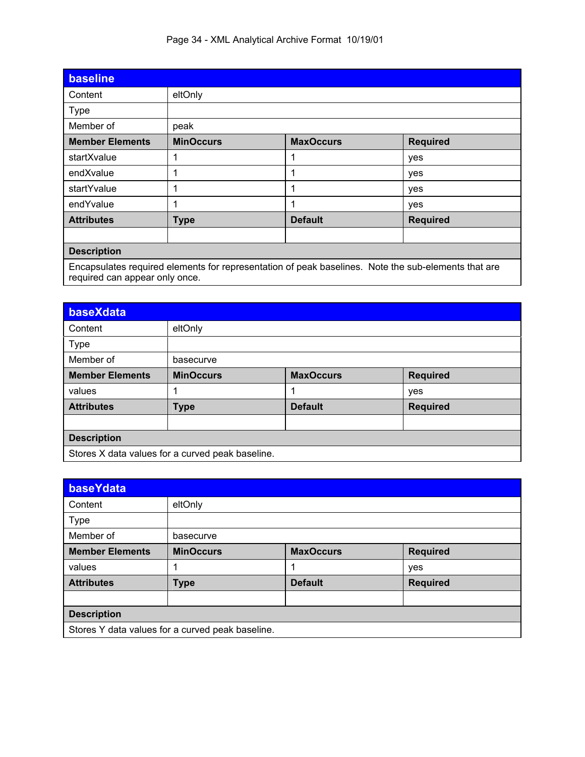| baseline | | | |
|---|---|---|---|
| Content | eltOnly | | |
| Type | | | |
| Member of | peak | | |
| **Member Elements** | **MinOccurs** | **MaxOccurs** | **Required** |
| startXvalue | 1 | 1 | yes |
| endXvalue | 1 | 1 | yes |
| startYvalue | 1 | 1 | yes |
| endYvalue | 1 | 1 | yes |
| **Attributes** | **Type** | **Default** | **Required** |
| | | | |
| **Description** | | | |
| Encapsulates required elements for representation of peak baselines. Note the sub-elements that are required can appear only once. | | | |

| baseXdata | | | |
|---|---|---|---|
| Content | eltOnly | | |
| Type | | | |
| Member of | basecurve | | |
| **Member Elements** | **MinOccurs** | **MaxOccurs** | **Required** |
| values | 1 | 1 | yes |
| **Attributes** | **Type** | **Default** | **Required** |
| | | | |
| **Description** | | | |
| Stores X data values for a curved peak baseline. | | | |

| baseYdata | | | |
|---|---|---|---|
| Content | eltOnly | | |
| Type | | | |
| Member of | basecurve | | |
| **Member Elements** | **MinOccurs** | **MaxOccurs** | **Required** |
| values | 1 | 1 | yes |
| **Attributes** | **Type** | **Default** | **Required** |
| | | | |
| **Description** | | | |
| Stores Y data values for a curved peak baseline. | | | |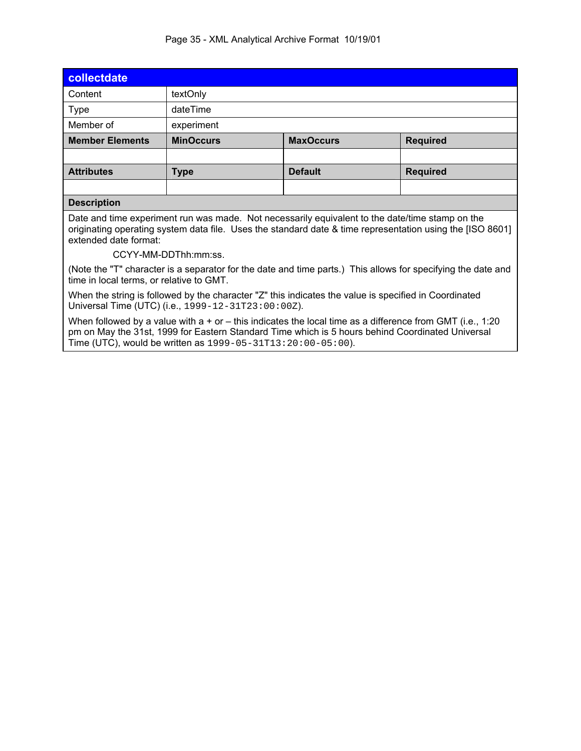## collectdate

| | | | |
|---|---|---|---|
| Content | textOnly | | |
| Type | dateTime | | |
| Member of | experiment | | |
| **Member Elements** | **MinOccurs** | **MaxOccurs** | **Required** |
| | | | |
| **Attributes** | **Type** | **Default** | **Required** |
| | | | |

**Description**

Date and time experiment run was made. Not necessarily equivalent to the date/time stamp on the originating operating system data file. Uses the standard date & time representation using the [ISO 8601] extended date format:

CCYY-MM-DDThh:mm:ss.

(Note the "T" character is a separator for the date and time parts.) This allows for specifying the date and time in local terms, or relative to GMT.

When the string is followed by the character "Z" this indicates the value is specified in Coordinated Universal Time (UTC) (i.e., `1999-12-31T23:00:00Z`).

When followed by a value with a + or – this indicates the local time as a difference from GMT (i.e., 1:20 pm on May the 31st, 1999 for Eastern Standard Time which is 5 hours behind Coordinated Universal Time (UTC), would be written as `1999-05-31T13:20:00-05:00`).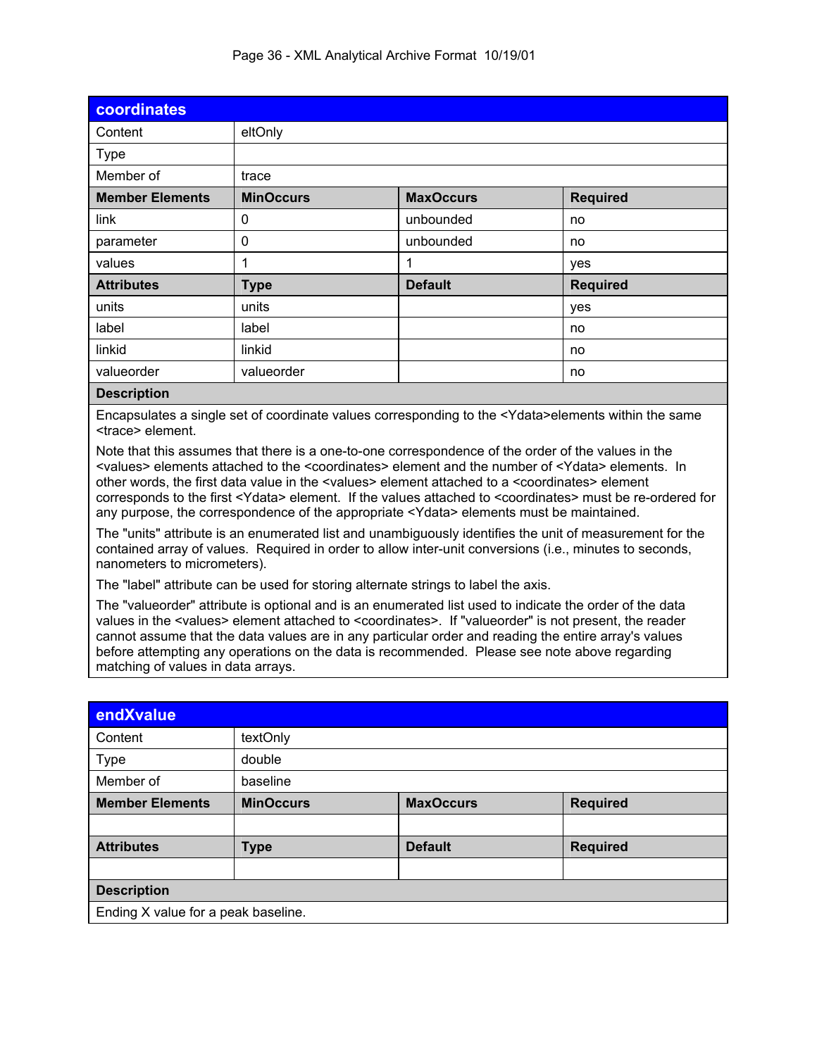## coordinates

| | | | |
|---|---|---|---|
| Content | eltOnly | | |
| Type | | | |
| Member of | trace | | |
| **Member Elements** | **MinOccurs** | **MaxOccurs** | **Required** |
| link | 0 | unbounded | no |
| parameter | 0 | unbounded | no |
| values | 1 | 1 | yes |
| **Attributes** | **Type** | **Default** | **Required** |
| units | units | | yes |
| label | label | | no |
| linkid | linkid | | no |
| valueorder | valueorder | | no |

**Description**

Encapsulates a single set of coordinate values corresponding to the <Ydata>elements within the same <trace> element.

Note that this assumes that there is a one-to-one correspondence of the order of the values in the <values> elements attached to the <coordinates> element and the number of <Ydata> elements. In other words, the first data value in the <values> element attached to a <coordinates> element corresponds to the first <Ydata> element. If the values attached to <coordinates> must be re-ordered for any purpose, the correspondence of the appropriate <Ydata> elements must be maintained.

The "units" attribute is an enumerated list and unambiguously identifies the unit of measurement for the contained array of values. Required in order to allow inter-unit conversions (i.e., minutes to seconds, nanometers to micrometers).

The "label" attribute can be used for storing alternate strings to label the axis.

The "valueorder" attribute is optional and is an enumerated list used to indicate the order of the data values in the <values> element attached to <coordinates>. If "valueorder" is not present, the reader cannot assume that the data values are in any particular order and reading the entire array's values before attempting any operations on the data is recommended. Please see note above regarding matching of values in data arrays.

## endXvalue

| | | | |
|---|---|---|---|
| Content | textOnly | | |
| Type | double | | |
| Member of | baseline | | |
| **Member Elements** | **MinOccurs** | **MaxOccurs** | **Required** |
| | | | |
| **Attributes** | **Type** | **Default** | **Required** |
| | | | |

**Description**

Ending X value for a peak baseline.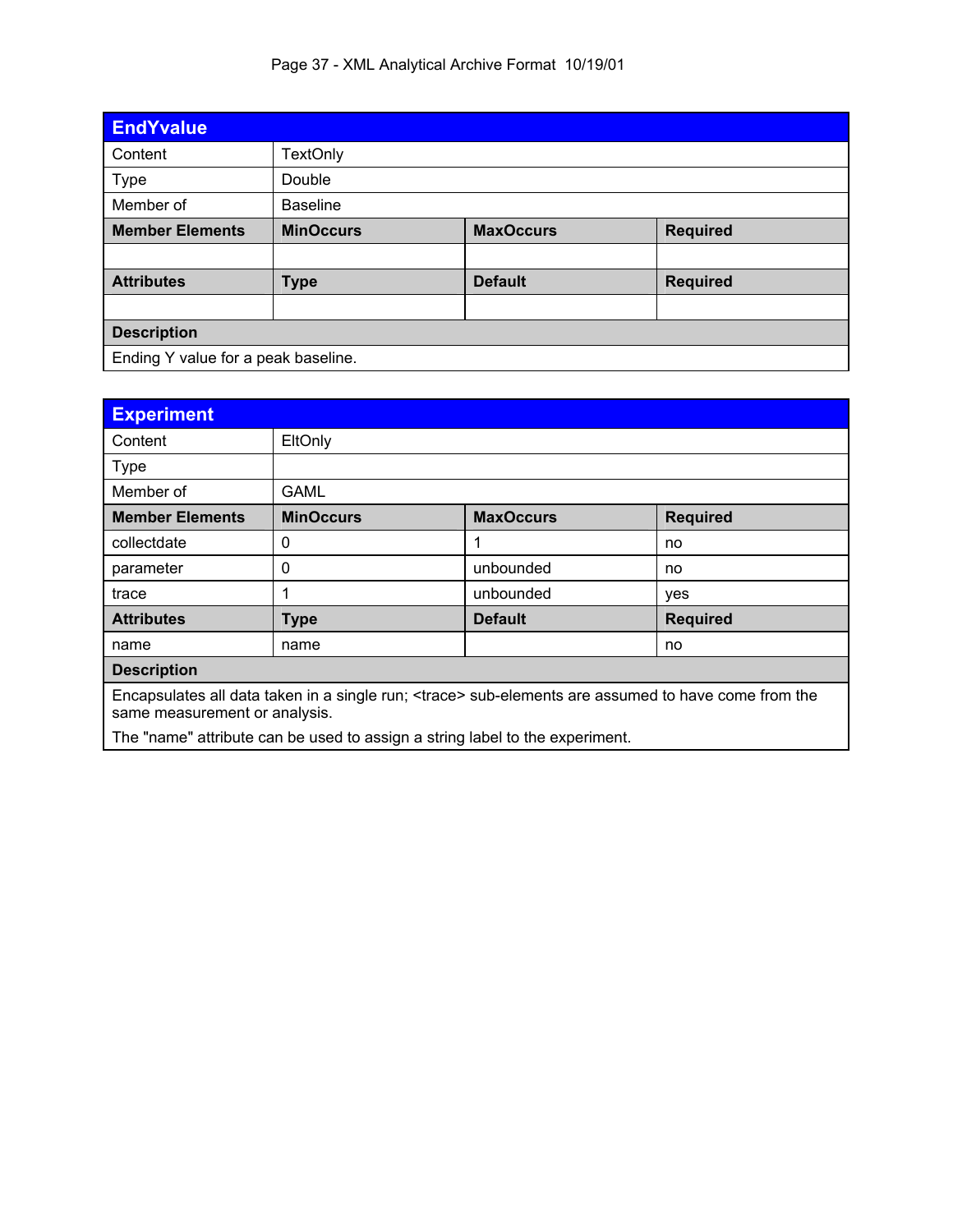## EndYvalue

| | | | |
|---|---|---|---|
| Content | TextOnly | | |
| Type | Double | | |
| Member of | Baseline | | |
| **Member Elements** | **MinOccurs** | **MaxOccurs** | **Required** |
| | | | |
| **Attributes** | **Type** | **Default** | **Required** |
| | | | |
| **Description** | | | |
| Ending Y value for a peak baseline. | | | |

## Experiment

| | | | |
|---|---|---|---|
| Content | EltOnly | | |
| Type | | | |
| Member of | GAML | | |
| **Member Elements** | **MinOccurs** | **MaxOccurs** | **Required** |
| collectdate | 0 | 1 | no |
| parameter | 0 | unbounded | no |
| trace | 1 | unbounded | yes |
| **Attributes** | **Type** | **Default** | **Required** |
| name | name | | no |
| **Description** | | | |
| Encapsulates all data taken in a single run; <trace> sub-elements are assumed to have come from the same measurement or analysis. The "name" attribute can be used to assign a string label to the experiment. | | | |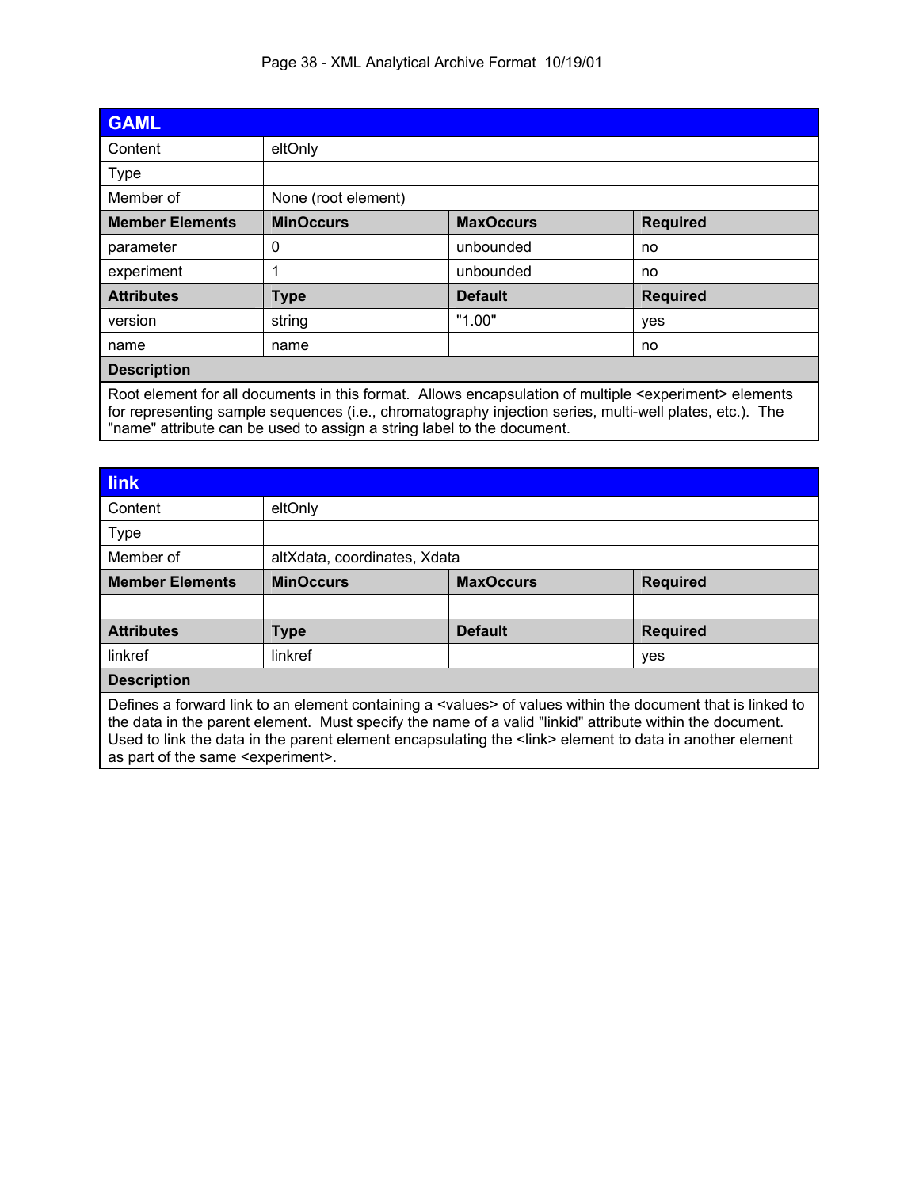| GAML | | | |
|---|---|---|---|
| Content | eltOnly | | |
| Type | | | |
| Member of | None (root element) | | |
| **Member Elements** | **MinOccurs** | **MaxOccurs** | **Required** |
| parameter | 0 | unbounded | no |
| experiment | 1 | unbounded | no |
| **Attributes** | **Type** | **Default** | **Required** |
| version | string | "1.00" | yes |
| name | name | | no |
| **Description** | | | |
| Root element for all documents in this format. Allows encapsulation of multiple <experiment> elements for representing sample sequences (i.e., chromatography injection series, multi-well plates, etc.). The "name" attribute can be used to assign a string label to the document. | | | |

| link | | | |
|---|---|---|---|
| Content | eltOnly | | |
| Type | | | |
| Member of | altXdata, coordinates, Xdata | | |
| **Member Elements** | **MinOccurs** | **MaxOccurs** | **Required** |
| | | | |
| **Attributes** | **Type** | **Default** | **Required** |
| linkref | linkref | | yes |
| **Description** | | | |
| Defines a forward link to an element containing a <values> of values within the document that is linked to the data in the parent element. Must specify the name of a valid "linkid" attribute within the document. Used to link the data in the parent element encapsulating the <link> element to data in another element as part of the same <experiment>. | | | |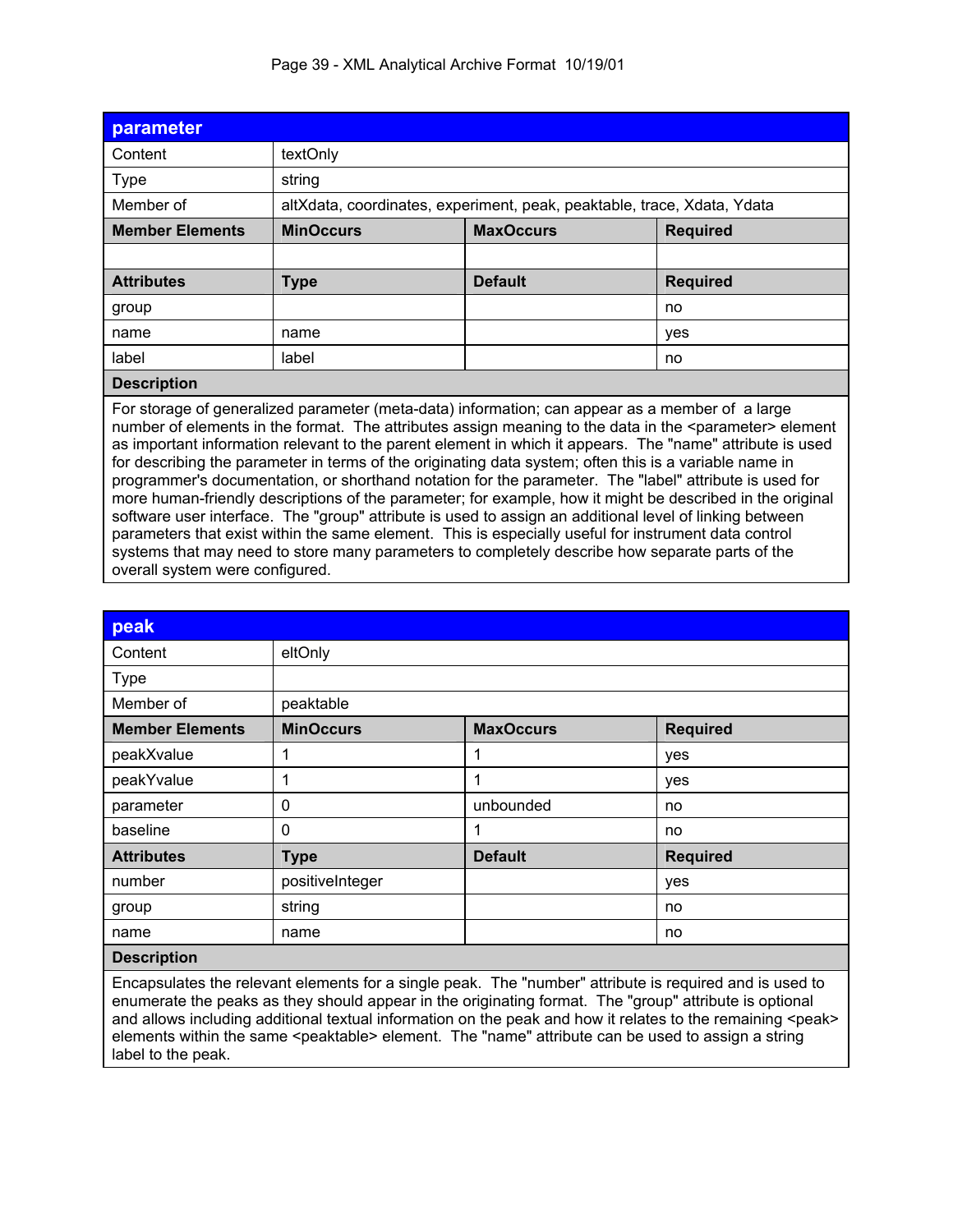| parameter | | | |
|---|---|---|---|
| Content | textOnly | | |
| Type | string | | |
| Member of | altXdata, coordinates, experiment, peak, peaktable, trace, Xdata, Ydata | | |
| **Member Elements** | **MinOccurs** | **MaxOccurs** | **Required** |
| | | | |
| **Attributes** | **Type** | **Default** | **Required** |
| group | | | no |
| name | name | | yes |
| label | label | | no |
| **Description** | | | |
| For storage of generalized parameter (meta-data) information; can appear as a member of a large number of elements in the format. The attributes assign meaning to the data in the <parameter> element as important information relevant to the parent element in which it appears. The "name" attribute is used for describing the parameter in terms of the originating data system; often this is a variable name in programmer's documentation, or shorthand notation for the parameter. The "label" attribute is used for more human-friendly descriptions of the parameter; for example, how it might be described in the original software user interface. The "group" attribute is used to assign an additional level of linking between parameters that exist within the same element. This is especially useful for instrument data control systems that may need to store many parameters to completely describe how separate parts of the overall system were configured. | | | |

| peak | | | |
|---|---|---|---|
| Content | eltOnly | | |
| Type | | | |
| Member of | peaktable | | |
| **Member Elements** | **MinOccurs** | **MaxOccurs** | **Required** |
| peakXvalue | 1 | 1 | yes |
| peakYvalue | 1 | 1 | yes |
| parameter | 0 | unbounded | no |
| baseline | 0 | 1 | no |
| **Attributes** | **Type** | **Default** | **Required** |
| number | positiveInteger | | yes |
| group | string | | no |
| name | name | | no |
| **Description** | | | |
| Encapsulates the relevant elements for a single peak. The "number" attribute is required and is used to enumerate the peaks as they should appear in the originating format. The "group" attribute is optional and allows including additional textual information on the peak and how it relates to the remaining <peak> elements within the same <peaktable> element. The "name" attribute can be used to assign a string label to the peak. | | | |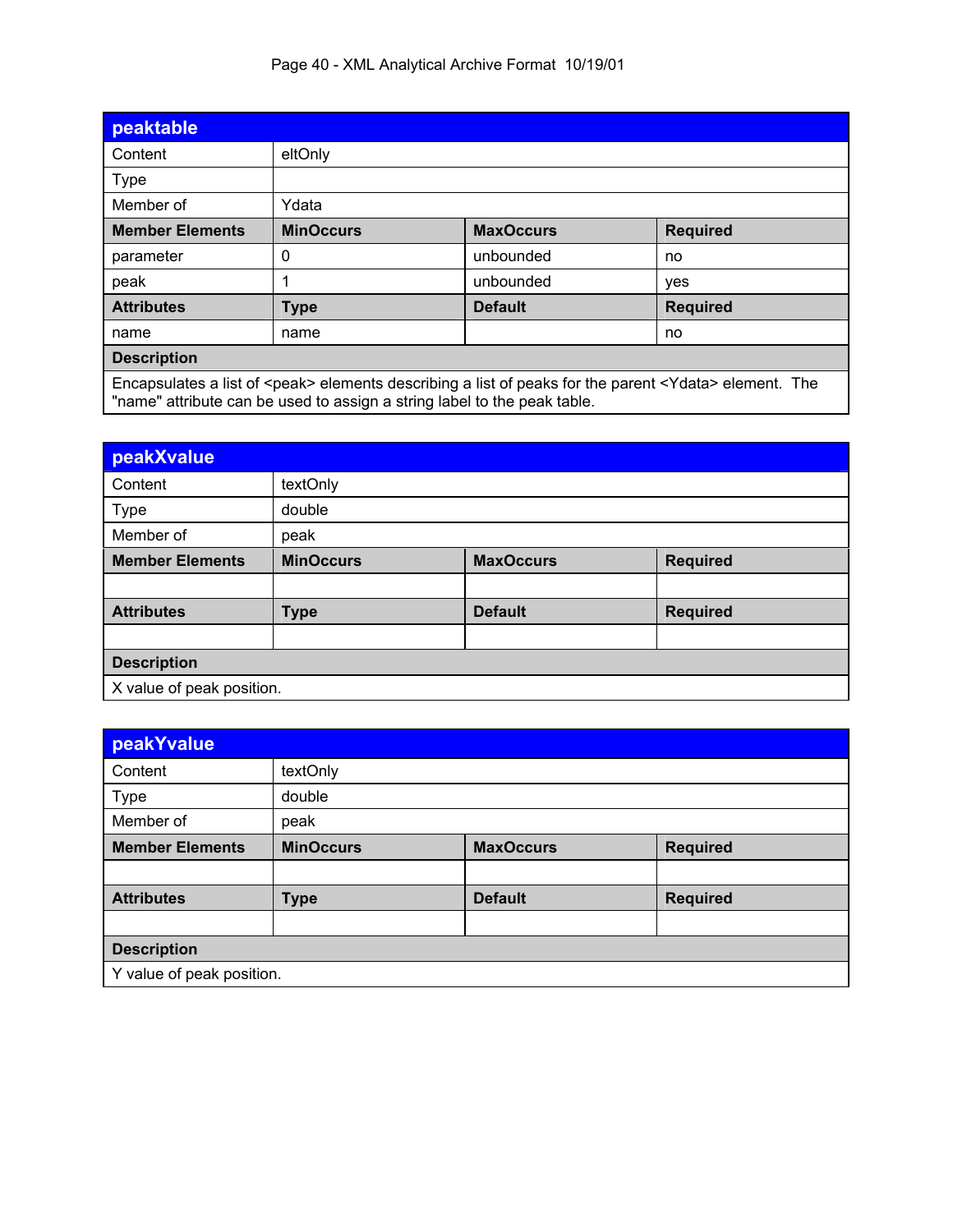| peaktable | | | |
|---|---|---|---|
| Content | eltOnly | | |
| Type | | | |
| Member of | Ydata | | |
| **Member Elements** | **MinOccurs** | **MaxOccurs** | **Required** |
| parameter | 0 | unbounded | no |
| peak | 1 | unbounded | yes |
| **Attributes** | **Type** | **Default** | **Required** |
| name | name | | no |
| **Description** | | | |
| Encapsulates a list of <peak> elements describing a list of peaks for the parent <Ydata> element. The "name" attribute can be used to assign a string label to the peak table. | | | |

| peakXvalue | | | |
|---|---|---|---|
| Content | textOnly | | |
| Type | double | | |
| Member of | peak | | |
| **Member Elements** | **MinOccurs** | **MaxOccurs** | **Required** |
| | | | |
| **Attributes** | **Type** | **Default** | **Required** |
| | | | |
| **Description** | | | |
| X value of peak position. | | | |

| peakYvalue | | | |
|---|---|---|---|
| Content | textOnly | | |
| Type | double | | |
| Member of | peak | | |
| **Member Elements** | **MinOccurs** | **MaxOccurs** | **Required** |
| | | | |
| **Attributes** | **Type** | **Default** | **Required** |
| | | | |
| **Description** | | | |
| Y value of peak position. | | | |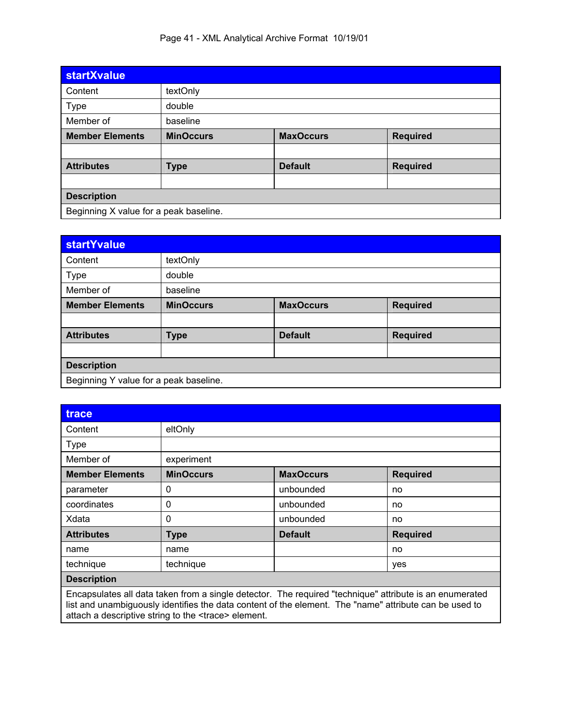| startXvalue | | | |
|---|---|---|---|
| Content | textOnly | | |
| Type | double | | |
| Member of | baseline | | |
| **Member Elements** | **MinOccurs** | **MaxOccurs** | **Required** |
| | | | |
| **Attributes** | **Type** | **Default** | **Required** |
| | | | |
| **Description** | | | |
| Beginning X value for a peak baseline. | | | |

| startYvalue | | | |
|---|---|---|---|
| Content | textOnly | | |
| Type | double | | |
| Member of | baseline | | |
| **Member Elements** | **MinOccurs** | **MaxOccurs** | **Required** |
| | | | |
| **Attributes** | **Type** | **Default** | **Required** |
| | | | |
| **Description** | | | |
| Beginning Y value for a peak baseline. | | | |

| trace | | | |
|---|---|---|---|
| Content | eltOnly | | |
| Type | | | |
| Member of | experiment | | |
| **Member Elements** | **MinOccurs** | **MaxOccurs** | **Required** |
| parameter | 0 | unbounded | no |
| coordinates | 0 | unbounded | no |
| Xdata | 0 | unbounded | no |
| **Attributes** | **Type** | **Default** | **Required** |
| name | name | | no |
| technique | technique | | yes |
| **Description** | | | |
| Encapsulates all data taken from a single detector. The required "technique" attribute is an enumerated list and unambiguously identifies the data content of the element. The "name" attribute can be used to attach a descriptive string to the <trace> element. | | | |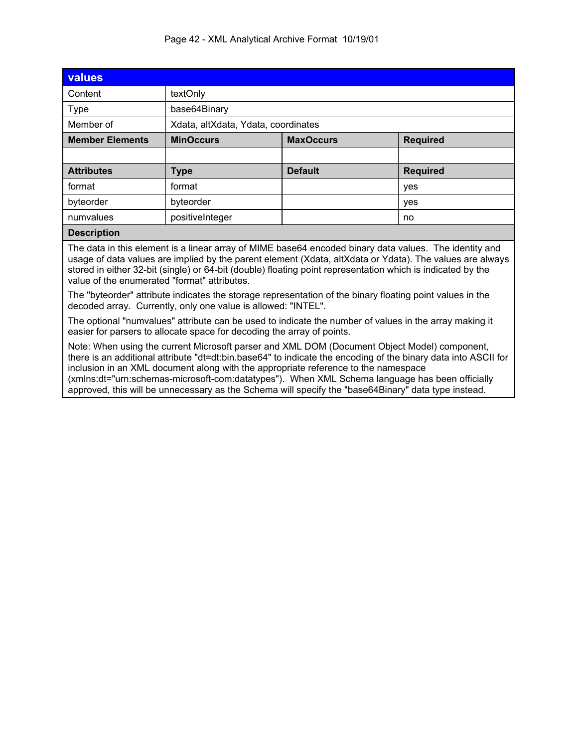| values | | | |
|---|---|---|---|
| Content | textOnly | | |
| Type | base64Binary | | |
| Member of | Xdata, altXdata, Ydata, coordinates | | |
| **Member Elements** | **MinOccurs** | **MaxOccurs** | **Required** |
| | | | |
| **Attributes** | **Type** | **Default** | **Required** |
| format | format | | yes |
| byteorder | byteorder | | yes |
| numvalues | positiveInteger | | no |

**Description**

The data in this element is a linear array of MIME base64 encoded binary data values. The identity and usage of data values are implied by the parent element (Xdata, altXdata or Ydata). The values are always stored in either 32-bit (single) or 64-bit (double) floating point representation which is indicated by the value of the enumerated "format" attributes.

The "byteorder" attribute indicates the storage representation of the binary floating point values in the decoded array. Currently, only one value is allowed: "INTEL".

The optional "numvalues" attribute can be used to indicate the number of values in the array making it easier for parsers to allocate space for decoding the array of points.

Note: When using the current Microsoft parser and XML DOM (Document Object Model) component, there is an additional attribute "dt=dt:bin.base64" to indicate the encoding of the binary data into ASCII for inclusion in an XML document along with the appropriate reference to the namespace (xmlns:dt="urn:schemas-microsoft-com:datatypes"). When XML Schema language has been officially approved, this will be unnecessary as the Schema will specify the "base64Binary" data type instead.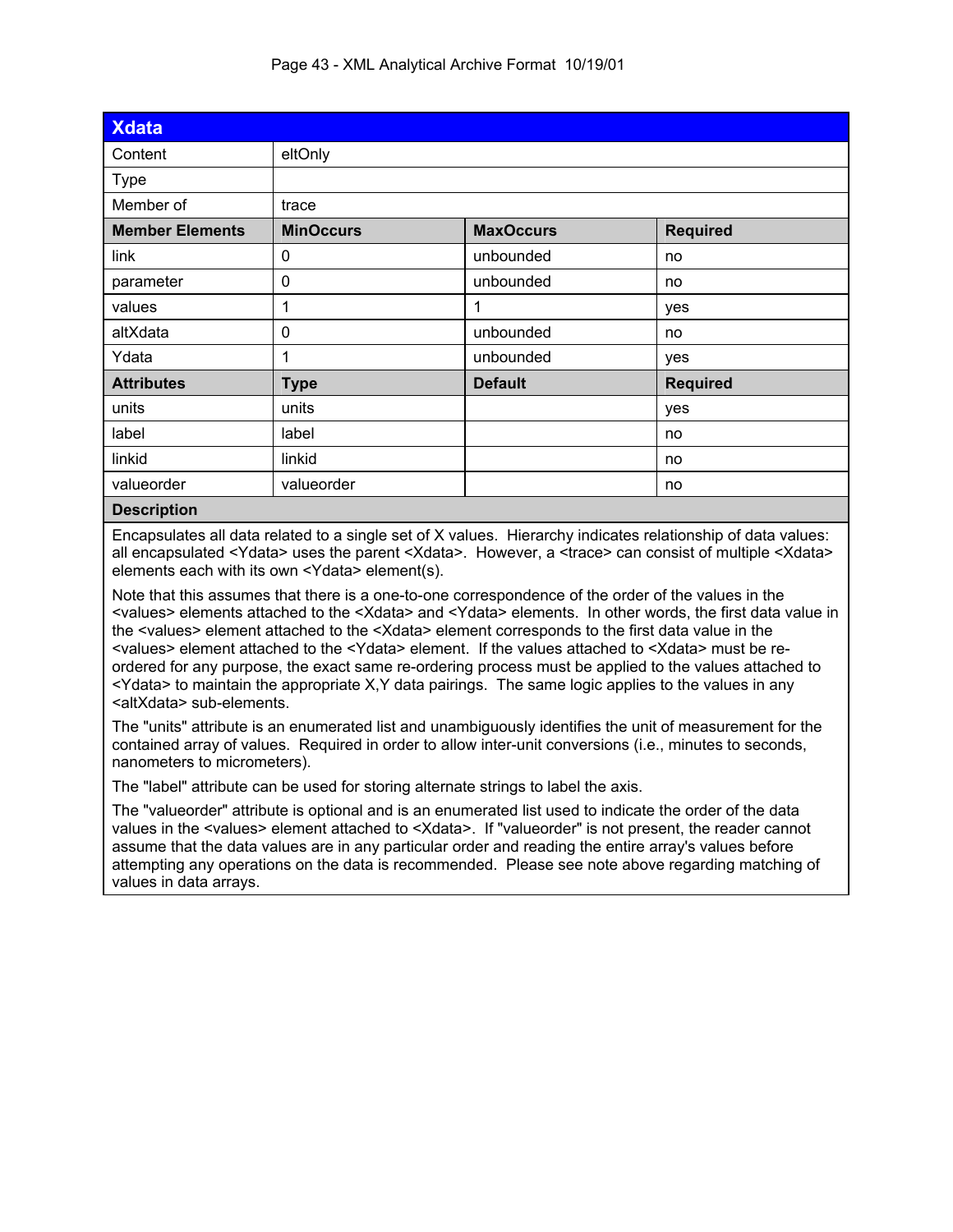| Xdata | | | |
|---|---|---|---|
| Content | eltOnly | | |
| Type | | | |
| Member of | trace | | |
| **Member Elements** | **MinOccurs** | **MaxOccurs** | **Required** |
| link | 0 | unbounded | no |
| parameter | 0 | unbounded | no |
| values | 1 | 1 | yes |
| altXdata | 0 | unbounded | no |
| Ydata | 1 | unbounded | yes |
| **Attributes** | **Type** | **Default** | **Required** |
| units | units | | yes |
| label | label | | no |
| linkid | linkid | | no |
| valueorder | valueorder | | no |

**Description**

Encapsulates all data related to a single set of X values. Hierarchy indicates relationship of data values: all encapsulated <Ydata> uses the parent <Xdata>. However, a <trace> can consist of multiple <Xdata> elements each with its own <Ydata> element(s).

Note that this assumes that there is a one-to-one correspondence of the order of the values in the <values> elements attached to the <Xdata> and <Ydata> elements. In other words, the first data value in the <values> element attached to the <Xdata> element corresponds to the first data value in the <values> element attached to the <Ydata> element. If the values attached to <Xdata> must be re-ordered for any purpose, the exact same re-ordering process must be applied to the values attached to <Ydata> to maintain the appropriate X,Y data pairings. The same logic applies to the values in any <altXdata> sub-elements.

The "units" attribute is an enumerated list and unambiguously identifies the unit of measurement for the contained array of values. Required in order to allow inter-unit conversions (i.e., minutes to seconds, nanometers to micrometers).

The "label" attribute can be used for storing alternate strings to label the axis.

The "valueorder" attribute is optional and is an enumerated list used to indicate the order of the data values in the <values> element attached to <Xdata>. If "valueorder" is not present, the reader cannot assume that the data values are in any particular order and reading the entire array's values before attempting any operations on the data is recommended. Please see note above regarding matching of values in data arrays.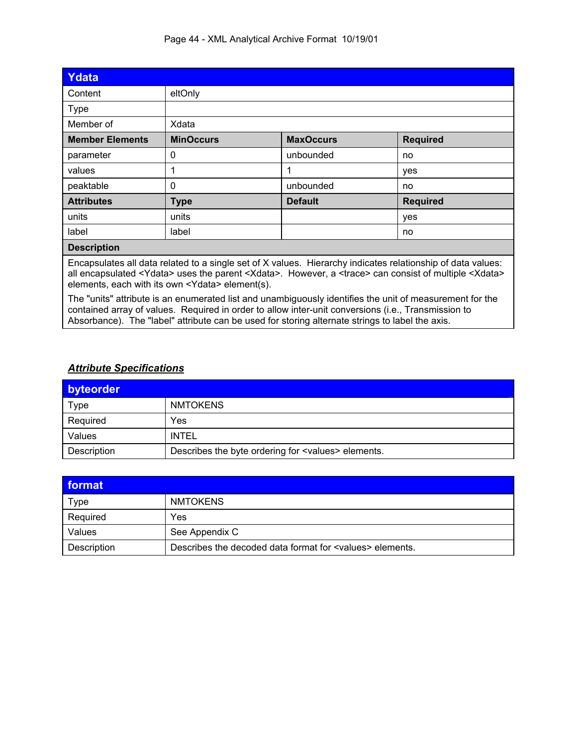| Ydata | | | |
|---|---|---|---|
| Content | eltOnly | | |
| Type | | | |
| Member of | Xdata | | |
| **Member Elements** | **MinOccurs** | **MaxOccurs** | **Required** |
| parameter | 0 | unbounded | no |
| values | 1 | 1 | yes |
| peaktable | 0 | unbounded | no |
| **Attributes** | **Type** | **Default** | **Required** |
| units | units | | yes |
| label | label | | no |
| **Description** | | | |

Encapsulates all data related to a single set of X values. Hierarchy indicates relationship of data values: all encapsulated <Ydata> uses the parent <Xdata>. However, a <trace> can consist of multiple <Xdata> elements, each with its own <Ydata> element(s).

The "units" attribute is an enumerated list and unambiguously identifies the unit of measurement for the contained array of values. Required in order to allow inter-unit conversions (i.e., Transmission to Absorbance). The "label" attribute can be used for storing alternate strings to label the axis.

## ***Attribute Specifications***

| byteorder | |
|---|---|
| Type | NMTOKENS |
| Required | Yes |
| Values | INTEL |
| Description | Describes the byte ordering for <values> elements. |

| format | |
|---|---|
| Type | NMTOKENS |
| Required | Yes |
| Values | See Appendix C |
| Description | Describes the decoded data format for <values> elements. |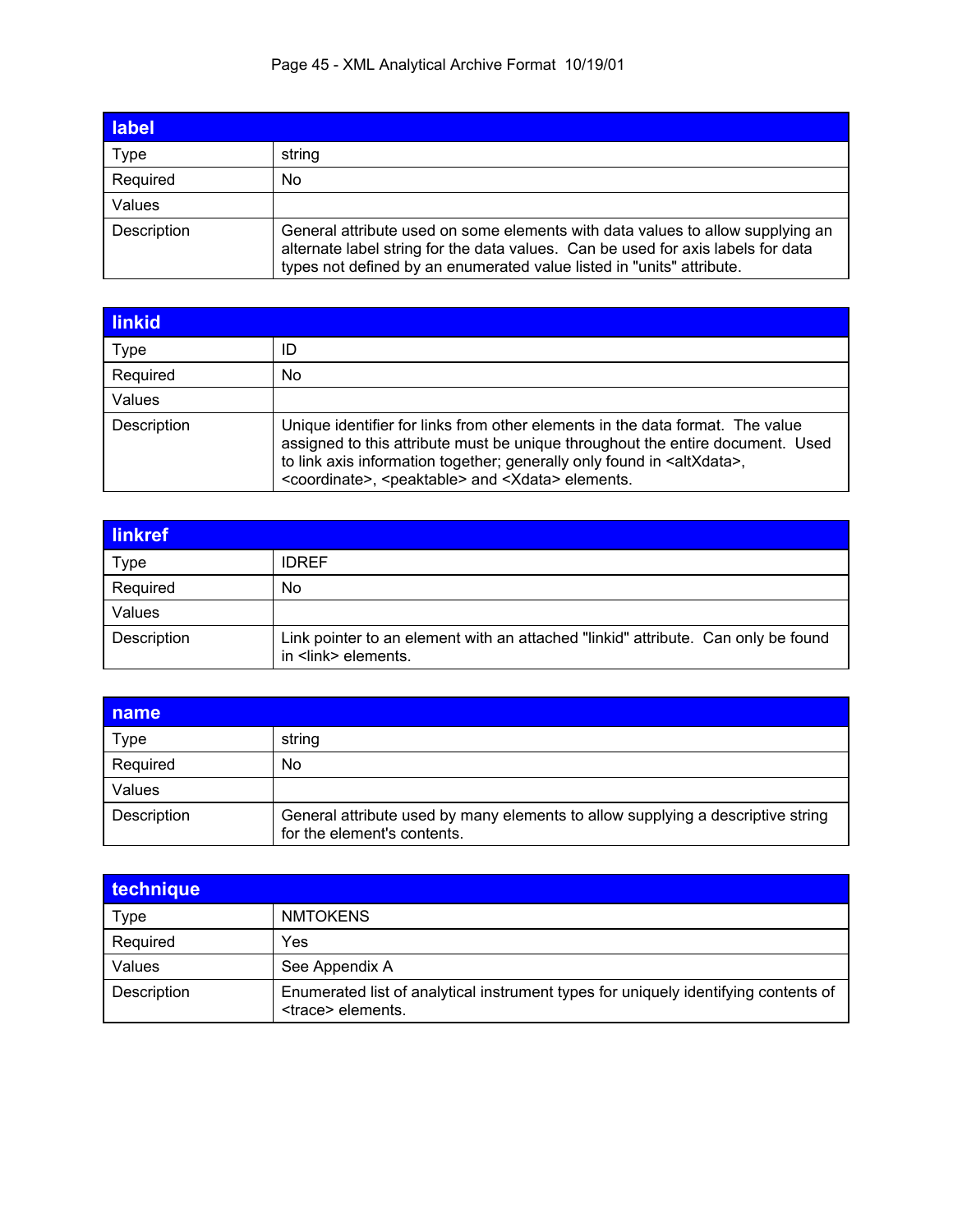| label | |
|---|---|
| Type | string |
| Required | No |
| Values | |
| Description | General attribute used on some elements with data values to allow supplying an alternate label string for the data values. Can be used for axis labels for data types not defined by an enumerated value listed in "units" attribute. |

| linkid | |
|---|---|
| Type | ID |
| Required | No |
| Values | |
| Description | Unique identifier for links from other elements in the data format. The value assigned to this attribute must be unique throughout the entire document. Used to link axis information together; generally only found in <altXdata>, <coordinate>, <peaktable> and <Xdata> elements. |

| linkref | |
|---|---|
| Type | IDREF |
| Required | No |
| Values | |
| Description | Link pointer to an element with an attached "linkid" attribute. Can only be found in <link> elements. |

| name | |
|---|---|
| Type | string |
| Required | No |
| Values | |
| Description | General attribute used by many elements to allow supplying a descriptive string for the element's contents. |

| technique | |
|---|---|
| Type | NMTOKENS |
| Required | Yes |
| Values | See Appendix A |
| Description | Enumerated list of analytical instrument types for uniquely identifying contents of <trace> elements. |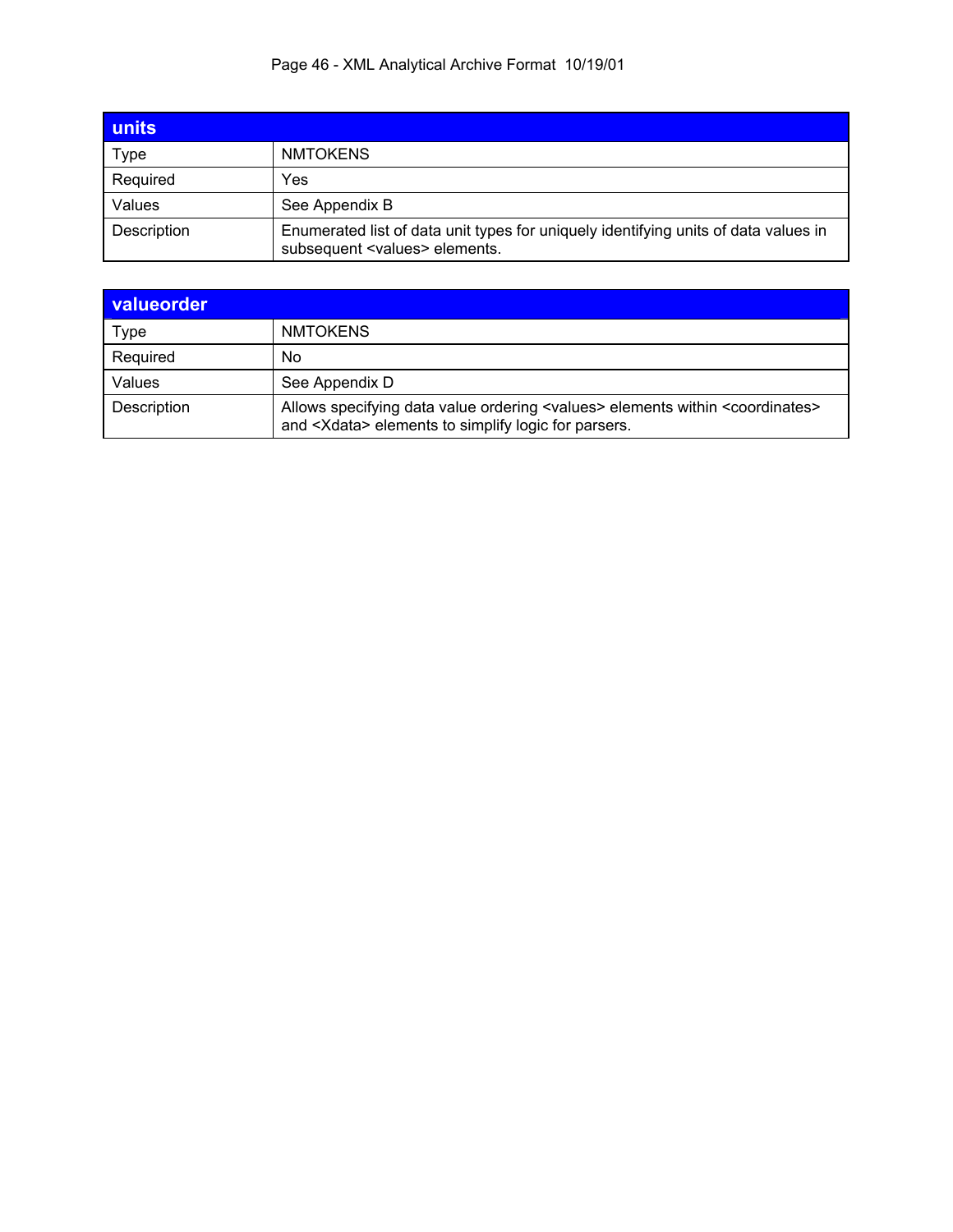| units | |
|---|---|
| Type | NMTOKENS |
| Required | Yes |
| Values | See Appendix B |
| Description | Enumerated list of data unit types for uniquely identifying units of data values in subsequent <values> elements. |

| valueorder | |
|---|---|
| Type | NMTOKENS |
| Required | No |
| Values | See Appendix D |
| Description | Allows specifying data value ordering <values> elements within <coordinates> and <Xdata> elements to simplify logic for parsers. |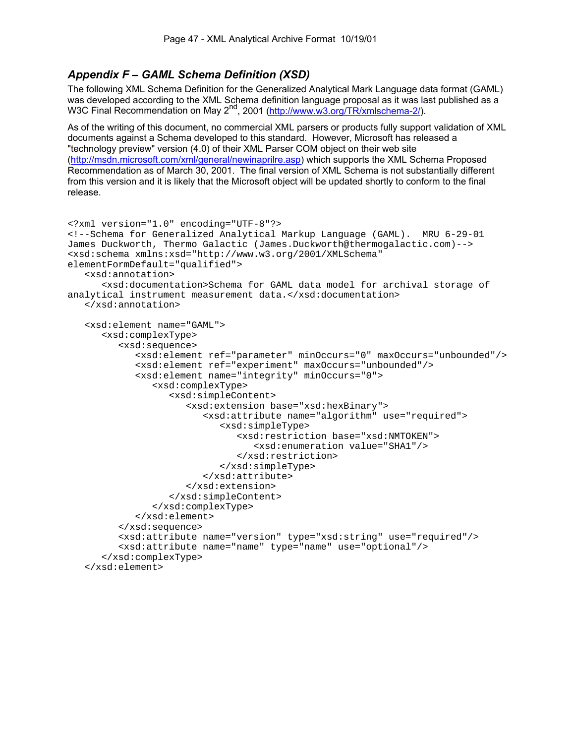## *Appendix F – GAML Schema Definition (XSD)*

The following XML Schema Definition for the Generalized Analytical Mark Language data format (GAML) was developed according to the XML Schema definition language proposal as it was last published as a W3C Final Recommendation on May 2nd, 2001 (http://www.w3.org/TR/xmlschema-2/).

As of the writing of this document, no commercial XML parsers or products fully support validation of XML documents against a Schema developed to this standard. However, Microsoft has released a "technology preview" version (4.0) of their XML Parser COM object on their web site (http://msdn.microsoft.com/xml/general/newinaprilre.asp) which supports the XML Schema Proposed Recommendation as of March 30, 2001. The final version of XML Schema is not substantially different from this version and it is likely that the Microsoft object will be updated shortly to conform to the final release.

```
<?xml version="1.0" encoding="UTF-8"?>
<!--Schema for Generalized Analytical Markup Language (GAML).  MRU 6-29-01
James Duckworth, Thermo Galactic (James.Duckworth@thermogalactic.com)-->
<xsd:schema xmlns:xsd="http://www.w3.org/2001/XMLSchema"
elementFormDefault="qualified">
   <xsd:annotation>
      <xsd:documentation>Schema for GAML data model for archival storage of
analytical instrument measurement data.</xsd:documentation>
   </xsd:annotation>

   <xsd:element name="GAML">
      <xsd:complexType>
         <xsd:sequence>
            <xsd:element ref="parameter" minOccurs="0" maxOccurs="unbounded"/>
            <xsd:element ref="experiment" maxOccurs="unbounded"/>
            <xsd:element name="integrity" minOccurs="0">
               <xsd:complexType>
                  <xsd:simpleContent>
                     <xsd:extension base="xsd:hexBinary">
                        <xsd:attribute name="algorithm" use="required">
                           <xsd:simpleType>
                              <xsd:restriction base="xsd:NMTOKEN">
                                 <xsd:enumeration value="SHA1"/>
                              </xsd:restriction>
                           </xsd:simpleType>
                        </xsd:attribute>
                     </xsd:extension>
                  </xsd:simpleContent>
               </xsd:complexType>
            </xsd:element>
         </xsd:sequence>
         <xsd:attribute name="version" type="xsd:string" use="required"/>
         <xsd:attribute name="name" type="name" use="optional"/>
      </xsd:complexType>
   </xsd:element>
```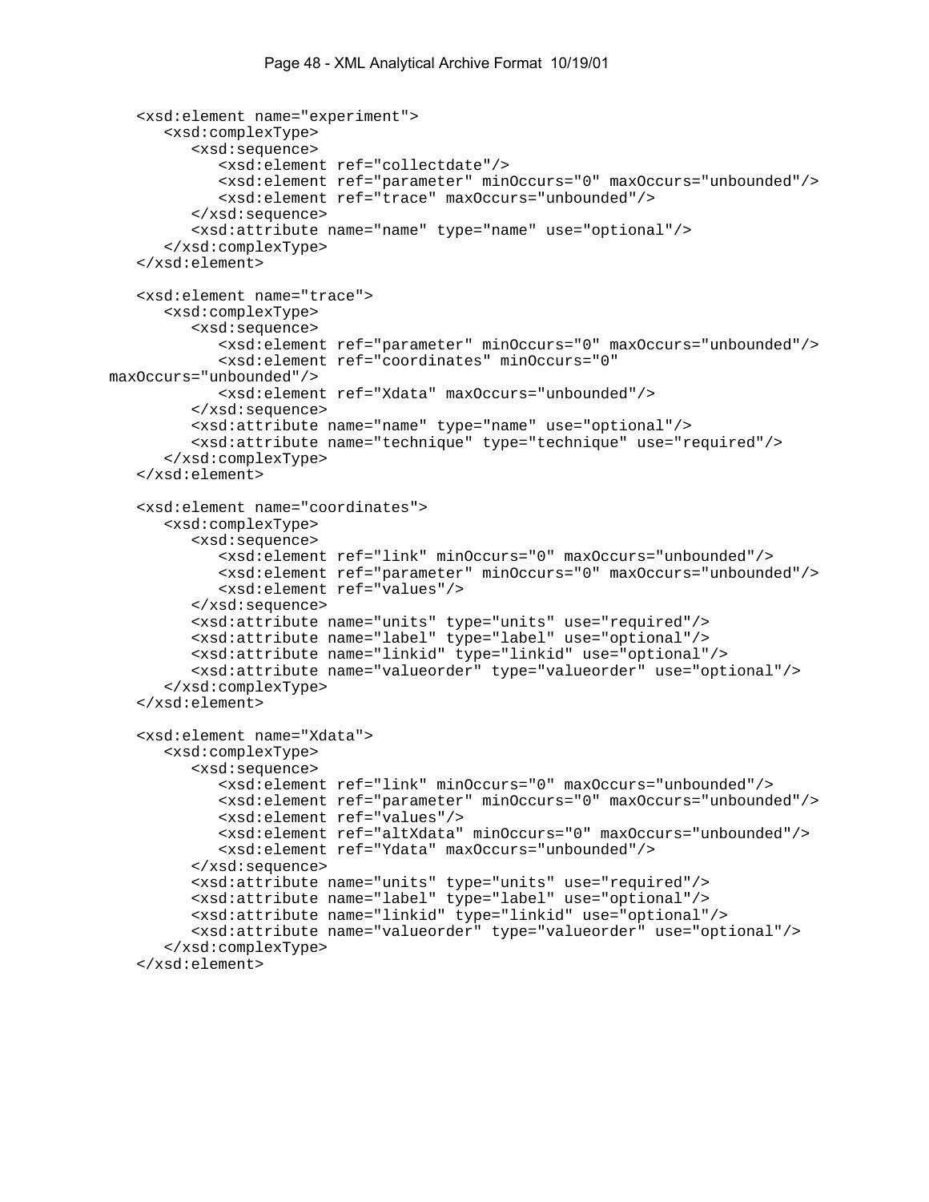```
<xsd:element name="experiment">
   <xsd:complexType>
      <xsd:sequence>
         <xsd:element ref="collectdate"/>
         <xsd:element ref="parameter" minOccurs="0" maxOccurs="unbounded"/>
         <xsd:element ref="trace" maxOccurs="unbounded"/>
      </xsd:sequence>
      <xsd:attribute name="name" type="name" use="optional"/>
   </xsd:complexType>
</xsd:element>

<xsd:element name="trace">
   <xsd:complexType>
      <xsd:sequence>
         <xsd:element ref="parameter" minOccurs="0" maxOccurs="unbounded"/>
         <xsd:element ref="coordinates" minOccurs="0"
maxOccurs="unbounded"/>
         <xsd:element ref="Xdata" maxOccurs="unbounded"/>
      </xsd:sequence>
      <xsd:attribute name="name" type="name" use="optional"/>
      <xsd:attribute name="technique" type="technique" use="required"/>
   </xsd:complexType>
</xsd:element>

<xsd:element name="coordinates">
   <xsd:complexType>
      <xsd:sequence>
         <xsd:element ref="link" minOccurs="0" maxOccurs="unbounded"/>
         <xsd:element ref="parameter" minOccurs="0" maxOccurs="unbounded"/>
         <xsd:element ref="values"/>
      </xsd:sequence>
      <xsd:attribute name="units" type="units" use="required"/>
      <xsd:attribute name="label" type="label" use="optional"/>
      <xsd:attribute name="linkid" type="linkid" use="optional"/>
      <xsd:attribute name="valueorder" type="valueorder" use="optional"/>
   </xsd:complexType>
</xsd:element>

<xsd:element name="Xdata">
   <xsd:complexType>
      <xsd:sequence>
         <xsd:element ref="link" minOccurs="0" maxOccurs="unbounded"/>
         <xsd:element ref="parameter" minOccurs="0" maxOccurs="unbounded"/>
         <xsd:element ref="values"/>
         <xsd:element ref="altXdata" minOccurs="0" maxOccurs="unbounded"/>
         <xsd:element ref="Ydata" maxOccurs="unbounded"/>
      </xsd:sequence>
      <xsd:attribute name="units" type="units" use="required"/>
      <xsd:attribute name="label" type="label" use="optional"/>
      <xsd:attribute name="linkid" type="linkid" use="optional"/>
      <xsd:attribute name="valueorder" type="valueorder" use="optional"/>
   </xsd:complexType>
</xsd:element>
```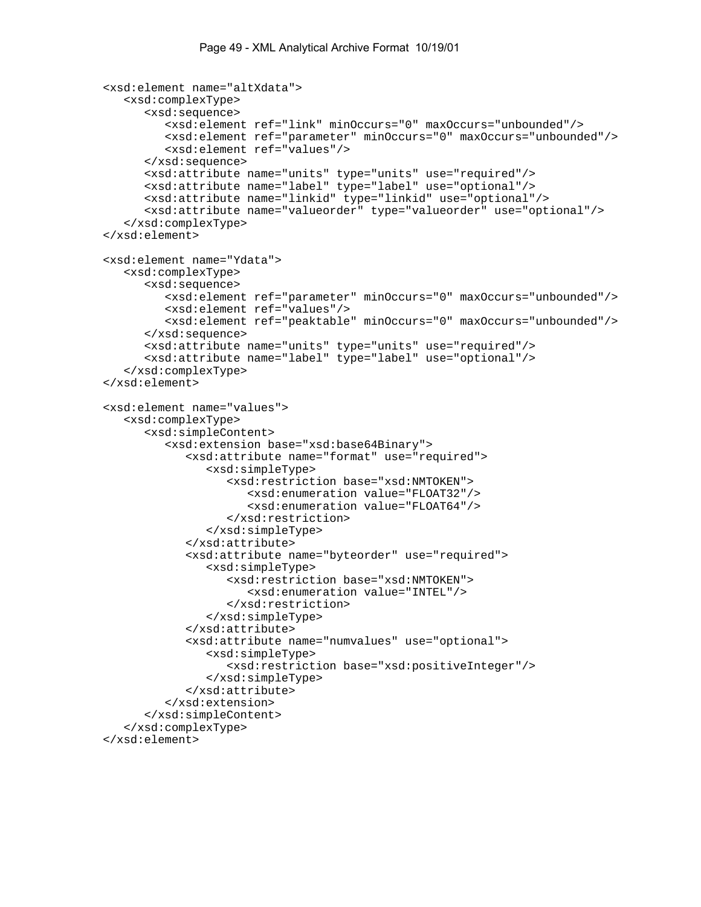```
<xsd:element name="altXdata">
   <xsd:complexType>
      <xsd:sequence>
         <xsd:element ref="link" minOccurs="0" maxOccurs="unbounded"/>
         <xsd:element ref="parameter" minOccurs="0" maxOccurs="unbounded"/>
         <xsd:element ref="values"/>
      </xsd:sequence>
      <xsd:attribute name="units" type="units" use="required"/>
      <xsd:attribute name="label" type="label" use="optional"/>
      <xsd:attribute name="linkid" type="linkid" use="optional"/>
      <xsd:attribute name="valueorder" type="valueorder" use="optional"/>
   </xsd:complexType>
</xsd:element>

<xsd:element name="Ydata">
   <xsd:complexType>
      <xsd:sequence>
         <xsd:element ref="parameter" minOccurs="0" maxOccurs="unbounded"/>
         <xsd:element ref="values"/>
         <xsd:element ref="peaktable" minOccurs="0" maxOccurs="unbounded"/>
      </xsd:sequence>
      <xsd:attribute name="units" type="units" use="required"/>
      <xsd:attribute name="label" type="label" use="optional"/>
   </xsd:complexType>
</xsd:element>

<xsd:element name="values">
   <xsd:complexType>
      <xsd:simpleContent>
         <xsd:extension base="xsd:base64Binary">
            <xsd:attribute name="format" use="required">
               <xsd:simpleType>
                  <xsd:restriction base="xsd:NMTOKEN">
                     <xsd:enumeration value="FLOAT32"/>
                     <xsd:enumeration value="FLOAT64"/>
                  </xsd:restriction>
               </xsd:simpleType>
            </xsd:attribute>
            <xsd:attribute name="byteorder" use="required">
               <xsd:simpleType>
                  <xsd:restriction base="xsd:NMTOKEN">
                     <xsd:enumeration value="INTEL"/>
                  </xsd:restriction>
               </xsd:simpleType>
            </xsd:attribute>
            <xsd:attribute name="numvalues" use="optional">
               <xsd:simpleType>
                  <xsd:restriction base="xsd:positiveInteger"/>
               </xsd:simpleType>
            </xsd:attribute>
         </xsd:extension>
      </xsd:simpleContent>
   </xsd:complexType>
</xsd:element>
```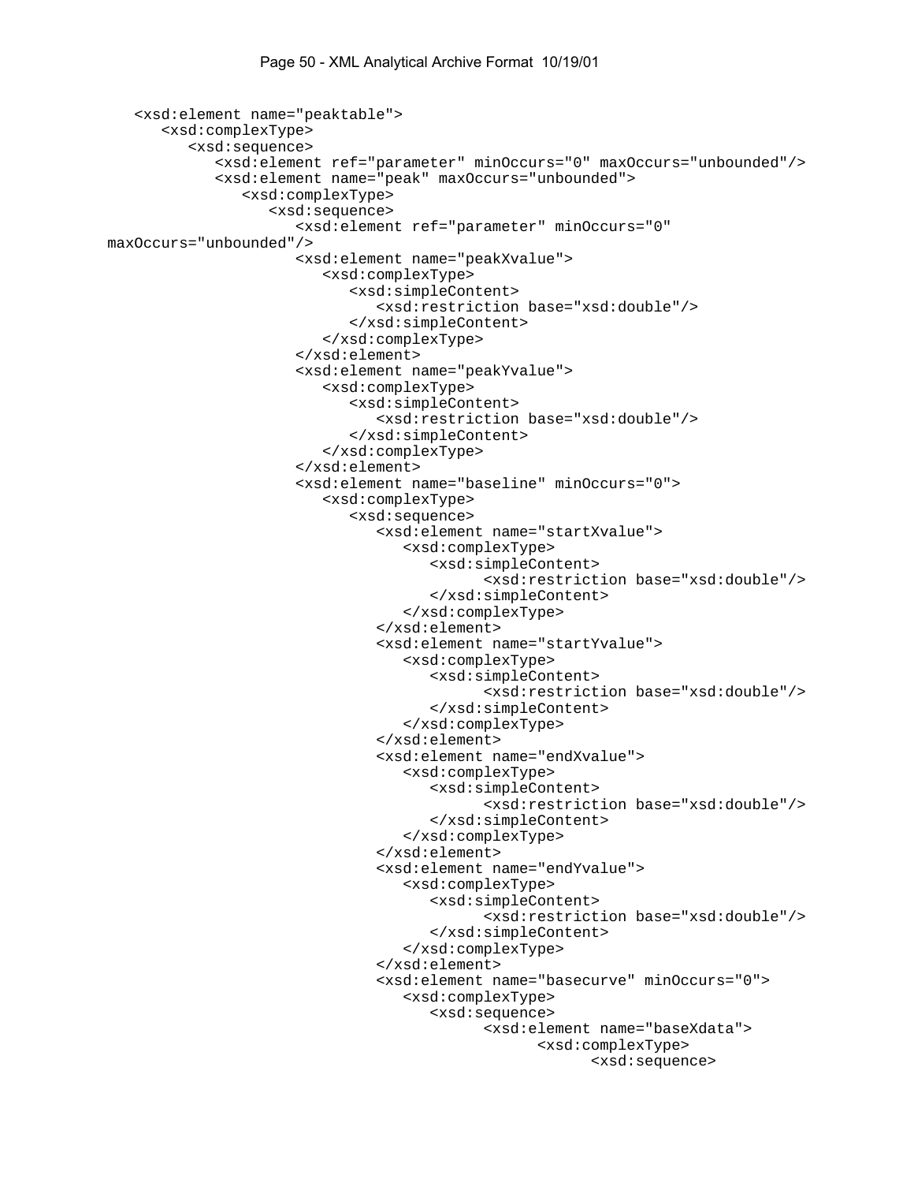```
    <xsd:element name="peaktable">
       <xsd:complexType>
          <xsd:sequence>
             <xsd:element ref="parameter" minOccurs="0" maxOccurs="unbounded"/>
             <xsd:element name="peak" maxOccurs="unbounded">
                <xsd:complexType>
                   <xsd:sequence>
                      <xsd:element ref="parameter" minOccurs="0"
maxOccurs="unbounded"/>
                      <xsd:element name="peakXvalue">
                         <xsd:complexType>
                            <xsd:simpleContent>
                               <xsd:restriction base="xsd:double"/>
                            </xsd:simpleContent>
                         </xsd:complexType>
                      </xsd:element>
                      <xsd:element name="peakYvalue">
                         <xsd:complexType>
                            <xsd:simpleContent>
                               <xsd:restriction base="xsd:double"/>
                            </xsd:simpleContent>
                         </xsd:complexType>
                      </xsd:element>
                      <xsd:element name="baseline" minOccurs="0">
                         <xsd:complexType>
                            <xsd:sequence>
                               <xsd:element name="startXvalue">
                                  <xsd:complexType>
                                     <xsd:simpleContent>
                                           <xsd:restriction base="xsd:double"/>
                                     </xsd:simpleContent>
                                  </xsd:complexType>
                               </xsd:element>
                               <xsd:element name="startYvalue">
                                  <xsd:complexType>
                                     <xsd:simpleContent>
                                           <xsd:restriction base="xsd:double"/>
                                     </xsd:simpleContent>
                                  </xsd:complexType>
                               </xsd:element>
                               <xsd:element name="endXvalue">
                                  <xsd:complexType>
                                     <xsd:simpleContent>
                                           <xsd:restriction base="xsd:double"/>
                                     </xsd:simpleContent>
                                  </xsd:complexType>
                               </xsd:element>
                               <xsd:element name="endYvalue">
                                  <xsd:complexType>
                                     <xsd:simpleContent>
                                           <xsd:restriction base="xsd:double"/>
                                     </xsd:simpleContent>
                                  </xsd:complexType>
                               </xsd:element>
                               <xsd:element name="basecurve" minOccurs="0">
                                  <xsd:complexType>
                                     <xsd:sequence>
                                           <xsd:element name="baseXdata">
                                                 <xsd:complexType>
                                                       <xsd:sequence>
```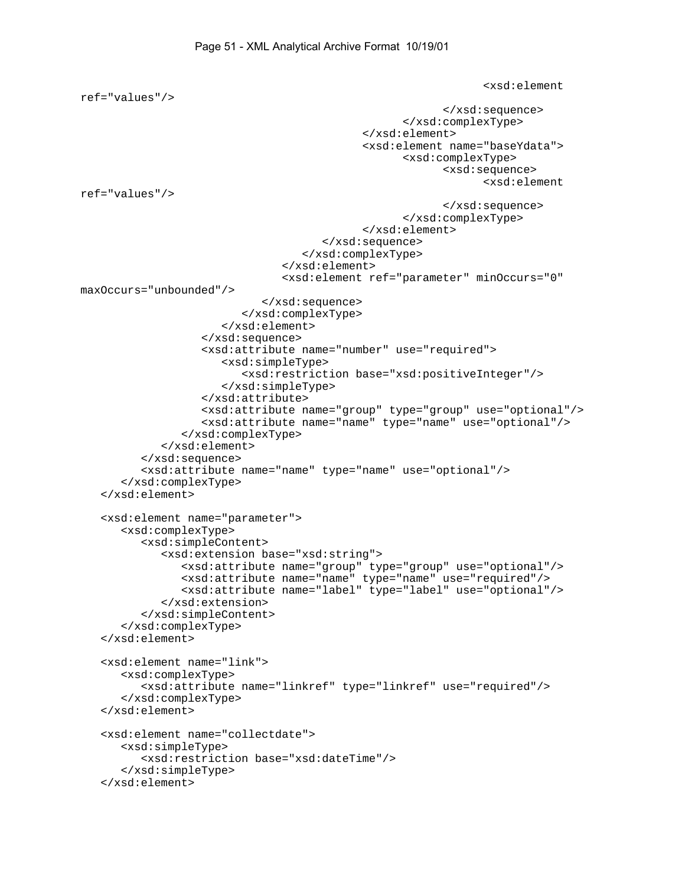```
                                                                        <xsd:element
ref="values"/>
                                                                  </xsd:sequence>
                                                            </xsd:complexType>
                                                      </xsd:element>
                                                      <xsd:element name="baseYdata">
                                                            <xsd:complexType>
                                                                  <xsd:sequence>
                                                                        <xsd:element
ref="values"/>
                                                                  </xsd:sequence>
                                                            </xsd:complexType>
                                                      </xsd:element>
                                                </xsd:sequence>
                                             </xsd:complexType>
                                          </xsd:element>
                                          <xsd:element ref="parameter" minOccurs="0"
maxOccurs="unbounded"/>
                                       </xsd:sequence>
                                    </xsd:complexType>
                                 </xsd:element>
                              </xsd:sequence>
                              <xsd:attribute name="number" use="required">
                                 <xsd:simpleType>
                                    <xsd:restriction base="xsd:positiveInteger"/>
                                 </xsd:simpleType>
                              </xsd:attribute>
                              <xsd:attribute name="group" type="group" use="optional"/>
                              <xsd:attribute name="name" type="name" use="optional"/>
                           </xsd:complexType>
                        </xsd:element>
                     </xsd:sequence>
                     <xsd:attribute name="name" type="name" use="optional"/>
                  </xsd:complexType>
               </xsd:element>

   <xsd:element name="parameter">
      <xsd:complexType>
         <xsd:simpleContent>
            <xsd:extension base="xsd:string">
               <xsd:attribute name="group" type="group" use="optional"/>
               <xsd:attribute name="name" type="name" use="required"/>
               <xsd:attribute name="label" type="label" use="optional"/>
            </xsd:extension>
         </xsd:simpleContent>
      </xsd:complexType>
   </xsd:element>

   <xsd:element name="link">
      <xsd:complexType>
         <xsd:attribute name="linkref" type="linkref" use="required"/>
      </xsd:complexType>
   </xsd:element>

   <xsd:element name="collectdate">
      <xsd:simpleType>
         <xsd:restriction base="xsd:dateTime"/>
      </xsd:simpleType>
   </xsd:element>
```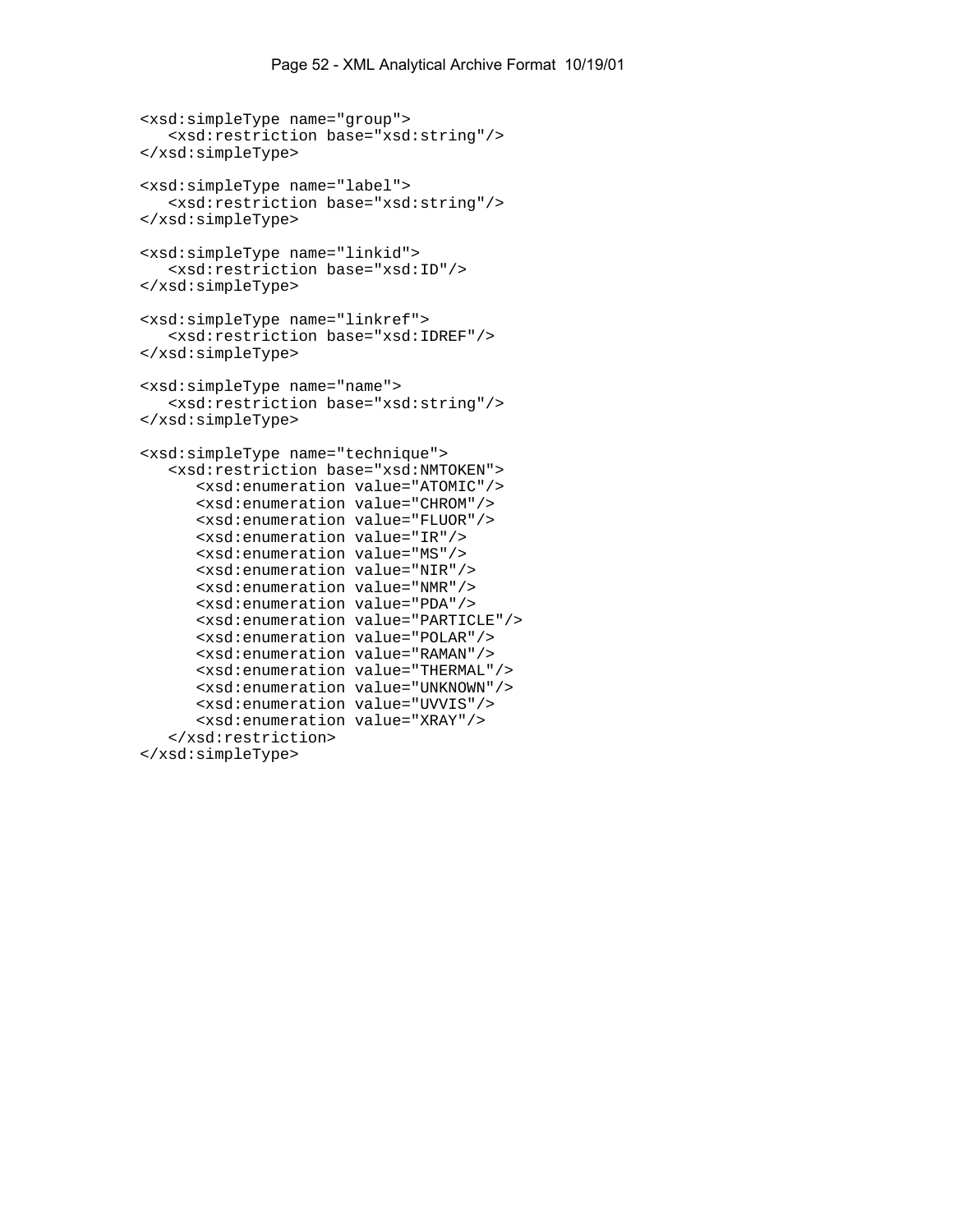```
<xsd:simpleType name="group">
   <xsd:restriction base="xsd:string"/>
</xsd:simpleType>

<xsd:simpleType name="label">
   <xsd:restriction base="xsd:string"/>
</xsd:simpleType>

<xsd:simpleType name="linkid">
   <xsd:restriction base="xsd:ID"/>
</xsd:simpleType>

<xsd:simpleType name="linkref">
   <xsd:restriction base="xsd:IDREF"/>
</xsd:simpleType>

<xsd:simpleType name="name">
   <xsd:restriction base="xsd:string"/>
</xsd:simpleType>

<xsd:simpleType name="technique">
   <xsd:restriction base="xsd:NMTOKEN">
      <xsd:enumeration value="ATOMIC"/>
      <xsd:enumeration value="CHROM"/>
      <xsd:enumeration value="FLUOR"/>
      <xsd:enumeration value="IR"/>
      <xsd:enumeration value="MS"/>
      <xsd:enumeration value="NIR"/>
      <xsd:enumeration value="NMR"/>
      <xsd:enumeration value="PDA"/>
      <xsd:enumeration value="PARTICLE"/>
      <xsd:enumeration value="POLAR"/>
      <xsd:enumeration value="RAMAN"/>
      <xsd:enumeration value="THERMAL"/>
      <xsd:enumeration value="UNKNOWN"/>
      <xsd:enumeration value="UVVIS"/>
      <xsd:enumeration value="XRAY"/>
   </xsd:restriction>
</xsd:simpleType>
```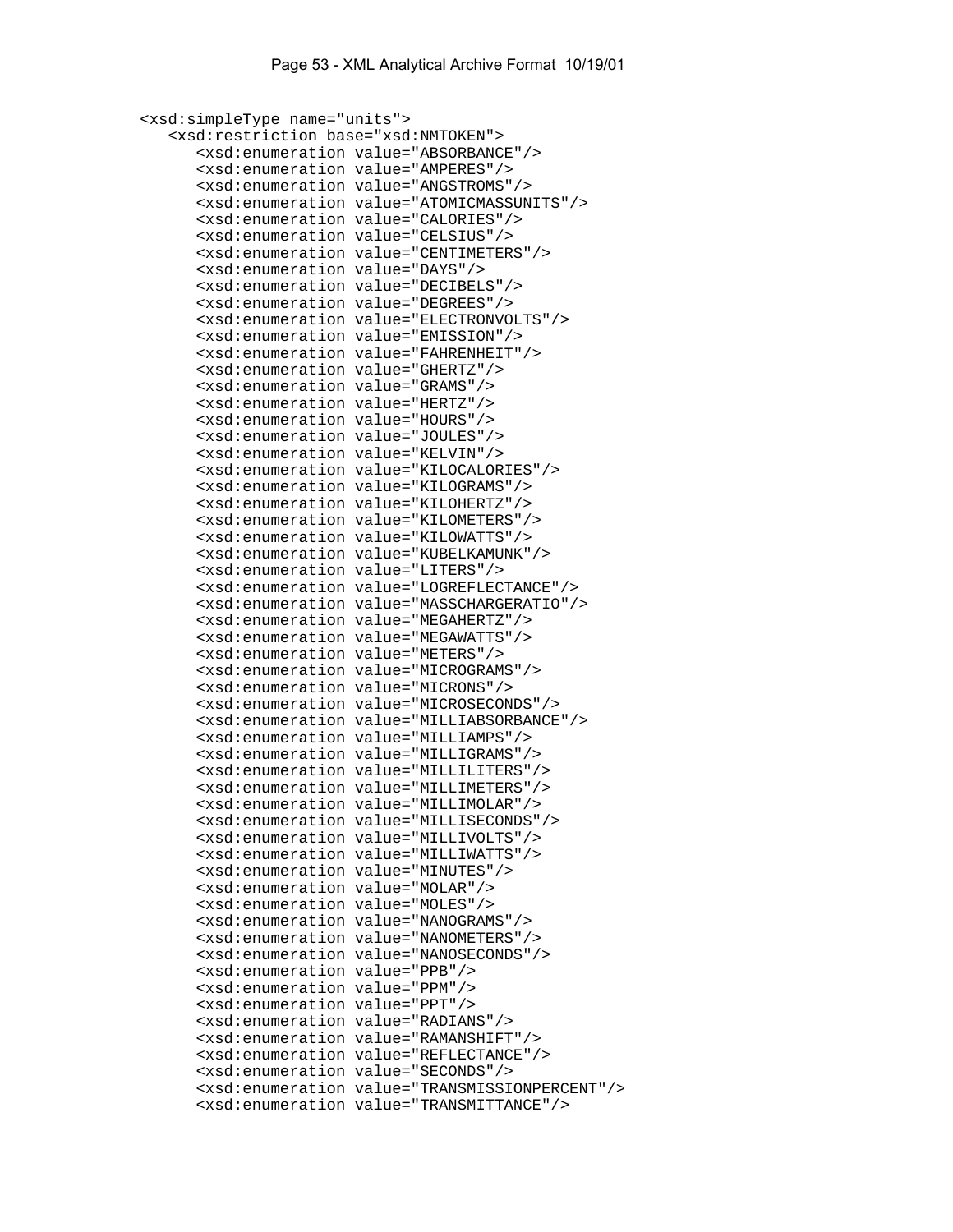```
<xsd:simpleType name="units">
   <xsd:restriction base="xsd:NMTOKEN">
      <xsd:enumeration value="ABSORBANCE"/>
      <xsd:enumeration value="AMPERES"/>
      <xsd:enumeration value="ANGSTROMS"/>
      <xsd:enumeration value="ATOMICMASSUNITS"/>
      <xsd:enumeration value="CALORIES"/>
      <xsd:enumeration value="CELSIUS"/>
      <xsd:enumeration value="CENTIMETERS"/>
      <xsd:enumeration value="DAYS"/>
      <xsd:enumeration value="DECIBELS"/>
      <xsd:enumeration value="DEGREES"/>
      <xsd:enumeration value="ELECTRONVOLTS"/>
      <xsd:enumeration value="EMISSION"/>
      <xsd:enumeration value="FAHRENHEIT"/>
      <xsd:enumeration value="GHERTZ"/>
      <xsd:enumeration value="GRAMS"/>
      <xsd:enumeration value="HERTZ"/>
      <xsd:enumeration value="HOURS"/>
      <xsd:enumeration value="JOULES"/>
      <xsd:enumeration value="KELVIN"/>
      <xsd:enumeration value="KILOCALORIES"/>
      <xsd:enumeration value="KILOGRAMS"/>
      <xsd:enumeration value="KILOHERTZ"/>
      <xsd:enumeration value="KILOMETERS"/>
      <xsd:enumeration value="KILOWATTS"/>
      <xsd:enumeration value="KUBELKAMUNK"/>
      <xsd:enumeration value="LITERS"/>
      <xsd:enumeration value="LOGREFLECTANCE"/>
      <xsd:enumeration value="MASSCHARGERATIO"/>
      <xsd:enumeration value="MEGAHERTZ"/>
      <xsd:enumeration value="MEGAWATTS"/>
      <xsd:enumeration value="METERS"/>
      <xsd:enumeration value="MICROGRAMS"/>
      <xsd:enumeration value="MICRONS"/>
      <xsd:enumeration value="MICROSECONDS"/>
      <xsd:enumeration value="MILLIABSORBANCE"/>
      <xsd:enumeration value="MILLIAMPS"/>
      <xsd:enumeration value="MILLIGRAMS"/>
      <xsd:enumeration value="MILLILITERS"/>
      <xsd:enumeration value="MILLIMETERS"/>
      <xsd:enumeration value="MILLIMOLAR"/>
      <xsd:enumeration value="MILLISECONDS"/>
      <xsd:enumeration value="MILLIVOLTS"/>
      <xsd:enumeration value="MILLIWATTS"/>
      <xsd:enumeration value="MINUTES"/>
      <xsd:enumeration value="MOLAR"/>
      <xsd:enumeration value="MOLES"/>
      <xsd:enumeration value="NANOGRAMS"/>
      <xsd:enumeration value="NANOMETERS"/>
      <xsd:enumeration value="NANOSECONDS"/>
      <xsd:enumeration value="PPB"/>
      <xsd:enumeration value="PPM"/>
      <xsd:enumeration value="PPT"/>
      <xsd:enumeration value="RADIANS"/>
      <xsd:enumeration value="RAMANSHIFT"/>
      <xsd:enumeration value="REFLECTANCE"/>
      <xsd:enumeration value="SECONDS"/>
      <xsd:enumeration value="TRANSMISSIONPERCENT"/>
      <xsd:enumeration value="TRANSMITTANCE"/>
```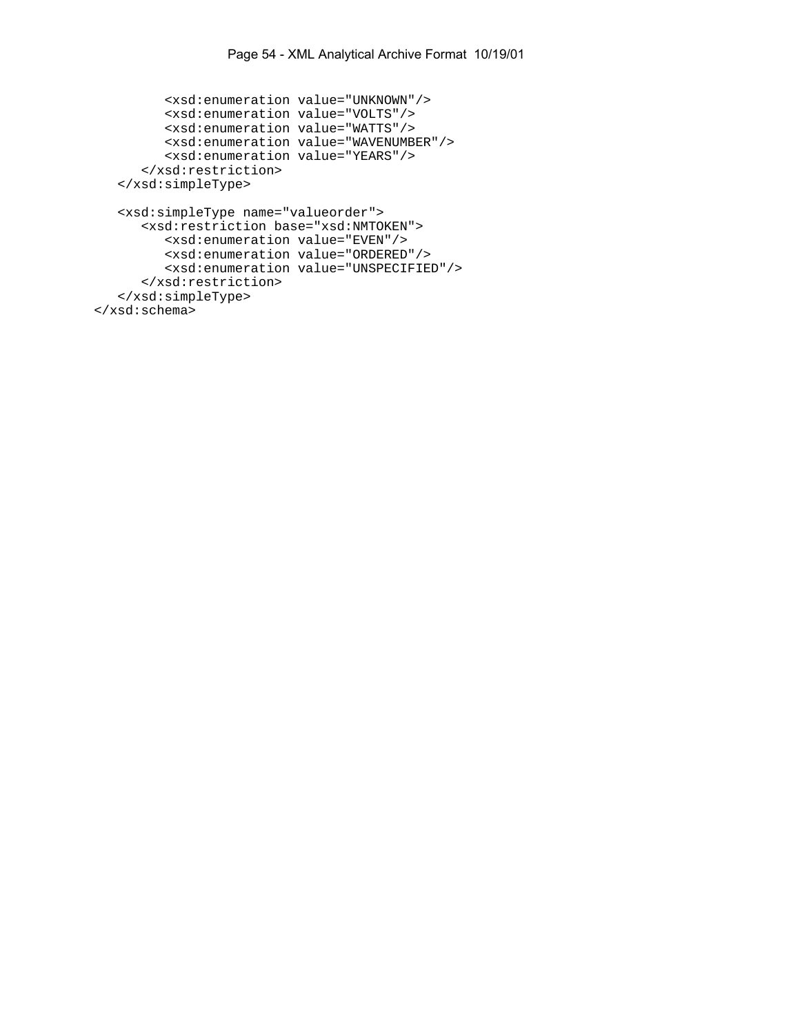```
         <xsd:enumeration value="UNKNOWN"/>
         <xsd:enumeration value="VOLTS"/>
         <xsd:enumeration value="WATTS"/>
         <xsd:enumeration value="WAVENUMBER"/>
         <xsd:enumeration value="YEARS"/>
      </xsd:restriction>
   </xsd:simpleType>

   <xsd:simpleType name="valueorder">
      <xsd:restriction base="xsd:NMTOKEN">
         <xsd:enumeration value="EVEN"/>
         <xsd:enumeration value="ORDERED"/>
         <xsd:enumeration value="UNSPECIFIED"/>
      </xsd:restriction>
   </xsd:simpleType>
</xsd:schema>
```